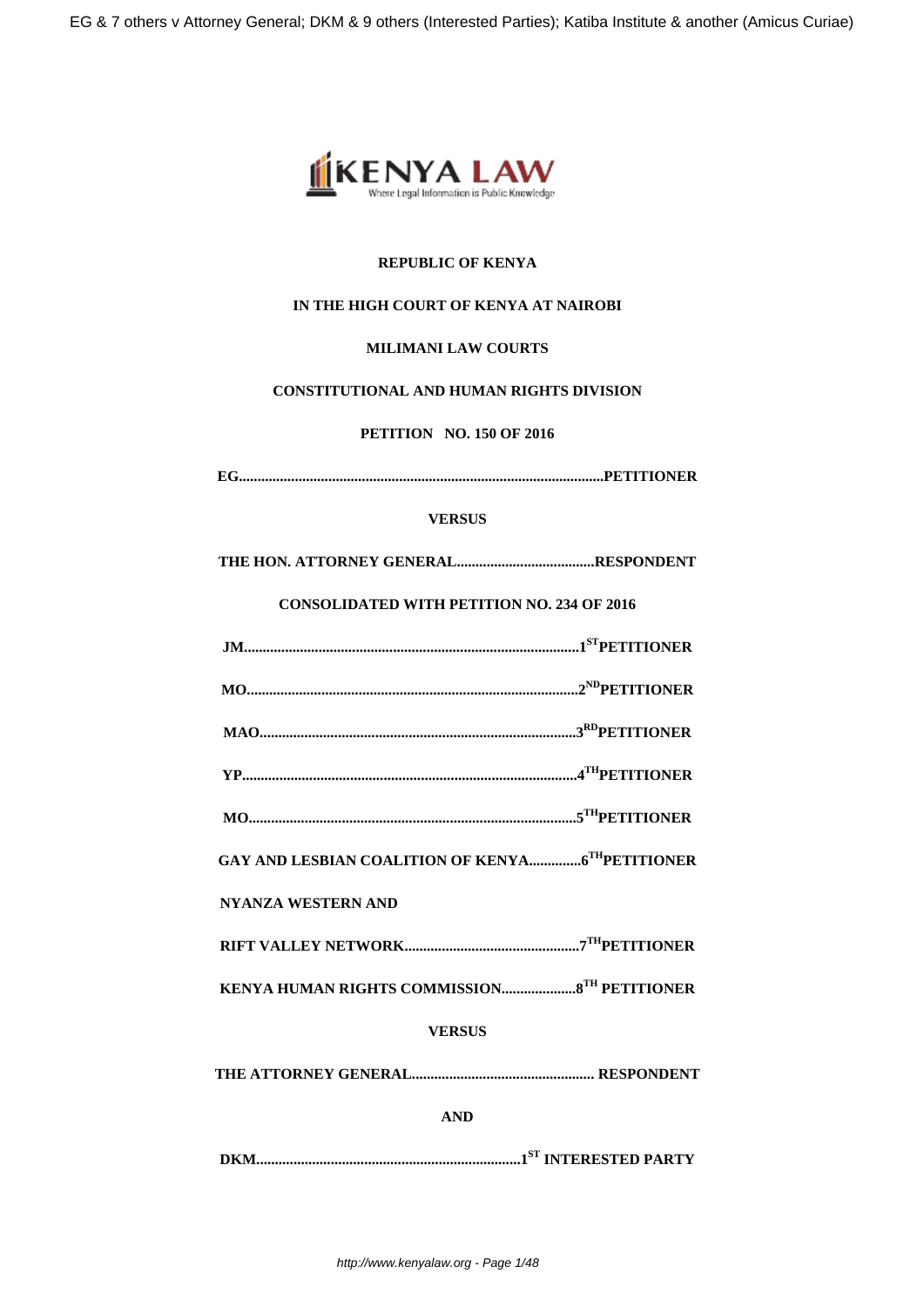**REPUBLIC OF KENYA**

**IN THE HIGH COURT OF KENYA AT NAIROBI**

**MILIMANI LAW COURTS**

**CONSTITUTIONAL AND HUMAN RIGHTS DIVISION**

**PETITION NO. 150 OF 2016**

**EG.................................................................................................PETITIONER**

**VERSUS**

**THE HON. ATTORNEY GENERAL.....................................RESPONDENT**

**CONSOLIDATED WITH PETITION NO. 234 OF 2016**

**JM.........................................................................................1ST PETITIONER**

**MO........................................................................................2ND PETITIONER**

**MAO.....................................................................................3RD PETITIONER**

**YP.........................................................................................4TH PETITIONER**

**MO.......................................................................................5TH PETITIONER**

**GAY AND LESBIAN COALITION OF KENYA.............6TH PETITIONER**

**NYANZA WESTERN AND**

**RIFT VALLEY NETWORK...............................................7TH PETITIONER**

**KENYA HUMAN RIGHTS COMMISSION....................8TH PETITIONER**

**VERSUS**

**THE ATTORNEY GENERAL................................................. RESPONDENT**

**AND**

**DKM......................................................................1ST INTERESTED PARTY**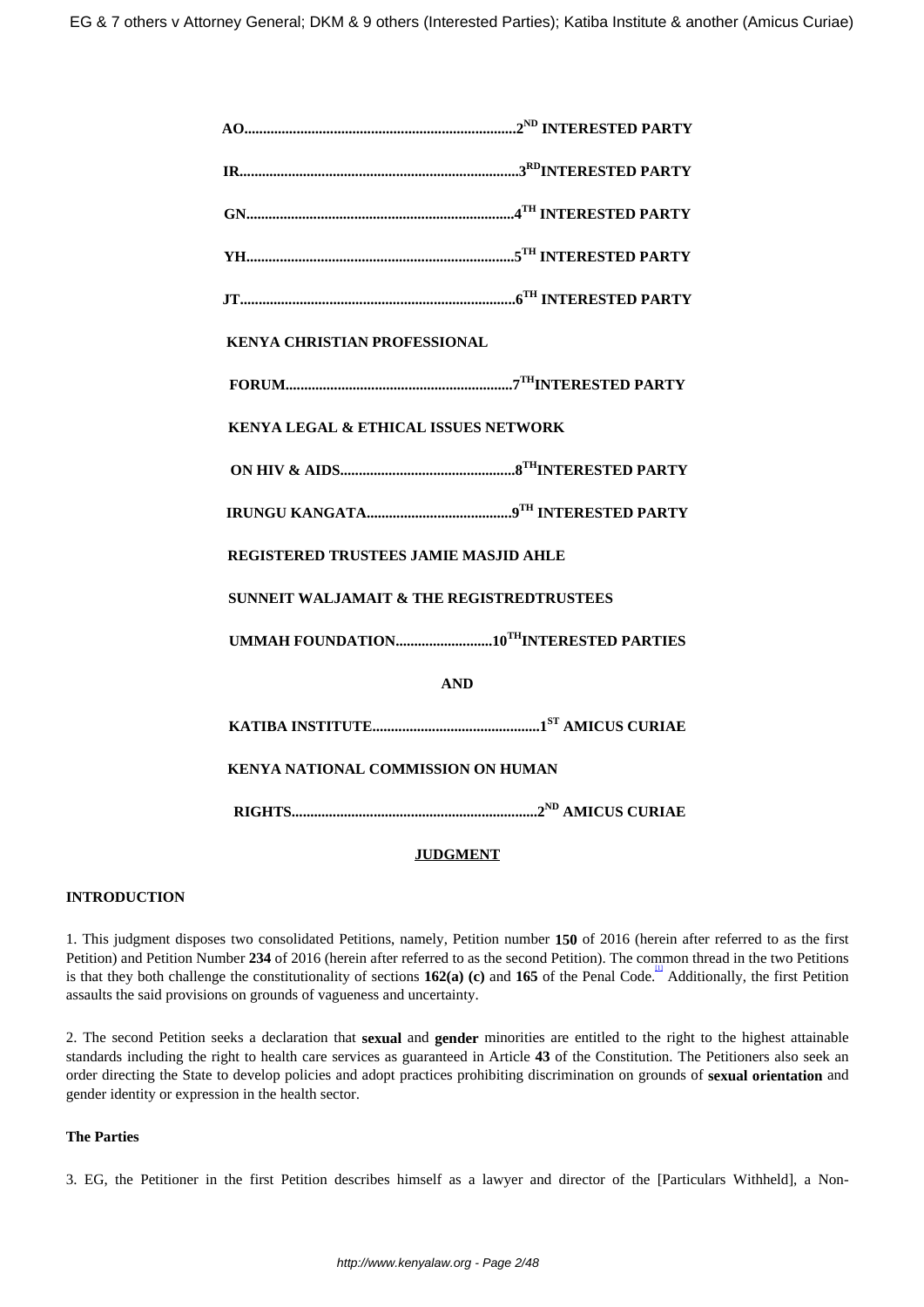**AO.........................................................................2[ND] INTERESTED PARTY**

**IR...........................................................................3[RD]INTERESTED PARTY**

**GN........................................................................4[TH] INTERESTED PARTY**

**YH........................................................................5[TH] INTERESTED PARTY**

**JT...........................................................................6[TH] INTERESTED PARTY**

**KENYA CHRISTIAN PROFESSIONAL**

**FORUM.............................................................7[TH]INTERESTED PARTY**

**KENYA LEGAL & ETHICAL ISSUES NETWORK**

**ON HIV & AIDS...............................................8[TH]INTERESTED PARTY**

**IRUNGU KANGATA.......................................9[TH] INTERESTED PARTY**

**REGISTERED TRUSTEES JAMIE MASJID AHLE**

**SUNNEIT WALJAMAIT & THE REGISTREDTRUSTEES**

**UMMAH FOUNDATION..........................10[TH]INTERESTED PARTIES**

**AND**

**KATIBA INSTITUTE.............................................1[ST] AMICUS CURIAE**

**KENYA NATIONAL COMMISSION ON HUMAN**

**RIGHTS.................................................................2[ND] AMICUS CURIAE**

**JUDGMENT**

**INTRODUCTION**

1. This judgment disposes two consolidated Petitions, namely, Petition number **150** of 2016 (herein after referred to as the first Petition) and Petition Number **234** of 2016 (herein after referred to as the second Petition). The common thread in the two Petitions is that they both challenge the constitutionality of sections **162(a) (c)** and **165** of the Penal Code.[1] Additionally, the first Petition assaults the said provisions on grounds of vagueness and uncertainty.

2. The second Petition seeks a declaration that **sexual** and **gender** minorities are entitled to the right to the highest attainable standards including the right to health care services as guaranteed in Article **43** of the Constitution. The Petitioners also seek an order directing the State to develop policies and adopt practices prohibiting discrimination on grounds of **sexual orientation** and gender identity or expression in the health sector.

**The Parties**

3. EG, the Petitioner in the first Petition describes himself as a lawyer and director of the [Particulars Withheld], a Non-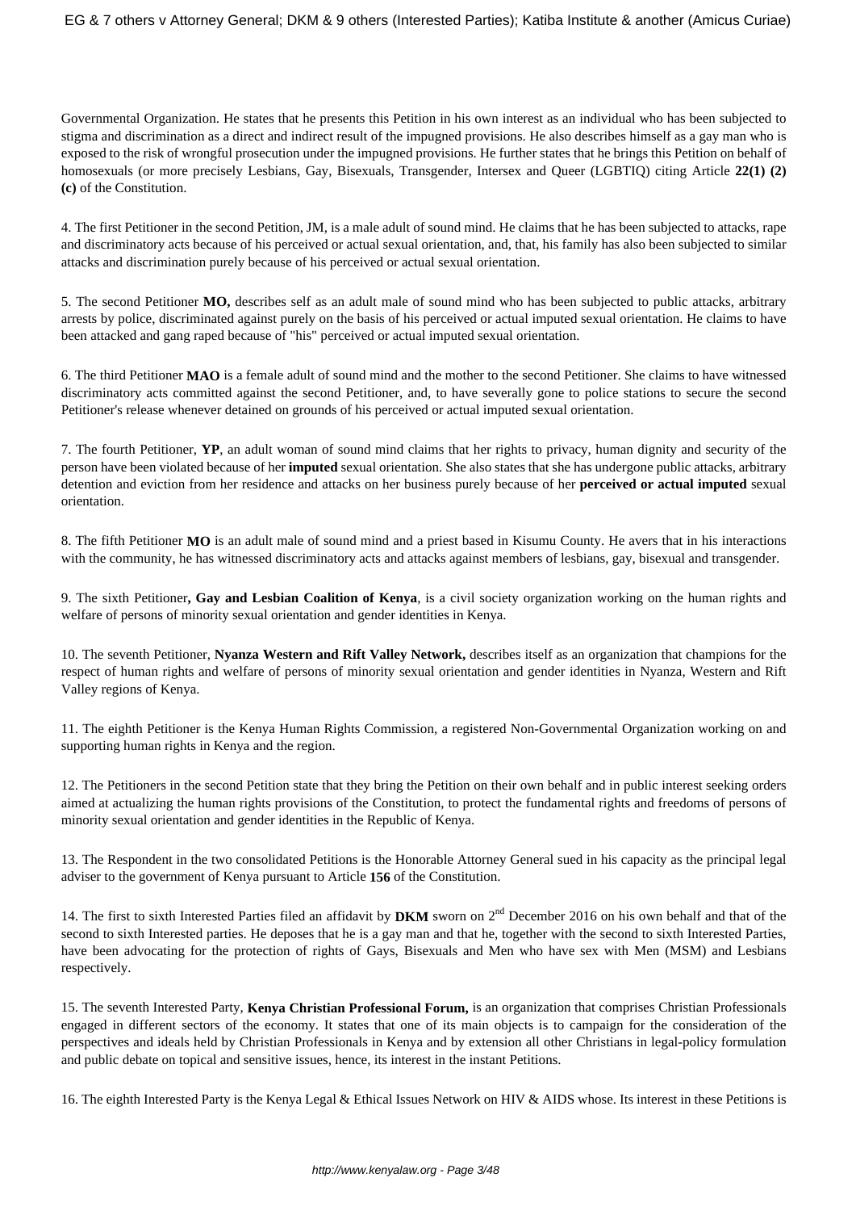Governmental Organization. He states that he presents this Petition in his own interest as an individual who has been subjected to stigma and discrimination as a direct and indirect result of the impugned provisions. He also describes himself as a gay man who is exposed to the risk of wrongful prosecution under the impugned provisions. He further states that he brings this Petition on behalf of homosexuals (or more precisely Lesbians, Gay, Bisexuals, Transgender, Intersex and Queer (LGBTIQ) citing Article **22(1) (2) (c)** of the Constitution.

4. The first Petitioner in the second Petition, JM, is a male adult of sound mind. He claims that he has been subjected to attacks, rape and discriminatory acts because of his perceived or actual sexual orientation, and, that, his family has also been subjected to similar attacks and discrimination purely because of his perceived or actual sexual orientation.

5. The second Petitioner **MO,** describes self as an adult male of sound mind who has been subjected to public attacks, arbitrary arrests by police, discriminated against purely on the basis of his perceived or actual imputed sexual orientation. He claims to have been attacked and gang raped because of "his" perceived or actual imputed sexual orientation.

6. The third Petitioner **MAO** is a female adult of sound mind and the mother to the second Petitioner. She claims to have witnessed discriminatory acts committed against the second Petitioner, and, to have severally gone to police stations to secure the second Petitioner's release whenever detained on grounds of his perceived or actual imputed sexual orientation.

7. The fourth Petitioner, **YP**, an adult woman of sound mind claims that her rights to privacy, human dignity and security of the person have been violated because of her **imputed** sexual orientation. She also states that she has undergone public attacks, arbitrary detention and eviction from her residence and attacks on her business purely because of her **perceived or actual imputed** sexual orientation.

8. The fifth Petitioner **MO** is an adult male of sound mind and a priest based in Kisumu County. He avers that in his interactions with the community, he has witnessed discriminatory acts and attacks against members of lesbians, gay, bisexual and transgender.

9. The sixth Petitioner**, Gay and Lesbian Coalition of Kenya**, is a civil society organization working on the human rights and welfare of persons of minority sexual orientation and gender identities in Kenya.

10. The seventh Petitioner, **Nyanza Western and Rift Valley Network,** describes itself as an organization that champions for the respect of human rights and welfare of persons of minority sexual orientation and gender identities in Nyanza, Western and Rift Valley regions of Kenya.

11. The eighth Petitioner is the Kenya Human Rights Commission, a registered Non-Governmental Organization working on and supporting human rights in Kenya and the region.

12. The Petitioners in the second Petition state that they bring the Petition on their own behalf and in public interest seeking orders aimed at actualizing the human rights provisions of the Constitution, to protect the fundamental rights and freedoms of persons of minority sexual orientation and gender identities in the Republic of Kenya.

13. The Respondent in the two consolidated Petitions is the Honorable Attorney General sued in his capacity as the principal legal adviser to the government of Kenya pursuant to Article **156** of the Constitution.

14. The first to sixth Interested Parties filed an affidavit by **DKM** sworn on 2nd December 2016 on his own behalf and that of the second to sixth Interested parties. He deposes that he is a gay man and that he, together with the second to sixth Interested Parties, have been advocating for the protection of rights of Gays, Bisexuals and Men who have sex with Men (MSM) and Lesbians respectively.

15. The seventh Interested Party, **Kenya Christian Professional Forum,** is an organization that comprises Christian Professionals engaged in different sectors of the economy. It states that one of its main objects is to campaign for the consideration of the perspectives and ideals held by Christian Professionals in Kenya and by extension all other Christians in legal-policy formulation and public debate on topical and sensitive issues, hence, its interest in the instant Petitions.

16. The eighth Interested Party is the Kenya Legal & Ethical Issues Network on HIV & AIDS whose. Its interest in these Petitions is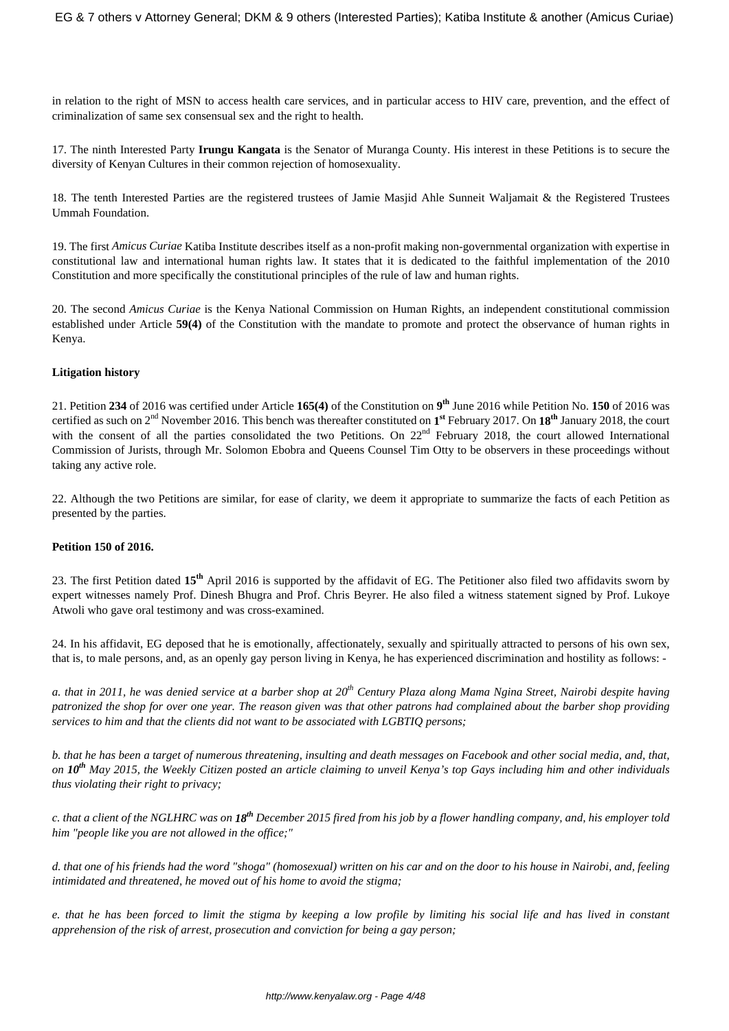in relation to the right of MSN to access health care services, and in particular access to HIV care, prevention, and the effect of criminalization of same sex consensual sex and the right to health.

17. The ninth Interested Party **Irungu Kangata** is the Senator of Muranga County. His interest in these Petitions is to secure the diversity of Kenyan Cultures in their common rejection of homosexuality.

18. The tenth Interested Parties are the registered trustees of Jamie Masjid Ahle Sunneit Waljamait & the Registered Trustees Ummah Foundation.

19. The first *Amicus Curiae* Katiba Institute describes itself as a non-profit making non-governmental organization with expertise in constitutional law and international human rights law. It states that it is dedicated to the faithful implementation of the 2010 Constitution and more specifically the constitutional principles of the rule of law and human rights.

20. The second *Amicus Curiae* is the Kenya National Commission on Human Rights, an independent constitutional commission established under Article **59(4)** of the Constitution with the mandate to promote and protect the observance of human rights in Kenya.

**Litigation history**

21. Petition **234** of 2016 was certified under Article **165(4)** of the Constitution on **9th** June 2016 while Petition No. **150** of 2016 was certified as such on 2nd November 2016. This bench was thereafter constituted on **1st** February 2017. On **18th** January 2018, the court with the consent of all the parties consolidated the two Petitions. On 22nd February 2018, the court allowed International Commission of Jurists, through Mr. Solomon Ebobra and Queens Counsel Tim Otty to be observers in these proceedings without taking any active role.

22. Although the two Petitions are similar, for ease of clarity, we deem it appropriate to summarize the facts of each Petition as presented by the parties.

**Petition 150 of 2016.**

23. The first Petition dated **15th** April 2016 is supported by the affidavit of EG. The Petitioner also filed two affidavits sworn by expert witnesses namely Prof. Dinesh Bhugra and Prof. Chris Beyrer. He also filed a witness statement signed by Prof. Lukoye Atwoli who gave oral testimony and was cross-examined.

24. In his affidavit, EG deposed that he is emotionally, affectionately, sexually and spiritually attracted to persons of his own sex, that is, to male persons, and, as an openly gay person living in Kenya, he has experienced discrimination and hostility as follows: -

*a. that in 2011, he was denied service at a barber shop at 20th Century Plaza along Mama Ngina Street, Nairobi despite having patronized the shop for over one year. The reason given was that other patrons had complained about the barber shop providing services to him and that the clients did not want to be associated with LGBTIQ persons;*

*b. that he has been a target of numerous threatening, insulting and death messages on Facebook and other social media, and, that, on **10th** May 2015, the Weekly Citizen posted an article claiming to unveil Kenya's top Gays including him and other individuals thus violating their right to privacy;*

*c. that a client of the NGLHRC was on **18th** December 2015 fired from his job by a flower handling company, and, his employer told him "people like you are not allowed in the office;"*

*d. that one of his friends had the word "shoga" (homosexual) written on his car and on the door to his house in Nairobi, and, feeling intimidated and threatened, he moved out of his home to avoid the stigma;*

*e. that he has been forced to limit the stigma by keeping a low profile by limiting his social life and has lived in constant apprehension of the risk of arrest, prosecution and conviction for being a gay person;*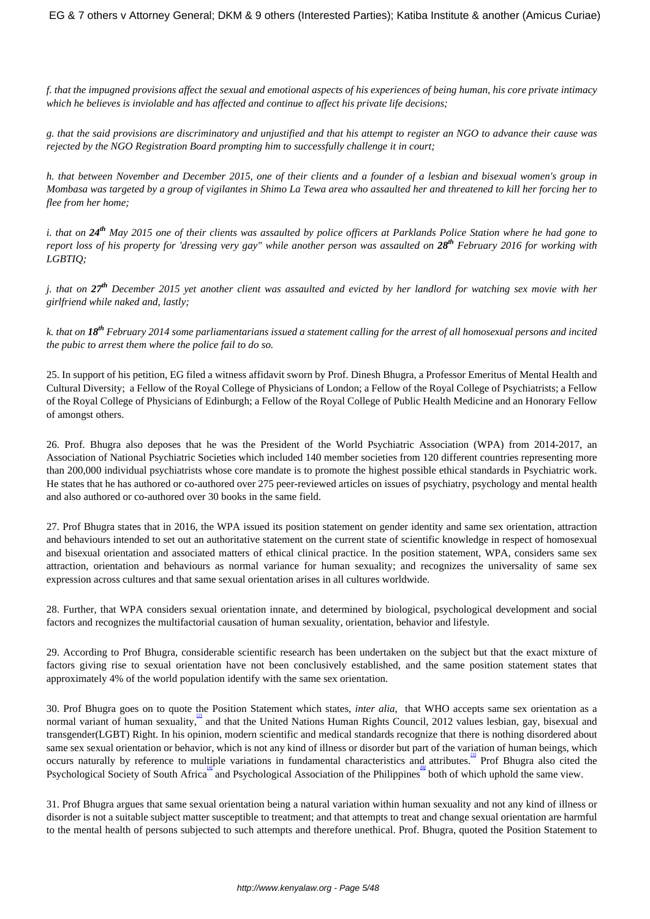*f. that the impugned provisions affect the sexual and emotional aspects of his experiences of being human, his core private intimacy which he believes is inviolable and has affected and continue to affect his private life decisions;*

*g. that the said provisions are discriminatory and unjustified and that his attempt to register an NGO to advance their cause was rejected by the NGO Registration Board prompting him to successfully challenge it in court;*

*h. that between November and December 2015, one of their clients and a founder of a lesbian and bisexual women's group in Mombasa was targeted by a group of vigilantes in Shimo La Tewa area who assaulted her and threatened to kill her forcing her to flee from her home;*

*i. that on **24th** May 2015 one of their clients was assaulted by police officers at Parklands Police Station where he had gone to report loss of his property for 'dressing very gay" while another person was assaulted on **28th** February 2016 for working with LGBTIQ;*

*j. that on **27th** December 2015 yet another client was assaulted and evicted by her landlord for watching sex movie with her girlfriend while naked and, lastly;*

*k. that on **18th** February 2014 some parliamentarians issued a statement calling for the arrest of all homosexual persons and incited the pubic to arrest them where the police fail to do so.*

25. In support of his petition, EG filed a witness affidavit sworn by Prof. Dinesh Bhugra, a Professor Emeritus of Mental Health and Cultural Diversity; a Fellow of the Royal College of Physicians of London; a Fellow of the Royal College of Psychiatrists; a Fellow of the Royal College of Physicians of Edinburgh; a Fellow of the Royal College of Public Health Medicine and an Honorary Fellow of amongst others.

26. Prof. Bhugra also deposes that he was the President of the World Psychiatric Association (WPA) from 2014-2017, an Association of National Psychiatric Societies which included 140 member societies from 120 different countries representing more than 200,000 individual psychiatrists whose core mandate is to promote the highest possible ethical standards in Psychiatric work. He states that he has authored or co-authored over 275 peer-reviewed articles on issues of psychiatry, psychology and mental health and also authored or co-authored over 30 books in the same field.

27. Prof Bhugra states that in 2016, the WPA issued its position statement on gender identity and same sex orientation, attraction and behaviours intended to set out an authoritative statement on the current state of scientific knowledge in respect of homosexual and bisexual orientation and associated matters of ethical clinical practice. In the position statement, WPA, considers same sex attraction, orientation and behaviours as normal variance for human sexuality; and recognizes the universality of same sex expression across cultures and that same sexual orientation arises in all cultures worldwide.

28. Further, that WPA considers sexual orientation innate, and determined by biological, psychological development and social factors and recognizes the multifactorial causation of human sexuality, orientation, behavior and lifestyle.

29. According to Prof Bhugra, considerable scientific research has been undertaken on the subject but that the exact mixture of factors giving rise to sexual orientation have not been conclusively established, and the same position statement states that approximately 4% of the world population identify with the same sex orientation.

30. Prof Bhugra goes on to quote the Position Statement which states, *inter alia*, that WHO accepts same sex orientation as a normal variant of human sexuality,[2] and that the United Nations Human Rights Council, 2012 values lesbian, gay, bisexual and transgender(LGBT) Right. In his opinion, modern scientific and medical standards recognize that there is nothing disordered about same sex sexual orientation or behavior, which is not any kind of illness or disorder but part of the variation of human beings, which occurs naturally by reference to multiple variations in fundamental characteristics and attributes.[3] Prof Bhugra also cited the Psychological Society of South Africa[4] and Psychological Association of the Philippines[5] both of which uphold the same view.

31. Prof Bhugra argues that same sexual orientation being a natural variation within human sexuality and not any kind of illness or disorder is not a suitable subject matter susceptible to treatment; and that attempts to treat and change sexual orientation are harmful to the mental health of persons subjected to such attempts and therefore unethical. Prof. Bhugra, quoted the Position Statement to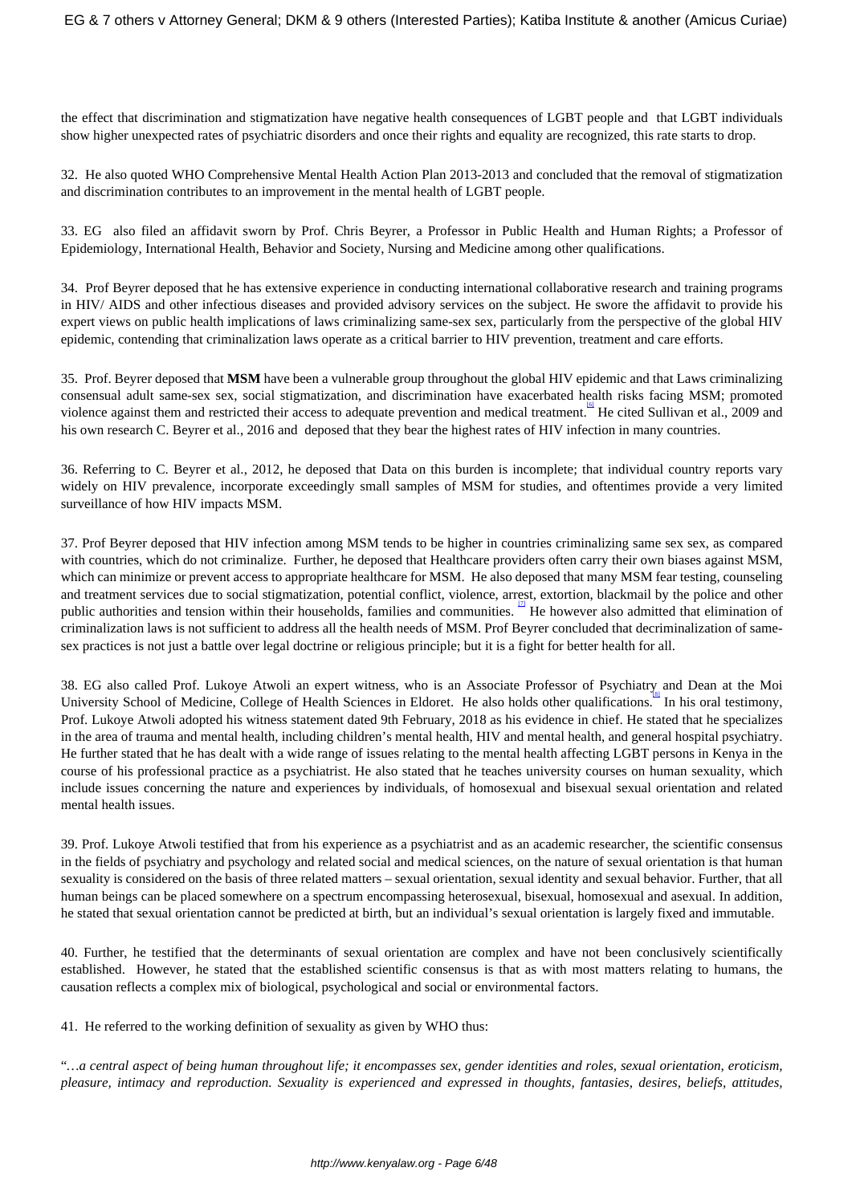the effect that discrimination and stigmatization have negative health consequences of LGBT people and that LGBT individuals show higher unexpected rates of psychiatric disorders and once their rights and equality are recognized, this rate starts to drop.

32. He also quoted WHO Comprehensive Mental Health Action Plan 2013-2013 and concluded that the removal of stigmatization and discrimination contributes to an improvement in the mental health of LGBT people.

33. EG also filed an affidavit sworn by Prof. Chris Beyrer, a Professor in Public Health and Human Rights; a Professor of Epidemiology, International Health, Behavior and Society, Nursing and Medicine among other qualifications.

34. Prof Beyrer deposed that he has extensive experience in conducting international collaborative research and training programs in HIV/ AIDS and other infectious diseases and provided advisory services on the subject. He swore the affidavit to provide his expert views on public health implications of laws criminalizing same-sex sex, particularly from the perspective of the global HIV epidemic, contending that criminalization laws operate as a critical barrier to HIV prevention, treatment and care efforts.

35. Prof. Beyrer deposed that **MSM** have been a vulnerable group throughout the global HIV epidemic and that Laws criminalizing consensual adult same-sex sex, social stigmatization, and discrimination have exacerbated health risks facing MSM; promoted violence against them and restricted their access to adequate prevention and medical treatment.[6] He cited Sullivan et al., 2009 and his own research C. Beyrer et al., 2016 and deposed that they bear the highest rates of HIV infection in many countries.

36. Referring to C. Beyrer et al., 2012, he deposed that Data on this burden is incomplete; that individual country reports vary widely on HIV prevalence, incorporate exceedingly small samples of MSM for studies, and oftentimes provide a very limited surveillance of how HIV impacts MSM.

37. Prof Beyrer deposed that HIV infection among MSM tends to be higher in countries criminalizing same sex sex, as compared with countries, which do not criminalize. Further, he deposed that Healthcare providers often carry their own biases against MSM, which can minimize or prevent access to appropriate healthcare for MSM. He also deposed that many MSM fear testing, counseling and treatment services due to social stigmatization, potential conflict, violence, arrest, extortion, blackmail by the police and other public authorities and tension within their households, families and communities. [7] He however also admitted that elimination of criminalization laws is not sufficient to address all the health needs of MSM. Prof Beyrer concluded that decriminalization of same-sex practices is not just a battle over legal doctrine or religious principle; but it is a fight for better health for all.

38. EG also called Prof. Lukoye Atwoli an expert witness, who is an Associate Professor of Psychiatry and Dean at the Moi University School of Medicine, College of Health Sciences in Eldoret. He also holds other qualifications.[8] In his oral testimony, Prof. Lukoye Atwoli adopted his witness statement dated 9th February, 2018 as his evidence in chief. He stated that he specializes in the area of trauma and mental health, including children's mental health, HIV and mental health, and general hospital psychiatry. He further stated that he has dealt with a wide range of issues relating to the mental health affecting LGBT persons in Kenya in the course of his professional practice as a psychiatrist. He also stated that he teaches university courses on human sexuality, which include issues concerning the nature and experiences by individuals, of homosexual and bisexual sexual orientation and related mental health issues.

39. Prof. Lukoye Atwoli testified that from his experience as a psychiatrist and as an academic researcher, the scientific consensus in the fields of psychiatry and psychology and related social and medical sciences, on the nature of sexual orientation is that human sexuality is considered on the basis of three related matters – sexual orientation, sexual identity and sexual behavior. Further, that all human beings can be placed somewhere on a spectrum encompassing heterosexual, bisexual, homosexual and asexual. In addition, he stated that sexual orientation cannot be predicted at birth, but an individual's sexual orientation is largely fixed and immutable.

40. Further, he testified that the determinants of sexual orientation are complex and have not been conclusively scientifically established. However, he stated that the established scientific consensus is that as with most matters relating to humans, the causation reflects a complex mix of biological, psychological and social or environmental factors.

41. He referred to the working definition of sexuality as given by WHO thus:

"*…a central aspect of being human throughout life; it encompasses sex, gender identities and roles, sexual orientation, eroticism, pleasure, intimacy and reproduction. Sexuality is experienced and expressed in thoughts, fantasies, desires, beliefs, attitudes,*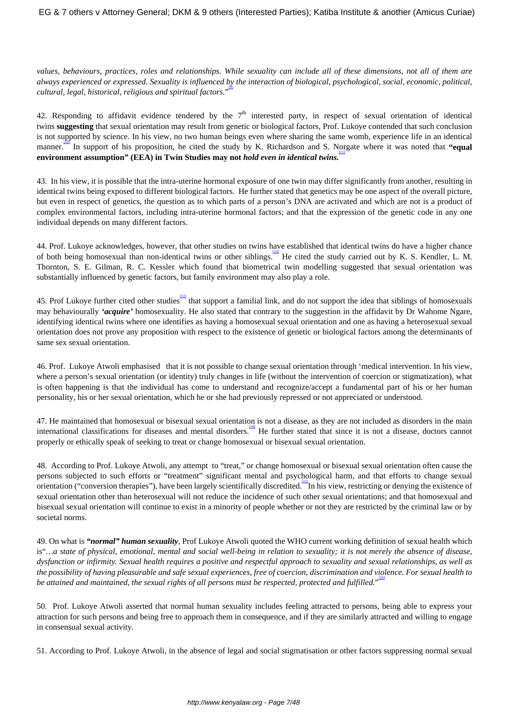*values, behaviours, practices, roles and relationships. While sexuality can include all of these dimensions, not all of them are always experienced or expressed. Sexuality is influenced by the interaction of biological, psychological, social, economic, political, cultural, legal, historical, religious and spiritual factors.*"[9]

42. Responding to affidavit evidence tendered by the 7th interested party, in respect of sexual orientation of identical twins **suggesting** that sexual orientation may result from genetic or biological factors, Prof. Lukoye contended that such conclusion is not supported by science. In his view, no two human beings even where sharing the same womb, experience life in an identical manner.[10] In support of his proposition, he cited the study by K. Richardson and S. Norgate where it was noted that **"equal environment assumption" (EEA) in Twin Studies may not *hold even in identical twins.***[11]

43. In his view, it is possible that the intra-uterine hormonal exposure of one twin may differ significantly from another, resulting in identical twins being exposed to different biological factors. He further stated that genetics may be one aspect of the overall picture, but even in respect of genetics, the question as to which parts of a person's DNA are activated and which are not is a product of complex environmental factors, including intra-uterine hormonal factors; and that the expression of the genetic code in any one individual depends on many different factors.

44. Prof. Lukoye acknowledges, however, that other studies on twins have established that identical twins do have a higher chance of both being homosexual than non-identical twins or other siblings.[12] He cited the study carried out by K. S. Kendler, L. M. Thornton, S. E. Gilman, R. C. Kessler which found that biometrical twin modelling suggested that sexual orientation was substantially influenced by genetic factors, but family environment may also play a role.

45. Prof Lukoye further cited other studies[13] that support a familial link, and do not support the idea that siblings of homosexuals may behaviourally ***'acquire'*** homosexuality. He also stated that contrary to the suggestion in the affidavit by Dr Wahome Ngare, identifying identical twins where one identifies as having a homosexual sexual orientation and one as having a heterosexual sexual orientation does not prove any proposition with respect to the existence of genetic or biological factors among the determinants of same sex sexual orientation.

46. Prof. Lukoye Atwoli emphasised that it is not possible to change sexual orientation through 'medical intervention. In his view, where a person's sexual orientation (or identity) truly changes in life (without the intervention of coercion or stigmatization), what is often happening is that the individual has come to understand and recognize/accept a fundamental part of his or her human personality, his or her sexual orientation, which he or she had previously repressed or not appreciated or understood.

47. He maintained that homosexual or bisexual sexual orientation is not a disease, as they are not included as disorders in the main international classifications for diseases and mental disorders.[14] He further stated that since it is not a disease, doctors cannot properly or ethically speak of seeking to treat or change homosexual or bisexual sexual orientation.

48. According to Prof. Lukoye Atwoli, any attempt to "treat," or change homosexual or bisexual sexual orientation often cause the persons subjected to such efforts or "treatment" significant mental and psychological harm, and that efforts to change sexual orientation ("conversion therapies"), have been largely scientifically discredited.[15] In his view, restricting or denying the existence of sexual orientation other than heterosexual will not reduce the incidence of such other sexual orientations; and that homosexual and bisexual sexual orientation will continue to exist in a minority of people whether or not they are restricted by the criminal law or by societal norms.

49. On what is ***"normal" human sexuality***, Prof Lukoye Atwoli quoted the WHO current working definition of sexual health which is"*…a state of physical, emotional, mental and social well-being in relation to sexuality; it is not merely the absence of disease, dysfunction or infirmity. Sexual health requires a positive and respectful approach to sexuality and sexual relationships, as well as the possibility of having pleasurable and safe sexual experiences, free of coercion, discrimination and violence. For sexual health to be attained and maintained, the sexual rights of all persons must be respected, protected and fulfilled.*"[16]

50. Prof. Lukoye Atwoli asserted that normal human sexuality includes feeling attracted to persons, being able to express your attraction for such persons and being free to approach them in consequence, and if they are similarly attracted and willing to engage in consensual sexual activity.

51. According to Prof. Lukoye Atwoli, in the absence of legal and social stigmatisation or other factors suppressing normal sexual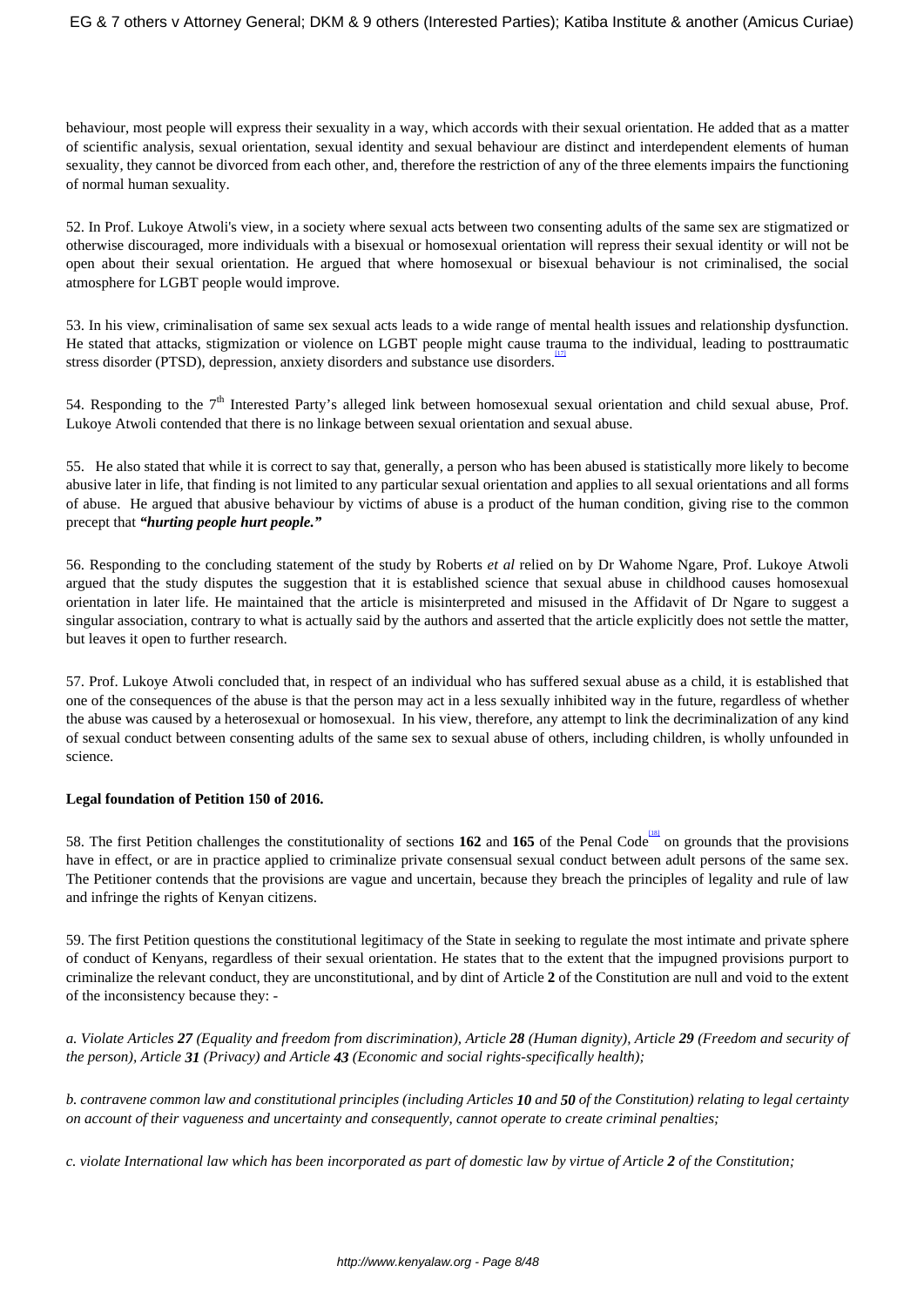behaviour, most people will express their sexuality in a way, which accords with their sexual orientation. He added that as a matter of scientific analysis, sexual orientation, sexual identity and sexual behaviour are distinct and interdependent elements of human sexuality, they cannot be divorced from each other, and, therefore the restriction of any of the three elements impairs the functioning of normal human sexuality.

52. In Prof. Lukoye Atwoli's view, in a society where sexual acts between two consenting adults of the same sex are stigmatized or otherwise discouraged, more individuals with a bisexual or homosexual orientation will repress their sexual identity or will not be open about their sexual orientation. He argued that where homosexual or bisexual behaviour is not criminalised, the social atmosphere for LGBT people would improve.

53. In his view, criminalisation of same sex sexual acts leads to a wide range of mental health issues and relationship dysfunction. He stated that attacks, stigmization or violence on LGBT people might cause trauma to the individual, leading to posttraumatic stress disorder (PTSD), depression, anxiety disorders and substance use disorders.[17]

54. Responding to the 7th Interested Party's alleged link between homosexual sexual orientation and child sexual abuse, Prof. Lukoye Atwoli contended that there is no linkage between sexual orientation and sexual abuse.

55. He also stated that while it is correct to say that, generally, a person who has been abused is statistically more likely to become abusive later in life, that finding is not limited to any particular sexual orientation and applies to all sexual orientations and all forms of abuse. He argued that abusive behaviour by victims of abuse is a product of the human condition, giving rise to the common precept that ***"hurting people hurt people."***

56. Responding to the concluding statement of the study by Roberts *et al* relied on by Dr Wahome Ngare, Prof. Lukoye Atwoli argued that the study disputes the suggestion that it is established science that sexual abuse in childhood causes homosexual orientation in later life. He maintained that the article is misinterpreted and misused in the Affidavit of Dr Ngare to suggest a singular association, contrary to what is actually said by the authors and asserted that the article explicitly does not settle the matter, but leaves it open to further research.

57. Prof. Lukoye Atwoli concluded that, in respect of an individual who has suffered sexual abuse as a child, it is established that one of the consequences of the abuse is that the person may act in a less sexually inhibited way in the future, regardless of whether the abuse was caused by a heterosexual or homosexual. In his view, therefore, any attempt to link the decriminalization of any kind of sexual conduct between consenting adults of the same sex to sexual abuse of others, including children, is wholly unfounded in science.

**Legal foundation of Petition 150 of 2016.**

58. The first Petition challenges the constitutionality of sections **162** and **165** of the Penal Code[18] on grounds that the provisions have in effect, or are in practice applied to criminalize private consensual sexual conduct between adult persons of the same sex. The Petitioner contends that the provisions are vague and uncertain, because they breach the principles of legality and rule of law and infringe the rights of Kenyan citizens.

59. The first Petition questions the constitutional legitimacy of the State in seeking to regulate the most intimate and private sphere of conduct of Kenyans, regardless of their sexual orientation. He states that to the extent that the impugned provisions purport to criminalize the relevant conduct, they are unconstitutional, and by dint of Article **2** of the Constitution are null and void to the extent of the inconsistency because they: -

*a. Violate Articles **27** (Equality and freedom from discrimination), Article **28** (Human dignity), Article **29** (Freedom and security of the person), Article **31** (Privacy) and Article **43** (Economic and social rights-specifically health);*

*b. contravene common law and constitutional principles (including Articles **10** and **50** of the Constitution) relating to legal certainty on account of their vagueness and uncertainty and consequently, cannot operate to create criminal penalties;*

*c. violate International law which has been incorporated as part of domestic law by virtue of Article **2** of the Constitution;*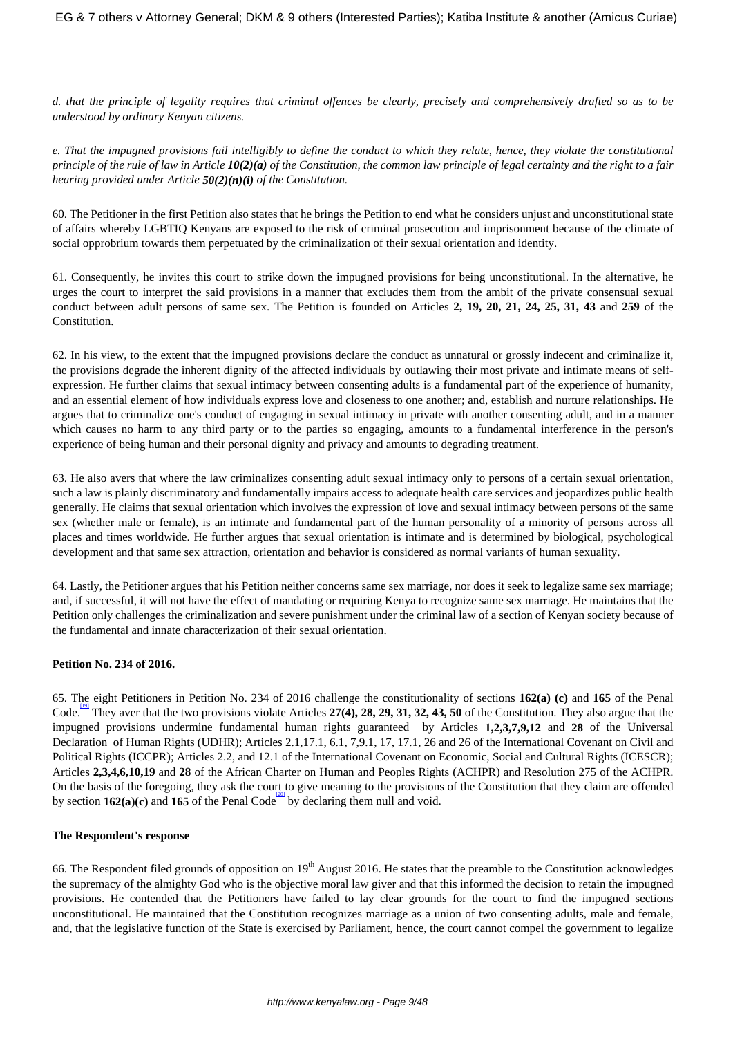*d. that the principle of legality requires that criminal offences be clearly, precisely and comprehensively drafted so as to be understood by ordinary Kenyan citizens.*

*e. That the impugned provisions fail intelligibly to define the conduct to which they relate, hence, they violate the constitutional principle of the rule of law in Article **10(2)(a)** of the Constitution, the common law principle of legal certainty and the right to a fair hearing provided under Article **50(2)(n)(i)** of the Constitution.*

60. The Petitioner in the first Petition also states that he brings the Petition to end what he considers unjust and unconstitutional state of affairs whereby LGBTIQ Kenyans are exposed to the risk of criminal prosecution and imprisonment because of the climate of social opprobrium towards them perpetuated by the criminalization of their sexual orientation and identity.

61. Consequently, he invites this court to strike down the impugned provisions for being unconstitutional. In the alternative, he urges the court to interpret the said provisions in a manner that excludes them from the ambit of the private consensual sexual conduct between adult persons of same sex. The Petition is founded on Articles **2, 19, 20, 21, 24, 25, 31, 43** and **259** of the Constitution.

62. In his view, to the extent that the impugned provisions declare the conduct as unnatural or grossly indecent and criminalize it, the provisions degrade the inherent dignity of the affected individuals by outlawing their most private and intimate means of self-expression. He further claims that sexual intimacy between consenting adults is a fundamental part of the experience of humanity, and an essential element of how individuals express love and closeness to one another; and, establish and nurture relationships. He argues that to criminalize one's conduct of engaging in sexual intimacy in private with another consenting adult, and in a manner which causes no harm to any third party or to the parties so engaging, amounts to a fundamental interference in the person's experience of being human and their personal dignity and privacy and amounts to degrading treatment.

63. He also avers that where the law criminalizes consenting adult sexual intimacy only to persons of a certain sexual orientation, such a law is plainly discriminatory and fundamentally impairs access to adequate health care services and jeopardizes public health generally. He claims that sexual orientation which involves the expression of love and sexual intimacy between persons of the same sex (whether male or female), is an intimate and fundamental part of the human personality of a minority of persons across all places and times worldwide. He further argues that sexual orientation is intimate and is determined by biological, psychological development and that same sex attraction, orientation and behavior is considered as normal variants of human sexuality.

64. Lastly, the Petitioner argues that his Petition neither concerns same sex marriage, nor does it seek to legalize same sex marriage; and, if successful, it will not have the effect of mandating or requiring Kenya to recognize same sex marriage. He maintains that the Petition only challenges the criminalization and severe punishment under the criminal law of a section of Kenyan society because of the fundamental and innate characterization of their sexual orientation.

**Petition No. 234 of 2016.**

65. The eight Petitioners in Petition No. 234 of 2016 challenge the constitutionality of sections **162(a) (c)** and **165** of the Penal Code.[19] They aver that the two provisions violate Articles **27(4), 28, 29, 31, 32, 43, 50** of the Constitution. They also argue that the impugned provisions undermine fundamental human rights guaranteed by Articles **1,2,3,7,9,12** and **28** of the Universal Declaration of Human Rights (UDHR); Articles 2.1,17.1, 6.1, 7,9.1, 17, 17.1, 26 and 26 of the International Covenant on Civil and Political Rights (ICCPR); Articles 2.2, and 12.1 of the International Covenant on Economic, Social and Cultural Rights (ICESCR); Articles **2,3,4,6,10,19** and **28** of the African Charter on Human and Peoples Rights (ACHPR) and Resolution 275 of the ACHPR. On the basis of the foregoing, they ask the court to give meaning to the provisions of the Constitution that they claim are offended by section **162(a)(c)** and **165** of the Penal Code[20] by declaring them null and void.

**The Respondent's response**

66. The Respondent filed grounds of opposition on 19th August 2016. He states that the preamble to the Constitution acknowledges the supremacy of the almighty God who is the objective moral law giver and that this informed the decision to retain the impugned provisions. He contended that the Petitioners have failed to lay clear grounds for the court to find the impugned sections unconstitutional. He maintained that the Constitution recognizes marriage as a union of two consenting adults, male and female, and, that the legislative function of the State is exercised by Parliament, hence, the court cannot compel the government to legalize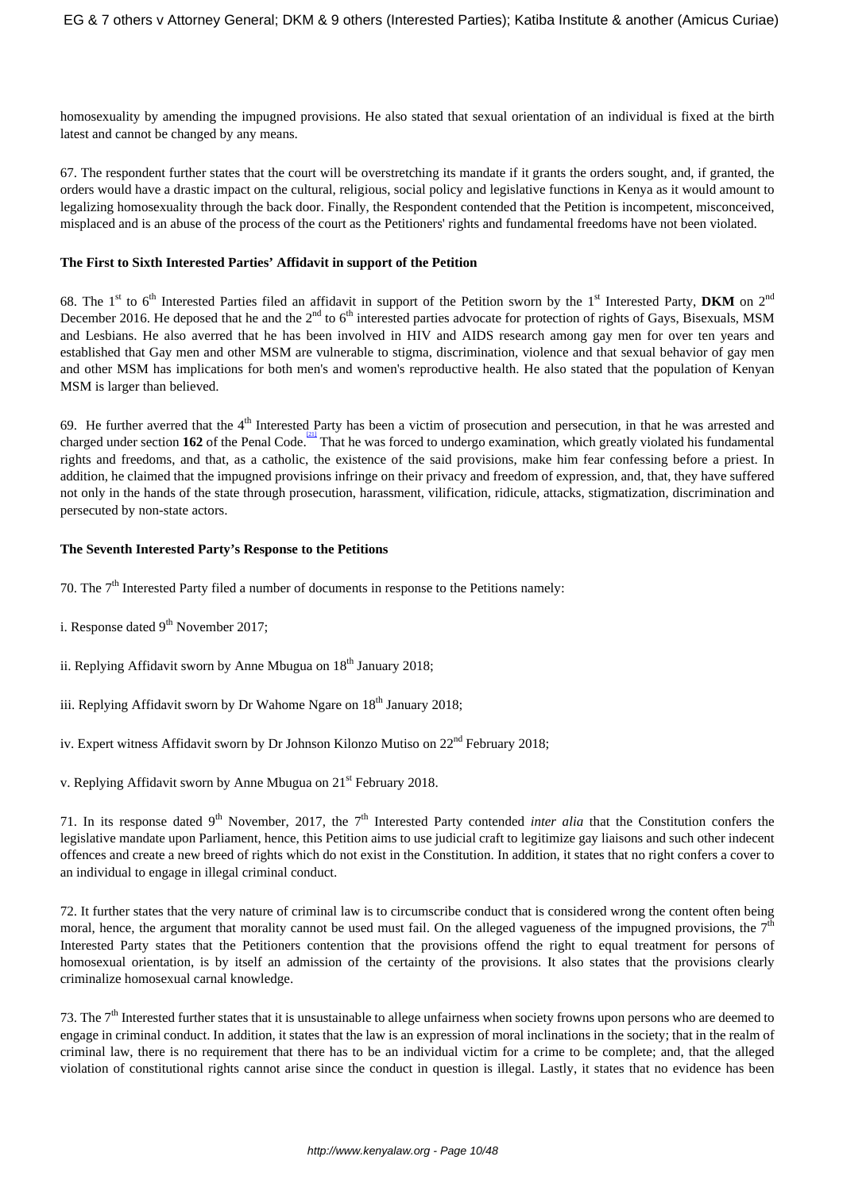homosexuality by amending the impugned provisions. He also stated that sexual orientation of an individual is fixed at the birth latest and cannot be changed by any means.

67. The respondent further states that the court will be overstretching its mandate if it grants the orders sought, and, if granted, the orders would have a drastic impact on the cultural, religious, social policy and legislative functions in Kenya as it would amount to legalizing homosexuality through the back door. Finally, the Respondent contended that the Petition is incompetent, misconceived, misplaced and is an abuse of the process of the court as the Petitioners' rights and fundamental freedoms have not been violated.

**The First to Sixth Interested Parties' Affidavit in support of the Petition**

68. The 1st to 6th Interested Parties filed an affidavit in support of the Petition sworn by the 1st Interested Party, **DKM** on 2nd December 2016. He deposed that he and the 2nd to 6th interested parties advocate for protection of rights of Gays, Bisexuals, MSM and Lesbians. He also averred that he has been involved in HIV and AIDS research among gay men for over ten years and established that Gay men and other MSM are vulnerable to stigma, discrimination, violence and that sexual behavior of gay men and other MSM has implications for both men's and women's reproductive health. He also stated that the population of Kenyan MSM is larger than believed.

69. He further averred that the 4th Interested Party has been a victim of prosecution and persecution, in that he was arrested and charged under section **162** of the Penal Code.[21] That he was forced to undergo examination, which greatly violated his fundamental rights and freedoms, and that, as a catholic, the existence of the said provisions, make him fear confessing before a priest. In addition, he claimed that the impugned provisions infringe on their privacy and freedom of expression, and, that, they have suffered not only in the hands of the state through prosecution, harassment, vilification, ridicule, attacks, stigmatization, discrimination and persecuted by non-state actors.

**The Seventh Interested Party's Response to the Petitions**

70. The 7th Interested Party filed a number of documents in response to the Petitions namely:

i. Response dated 9th November 2017;

ii. Replying Affidavit sworn by Anne Mbugua on 18th January 2018;

iii. Replying Affidavit sworn by Dr Wahome Ngare on 18th January 2018;

iv. Expert witness Affidavit sworn by Dr Johnson Kilonzo Mutiso on 22nd February 2018;

v. Replying Affidavit sworn by Anne Mbugua on 21st February 2018.

71. In its response dated 9th November, 2017, the 7th Interested Party contended *inter alia* that the Constitution confers the legislative mandate upon Parliament, hence, this Petition aims to use judicial craft to legitimize gay liaisons and such other indecent offences and create a new breed of rights which do not exist in the Constitution. In addition, it states that no right confers a cover to an individual to engage in illegal criminal conduct.

72. It further states that the very nature of criminal law is to circumscribe conduct that is considered wrong the content often being moral, hence, the argument that morality cannot be used must fail. On the alleged vagueness of the impugned provisions, the 7th Interested Party states that the Petitioners contention that the provisions offend the right to equal treatment for persons of homosexual orientation, is by itself an admission of the certainty of the provisions. It also states that the provisions clearly criminalize homosexual carnal knowledge.

73. The 7th Interested further states that it is unsustainable to allege unfairness when society frowns upon persons who are deemed to engage in criminal conduct. In addition, it states that the law is an expression of moral inclinations in the society; that in the realm of criminal law, there is no requirement that there has to be an individual victim for a crime to be complete; and, that the alleged violation of constitutional rights cannot arise since the conduct in question is illegal. Lastly, it states that no evidence has been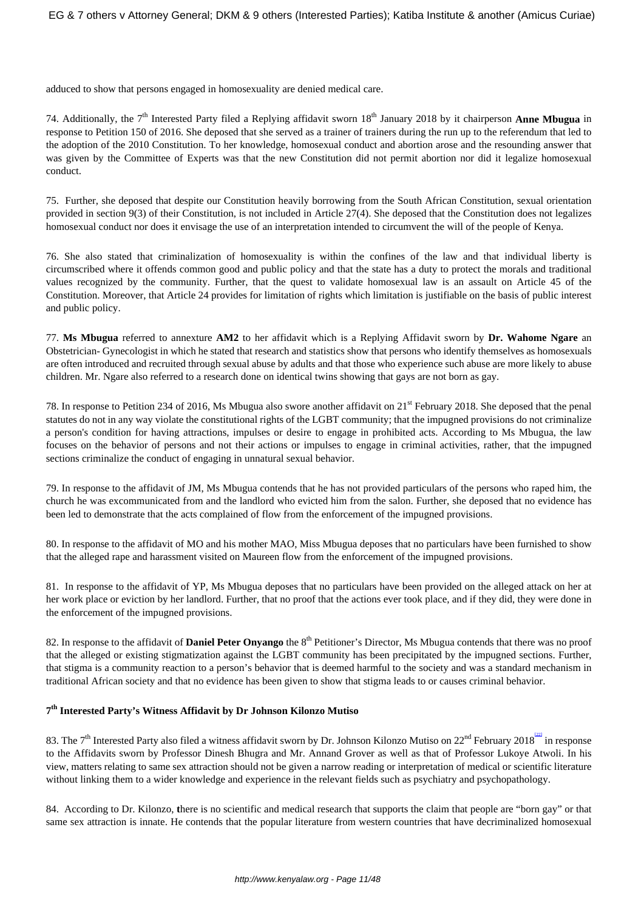adduced to show that persons engaged in homosexuality are denied medical care.

74. Additionally, the 7th Interested Party filed a Replying affidavit sworn 18th January 2018 by it chairperson **Anne Mbugua** in response to Petition 150 of 2016. She deposed that she served as a trainer of trainers during the run up to the referendum that led to the adoption of the 2010 Constitution. To her knowledge, homosexual conduct and abortion arose and the resounding answer that was given by the Committee of Experts was that the new Constitution did not permit abortion nor did it legalize homosexual conduct.

75. Further, she deposed that despite our Constitution heavily borrowing from the South African Constitution, sexual orientation provided in section 9(3) of their Constitution, is not included in Article 27(4). She deposed that the Constitution does not legalizes homosexual conduct nor does it envisage the use of an interpretation intended to circumvent the will of the people of Kenya.

76. She also stated that criminalization of homosexuality is within the confines of the law and that individual liberty is circumscribed where it offends common good and public policy and that the state has a duty to protect the morals and traditional values recognized by the community. Further, that the quest to validate homosexual law is an assault on Article 45 of the Constitution. Moreover, that Article 24 provides for limitation of rights which limitation is justifiable on the basis of public interest and public policy.

77. **Ms Mbugua** referred to annexture **AM2** to her affidavit which is a Replying Affidavit sworn by **Dr. Wahome Ngare** an Obstetrician- Gynecologist in which he stated that research and statistics show that persons who identify themselves as homosexuals are often introduced and recruited through sexual abuse by adults and that those who experience such abuse are more likely to abuse children. Mr. Ngare also referred to a research done on identical twins showing that gays are not born as gay.

78. In response to Petition 234 of 2016, Ms Mbugua also swore another affidavit on 21st February 2018. She deposed that the penal statutes do not in any way violate the constitutional rights of the LGBT community; that the impugned provisions do not criminalize a person's condition for having attractions, impulses or desire to engage in prohibited acts. According to Ms Mbugua, the law focuses on the behavior of persons and not their actions or impulses to engage in criminal activities, rather, that the impugned sections criminalize the conduct of engaging in unnatural sexual behavior.

79. In response to the affidavit of JM, Ms Mbugua contends that he has not provided particulars of the persons who raped him, the church he was excommunicated from and the landlord who evicted him from the salon. Further, she deposed that no evidence has been led to demonstrate that the acts complained of flow from the enforcement of the impugned provisions.

80. In response to the affidavit of MO and his mother MAO, Miss Mbugua deposes that no particulars have been furnished to show that the alleged rape and harassment visited on Maureen flow from the enforcement of the impugned provisions.

81. In response to the affidavit of YP, Ms Mbugua deposes that no particulars have been provided on the alleged attack on her at her work place or eviction by her landlord. Further, that no proof that the actions ever took place, and if they did, they were done in the enforcement of the impugned provisions.

82. In response to the affidavit of **Daniel Peter Onyango** the 8th Petitioner's Director, Ms Mbugua contends that there was no proof that the alleged or existing stigmatization against the LGBT community has been precipitated by the impugned sections. Further, that stigma is a community reaction to a person's behavior that is deemed harmful to the society and was a standard mechanism in traditional African society and that no evidence has been given to show that stigma leads to or causes criminal behavior.

### 7th Interested Party's Witness Affidavit by Dr Johnson Kilonzo Mutiso

83. The 7th Interested Party also filed a witness affidavit sworn by Dr. Johnson Kilonzo Mutiso on 22nd February 2018[22] in response to the Affidavits sworn by Professor Dinesh Bhugra and Mr. Annand Grover as well as that of Professor Lukoye Atwoli. In his view, matters relating to same sex attraction should not be given a narrow reading or interpretation of medical or scientific literature without linking them to a wider knowledge and experience in the relevant fields such as psychiatry and psychopathology.

84. According to Dr. Kilonzo, **t**here is no scientific and medical research that supports the claim that people are "born gay" or that same sex attraction is innate. He contends that the popular literature from western countries that have decriminalized homosexual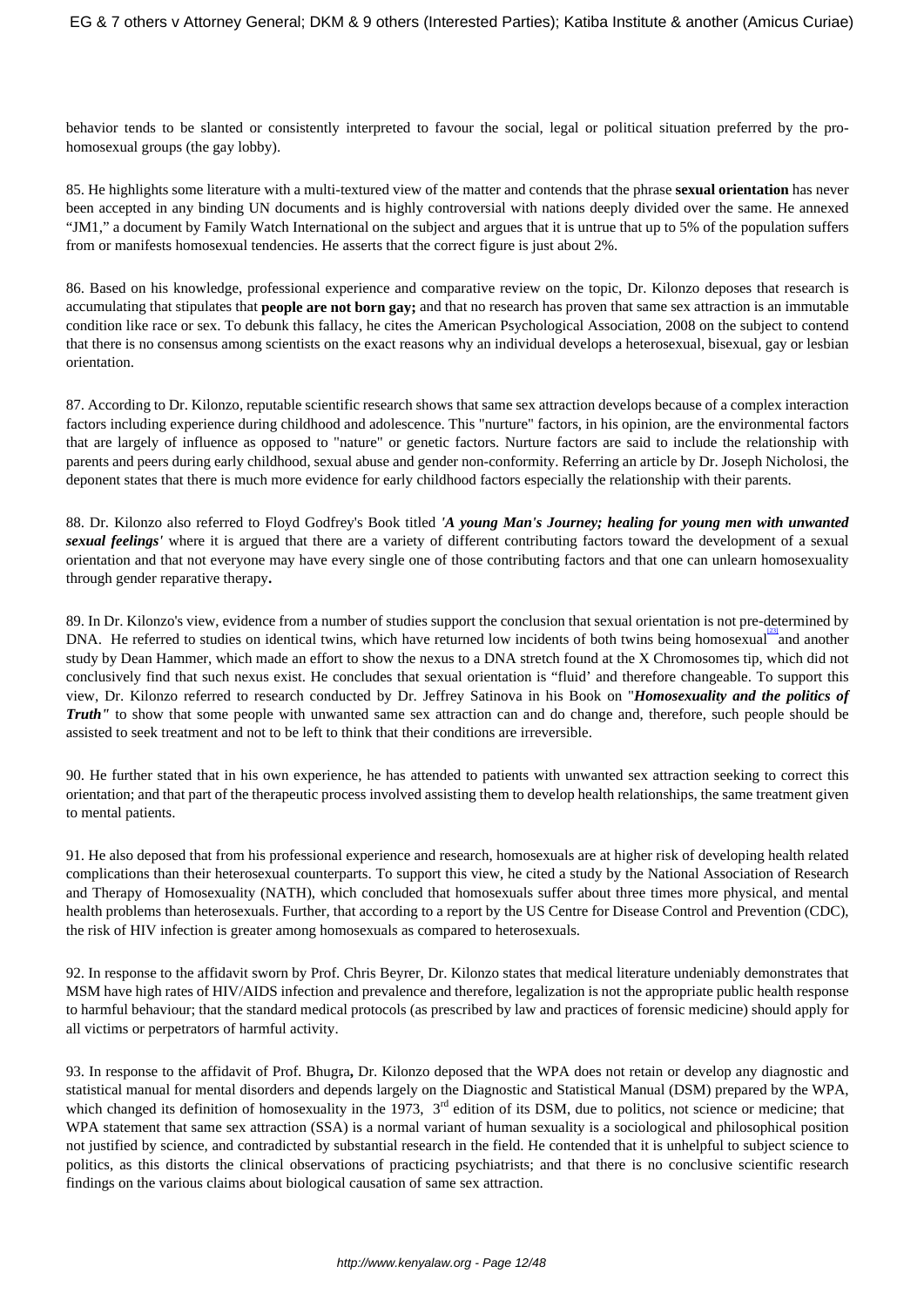behavior tends to be slanted or consistently interpreted to favour the social, legal or political situation preferred by the pro-homosexual groups (the gay lobby).

85. He highlights some literature with a multi-textured view of the matter and contends that the phrase **sexual orientation** has never been accepted in any binding UN documents and is highly controversial with nations deeply divided over the same. He annexed "JM1," a document by Family Watch International on the subject and argues that it is untrue that up to 5% of the population suffers from or manifests homosexual tendencies. He asserts that the correct figure is just about 2%.

86. Based on his knowledge, professional experience and comparative review on the topic, Dr. Kilonzo deposes that research is accumulating that stipulates that **people are not born gay;** and that no research has proven that same sex attraction is an immutable condition like race or sex. To debunk this fallacy, he cites the American Psychological Association, 2008 on the subject to contend that there is no consensus among scientists on the exact reasons why an individual develops a heterosexual, bisexual, gay or lesbian orientation.

87. According to Dr. Kilonzo, reputable scientific research shows that same sex attraction develops because of a complex interaction factors including experience during childhood and adolescence. This "nurture" factors, in his opinion, are the environmental factors that are largely of influence as opposed to "nature" or genetic factors. Nurture factors are said to include the relationship with parents and peers during early childhood, sexual abuse and gender non-conformity. Referring an article by Dr. Joseph Nicholosi, the deponent states that there is much more evidence for early childhood factors especially the relationship with their parents.

88. Dr. Kilonzo also referred to Floyd Godfrey's Book titled ***'A young Man's Journey; healing for young men with unwanted sexual feelings'*** where it is argued that there are a variety of different contributing factors toward the development of a sexual orientation and that not everyone may have every single one of those contributing factors and that one can unlearn homosexuality through gender reparative therapy**.**

89. In Dr. Kilonzo's view, evidence from a number of studies support the conclusion that sexual orientation is not pre-determined by DNA. He referred to studies on identical twins, which have returned low incidents of both twins being homosexual[23] and another study by Dean Hammer, which made an effort to show the nexus to a DNA stretch found at the X Chromosomes tip, which did not conclusively find that such nexus exist. He concludes that sexual orientation is "fluid' and therefore changeable. To support this view, Dr. Kilonzo referred to research conducted by Dr. Jeffrey Satinova in his Book on "***Homosexuality and the politics of Truth"*** to show that some people with unwanted same sex attraction can and do change and, therefore, such people should be assisted to seek treatment and not to be left to think that their conditions are irreversible.

90. He further stated that in his own experience, he has attended to patients with unwanted sex attraction seeking to correct this orientation; and that part of the therapeutic process involved assisting them to develop health relationships, the same treatment given to mental patients.

91. He also deposed that from his professional experience and research, homosexuals are at higher risk of developing health related complications than their heterosexual counterparts. To support this view, he cited a study by the National Association of Research and Therapy of Homosexuality (NATH), which concluded that homosexuals suffer about three times more physical, and mental health problems than heterosexuals. Further, that according to a report by the US Centre for Disease Control and Prevention (CDC), the risk of HIV infection is greater among homosexuals as compared to heterosexuals.

92. In response to the affidavit sworn by Prof. Chris Beyrer, Dr. Kilonzo states that medical literature undeniably demonstrates that MSM have high rates of HIV/AIDS infection and prevalence and therefore, legalization is not the appropriate public health response to harmful behaviour; that the standard medical protocols (as prescribed by law and practices of forensic medicine) should apply for all victims or perpetrators of harmful activity.

93. In response to the affidavit of Prof. Bhugra**,** Dr. Kilonzo deposed that the WPA does not retain or develop any diagnostic and statistical manual for mental disorders and depends largely on the Diagnostic and Statistical Manual (DSM) prepared by the WPA, which changed its definition of homosexuality in the 1973, 3rd edition of its DSM, due to politics, not science or medicine; that WPA statement that same sex attraction (SSA) is a normal variant of human sexuality is a sociological and philosophical position not justified by science, and contradicted by substantial research in the field. He contended that it is unhelpful to subject science to politics, as this distorts the clinical observations of practicing psychiatrists; and that there is no conclusive scientific research findings on the various claims about biological causation of same sex attraction.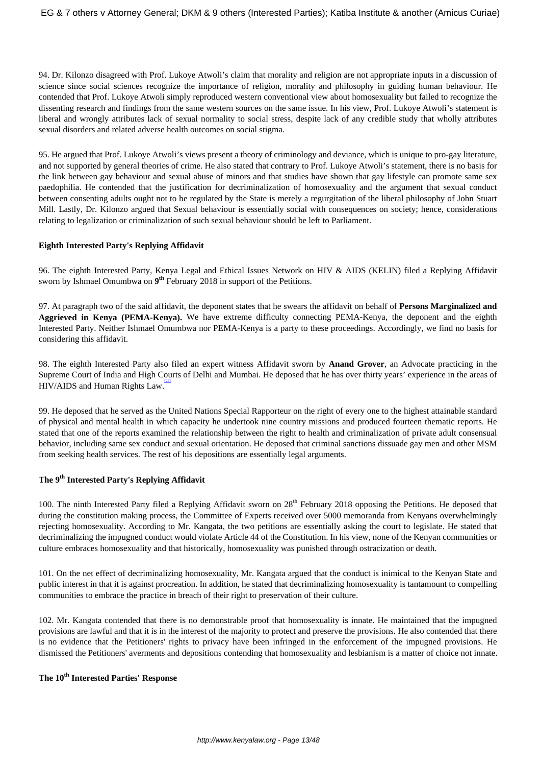94. Dr. Kilonzo disagreed with Prof. Lukoye Atwoli's claim that morality and religion are not appropriate inputs in a discussion of science since social sciences recognize the importance of religion, morality and philosophy in guiding human behaviour. He contended that Prof. Lukoye Atwoli simply reproduced western conventional view about homosexuality but failed to recognize the dissenting research and findings from the same western sources on the same issue. In his view, Prof. Lukoye Atwoli's statement is liberal and wrongly attributes lack of sexual normality to social stress, despite lack of any credible study that wholly attributes sexual disorders and related adverse health outcomes on social stigma.

95. He argued that Prof. Lukoye Atwoli's views present a theory of criminology and deviance, which is unique to pro-gay literature, and not supported by general theories of crime. He also stated that contrary to Prof. Lukoye Atwoli's statement, there is no basis for the link between gay behaviour and sexual abuse of minors and that studies have shown that gay lifestyle can promote same sex paedophilia. He contended that the justification for decriminalization of homosexuality and the argument that sexual conduct between consenting adults ought not to be regulated by the State is merely a regurgitation of the liberal philosophy of John Stuart Mill. Lastly, Dr. Kilonzo argued that Sexual behaviour is essentially social with consequences on society; hence, considerations relating to legalization or criminalization of such sexual behaviour should be left to Parliament.

**Eighth Interested Party's Replying Affidavit**

96. The eighth Interested Party, Kenya Legal and Ethical Issues Network on HIV & AIDS (KELIN) filed a Replying Affidavit sworn by Ishmael Omumbwa on **9th** February 2018 in support of the Petitions.

97. At paragraph two of the said affidavit, the deponent states that he swears the affidavit on behalf of **Persons Marginalized and Aggrieved in Kenya (PEMA-Kenya).** We have extreme difficulty connecting PEMA-Kenya, the deponent and the eighth Interested Party. Neither Ishmael Omumbwa nor PEMA-Kenya is a party to these proceedings. Accordingly, we find no basis for considering this affidavit.

98. The eighth Interested Party also filed an expert witness Affidavit sworn by **Anand Grover**, an Advocate practicing in the Supreme Court of India and High Courts of Delhi and Mumbai. He deposed that he has over thirty years' experience in the areas of HIV/AIDS and Human Rights Law.[24]

99. He deposed that he served as the United Nations Special Rapporteur on the right of every one to the highest attainable standard of physical and mental health in which capacity he undertook nine country missions and produced fourteen thematic reports. He stated that one of the reports examined the relationship between the right to health and criminalization of private adult consensual behavior, including same sex conduct and sexual orientation. He deposed that criminal sanctions dissuade gay men and other MSM from seeking health services. The rest of his depositions are essentially legal arguments.

**The 9th Interested Party's Replying Affidavit**

100. The ninth Interested Party filed a Replying Affidavit sworn on 28th February 2018 opposing the Petitions. He deposed that during the constitution making process, the Committee of Experts received over 5000 memoranda from Kenyans overwhelmingly rejecting homosexuality. According to Mr. Kangata, the two petitions are essentially asking the court to legislate. He stated that decriminalizing the impugned conduct would violate Article 44 of the Constitution. In his view, none of the Kenyan communities or culture embraces homosexuality and that historically, homosexuality was punished through ostracization or death.

101. On the net effect of decriminalizing homosexuality, Mr. Kangata argued that the conduct is inimical to the Kenyan State and public interest in that it is against procreation. In addition, he stated that decriminalizing homosexuality is tantamount to compelling communities to embrace the practice in breach of their right to preservation of their culture.

102. Mr. Kangata contended that there is no demonstrable proof that homosexuality is innate. He maintained that the impugned provisions are lawful and that it is in the interest of the majority to protect and preserve the provisions. He also contended that there is no evidence that the Petitioners' rights to privacy have been infringed in the enforcement of the impugned provisions. He dismissed the Petitioners' averments and depositions contending that homosexuality and lesbianism is a matter of choice not innate.

**The 10th Interested Parties' Response**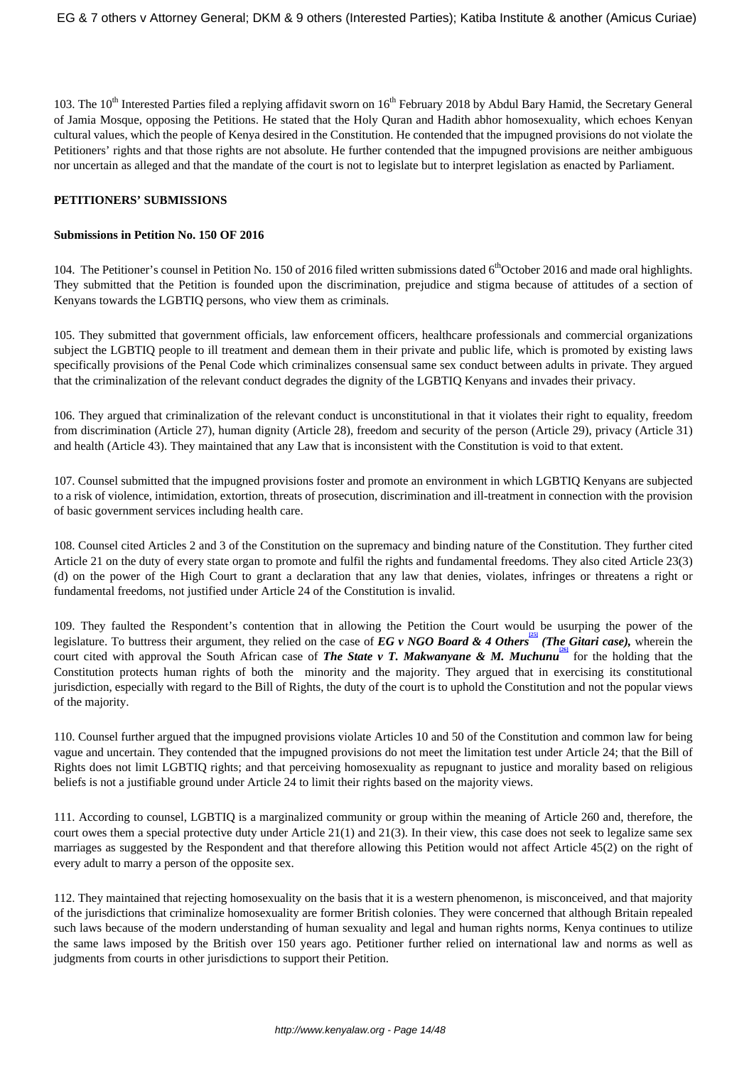103. The 10th Interested Parties filed a replying affidavit sworn on 16th February 2018 by Abdul Bary Hamid, the Secretary General of Jamia Mosque, opposing the Petitions. He stated that the Holy Quran and Hadith abhor homosexuality, which echoes Kenyan cultural values, which the people of Kenya desired in the Constitution. He contended that the impugned provisions do not violate the Petitioners' rights and that those rights are not absolute. He further contended that the impugned provisions are neither ambiguous nor uncertain as alleged and that the mandate of the court is not to legislate but to interpret legislation as enacted by Parliament.

**PETITIONERS' SUBMISSIONS**

**Submissions in Petition No. 150 OF 2016**

104. The Petitioner's counsel in Petition No. 150 of 2016 filed written submissions dated 6th October 2016 and made oral highlights. They submitted that the Petition is founded upon the discrimination, prejudice and stigma because of attitudes of a section of Kenyans towards the LGBTIQ persons, who view them as criminals.

105. They submitted that government officials, law enforcement officers, healthcare professionals and commercial organizations subject the LGBTIQ people to ill treatment and demean them in their private and public life, which is promoted by existing laws specifically provisions of the Penal Code which criminalizes consensual same sex conduct between adults in private. They argued that the criminalization of the relevant conduct degrades the dignity of the LGBTIQ Kenyans and invades their privacy.

106. They argued that criminalization of the relevant conduct is unconstitutional in that it violates their right to equality, freedom from discrimination (Article 27), human dignity (Article 28), freedom and security of the person (Article 29), privacy (Article 31) and health (Article 43). They maintained that any Law that is inconsistent with the Constitution is void to that extent.

107. Counsel submitted that the impugned provisions foster and promote an environment in which LGBTIQ Kenyans are subjected to a risk of violence, intimidation, extortion, threats of prosecution, discrimination and ill-treatment in connection with the provision of basic government services including health care.

108. Counsel cited Articles 2 and 3 of the Constitution on the supremacy and binding nature of the Constitution. They further cited Article 21 on the duty of every state organ to promote and fulfil the rights and fundamental freedoms. They also cited Article 23(3) (d) on the power of the High Court to grant a declaration that any law that denies, violates, infringes or threatens a right or fundamental freedoms, not justified under Article 24 of the Constitution is invalid.

109. They faulted the Respondent's contention that in allowing the Petition the Court would be usurping the power of the legislature. To buttress their argument, they relied on the case of ***EG v NGO Board & 4 Others***[25] ***(The Gitari case),*** wherein the court cited with approval the South African case of ***The State v T. Makwanyane & M. Muchunu***[26] for the holding that the Constitution protects human rights of both the minority and the majority. They argued that in exercising its constitutional jurisdiction, especially with regard to the Bill of Rights, the duty of the court is to uphold the Constitution and not the popular views of the majority.

110. Counsel further argued that the impugned provisions violate Articles 10 and 50 of the Constitution and common law for being vague and uncertain. They contended that the impugned provisions do not meet the limitation test under Article 24; that the Bill of Rights does not limit LGBTIQ rights; and that perceiving homosexuality as repugnant to justice and morality based on religious beliefs is not a justifiable ground under Article 24 to limit their rights based on the majority views.

111. According to counsel, LGBTIQ is a marginalized community or group within the meaning of Article 260 and, therefore, the court owes them a special protective duty under Article 21(1) and 21(3). In their view, this case does not seek to legalize same sex marriages as suggested by the Respondent and that therefore allowing this Petition would not affect Article 45(2) on the right of every adult to marry a person of the opposite sex.

112. They maintained that rejecting homosexuality on the basis that it is a western phenomenon, is misconceived, and that majority of the jurisdictions that criminalize homosexuality are former British colonies. They were concerned that although Britain repealed such laws because of the modern understanding of human sexuality and legal and human rights norms, Kenya continues to utilize the same laws imposed by the British over 150 years ago. Petitioner further relied on international law and norms as well as judgments from courts in other jurisdictions to support their Petition.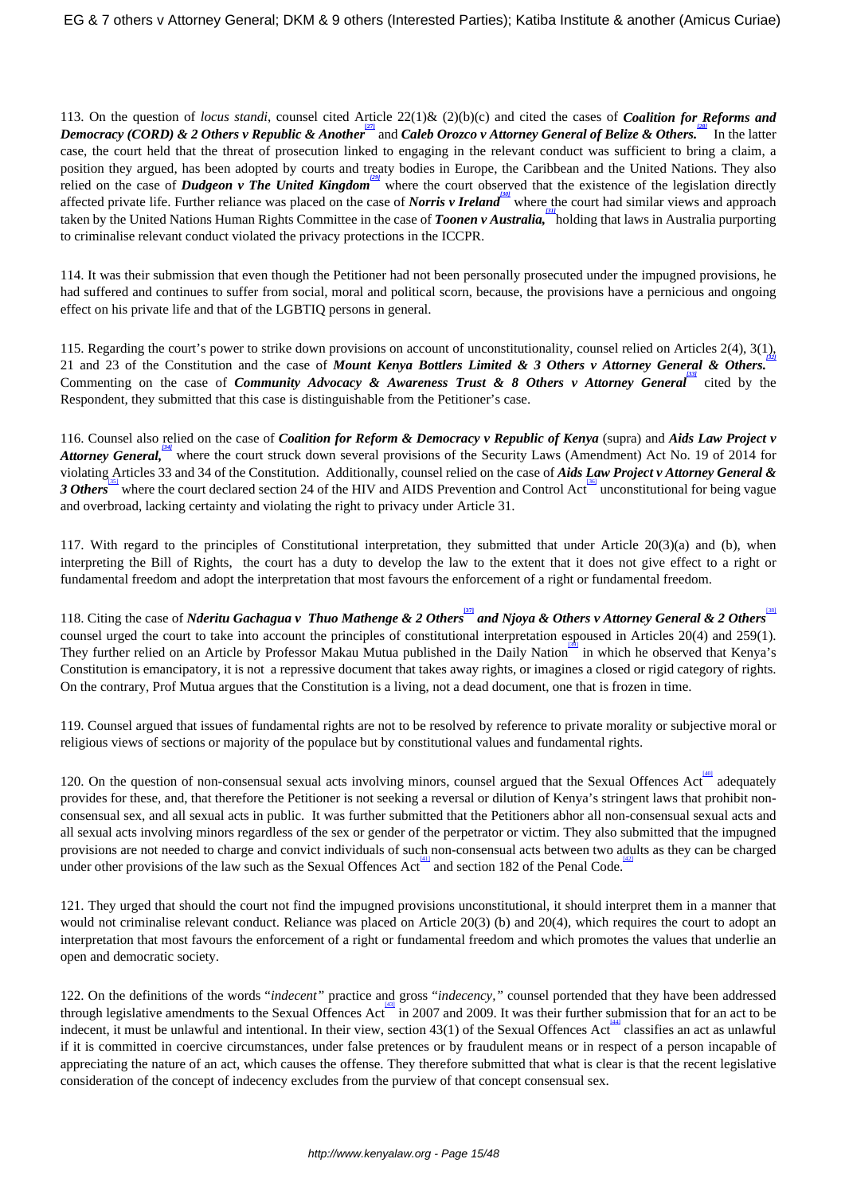113. On the question of *locus standi*, counsel cited Article 22(1)& (2)(b)(c) and cited the cases of ***Coalition for Reforms and Democracy (CORD) & 2 Others v Republic & Another***[27] and ***Caleb Orozco v Attorney General of Belize & Others.***[28] In the latter case, the court held that the threat of prosecution linked to engaging in the relevant conduct was sufficient to bring a claim, a position they argued, has been adopted by courts and treaty bodies in Europe, the Caribbean and the United Nations. They also relied on the case of ***Dudgeon v The United Kingdom***[29] where the court observed that the existence of the legislation directly affected private life. Further reliance was placed on the case of ***Norris v Ireland***[30] where the court had similar views and approach taken by the United Nations Human Rights Committee in the case of ***Toonen v Australia,***[31] holding that laws in Australia purporting to criminalise relevant conduct violated the privacy protections in the ICCPR.

114. It was their submission that even though the Petitioner had not been personally prosecuted under the impugned provisions, he had suffered and continues to suffer from social, moral and political scorn, because, the provisions have a pernicious and ongoing effect on his private life and that of the LGBTIQ persons in general.

115. Regarding the court's power to strike down provisions on account of unconstitutionality, counsel relied on Articles 2(4), 3(1), 21 and 23 of the Constitution and the case of ***Mount Kenya Bottlers Limited & 3 Others v Attorney General & Others.***[32] Commenting on the case of ***Community Advocacy & Awareness Trust & 8 Others v Attorney General***[33] cited by the Respondent, they submitted that this case is distinguishable from the Petitioner's case.

116. Counsel also relied on the case of ***Coalition for Reform & Democracy v Republic of Kenya*** (supra) and ***Aids Law Project v Attorney General,***[34] where the court struck down several provisions of the Security Laws (Amendment) Act No. 19 of 2014 for violating Articles 33 and 34 of the Constitution. Additionally, counsel relied on the case of ***Aids Law Project v Attorney General & 3 Others***[35] where the court declared section 24 of the HIV and AIDS Prevention and Control Act[36] unconstitutional for being vague and overbroad, lacking certainty and violating the right to privacy under Article 31.

117. With regard to the principles of Constitutional interpretation, they submitted that under Article 20(3)(a) and (b), when interpreting the Bill of Rights, the court has a duty to develop the law to the extent that it does not give effect to a right or fundamental freedom and adopt the interpretation that most favours the enforcement of a right or fundamental freedom.

118. Citing the case of ***Nderitu Gachagua v Thuo Mathenge & 2 Others***[37] ***and Njoya & Others v Attorney General & 2 Others***[38] counsel urged the court to take into account the principles of constitutional interpretation espoused in Articles 20(4) and 259(1). They further relied on an Article by Professor Makau Mutua published in the Daily Nation[39] in which he observed that Kenya's Constitution is emancipatory, it is not a repressive document that takes away rights, or imagines a closed or rigid category of rights. On the contrary, Prof Mutua argues that the Constitution is a living, not a dead document, one that is frozen in time.

119. Counsel argued that issues of fundamental rights are not to be resolved by reference to private morality or subjective moral or religious views of sections or majority of the populace but by constitutional values and fundamental rights.

120. On the question of non-consensual sexual acts involving minors, counsel argued that the Sexual Offences Act[40] adequately provides for these, and, that therefore the Petitioner is not seeking a reversal or dilution of Kenya's stringent laws that prohibit non-consensual sex, and all sexual acts in public. It was further submitted that the Petitioners abhor all non-consensual sexual acts and all sexual acts involving minors regardless of the sex or gender of the perpetrator or victim. They also submitted that the impugned provisions are not needed to charge and convict individuals of such non-consensual acts between two adults as they can be charged under other provisions of the law such as the Sexual Offences Act[41] and section 182 of the Penal Code.[42]

121. They urged that should the court not find the impugned provisions unconstitutional, it should interpret them in a manner that would not criminalise relevant conduct. Reliance was placed on Article 20(3) (b) and 20(4), which requires the court to adopt an interpretation that most favours the enforcement of a right or fundamental freedom and which promotes the values that underlie an open and democratic society.

122. On the definitions of the words "*indecent"* practice and gross "*indecency,"* counsel portended that they have been addressed through legislative amendments to the Sexual Offences Act[43] in 2007 and 2009. It was their further submission that for an act to be indecent, it must be unlawful and intentional. In their view, section 43(1) of the Sexual Offences Act[44] classifies an act as unlawful if it is committed in coercive circumstances, under false pretences or by fraudulent means or in respect of a person incapable of appreciating the nature of an act, which causes the offense. They therefore submitted that what is clear is that the recent legislative consideration of the concept of indecency excludes from the purview of that concept consensual sex.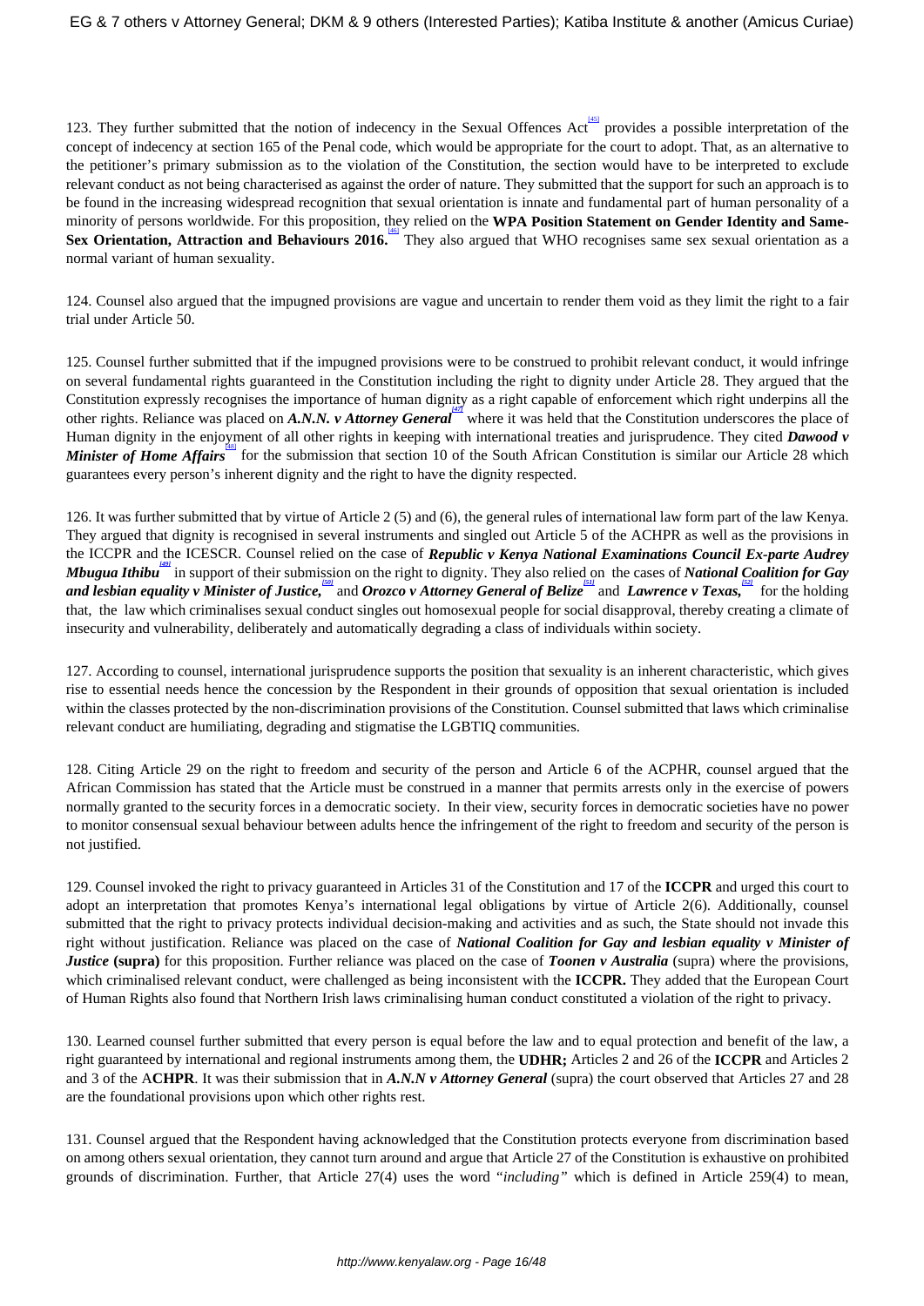123. They further submitted that the notion of indecency in the Sexual Offences Act[45] provides a possible interpretation of the concept of indecency at section 165 of the Penal code, which would be appropriate for the court to adopt. That, as an alternative to the petitioner's primary submission as to the violation of the Constitution, the section would have to be interpreted to exclude relevant conduct as not being characterised as against the order of nature. They submitted that the support for such an approach is to be found in the increasing widespread recognition that sexual orientation is innate and fundamental part of human personality of a minority of persons worldwide. For this proposition, they relied on the **WPA Position Statement on Gender Identity and Same-Sex Orientation, Attraction and Behaviours 2016.**[46] They also argued that WHO recognises same sex sexual orientation as a normal variant of human sexuality.

124. Counsel also argued that the impugned provisions are vague and uncertain to render them void as they limit the right to a fair trial under Article 50.

125. Counsel further submitted that if the impugned provisions were to be construed to prohibit relevant conduct, it would infringe on several fundamental rights guaranteed in the Constitution including the right to dignity under Article 28. They argued that the Constitution expressly recognises the importance of human dignity as a right capable of enforcement which right underpins all the other rights. Reliance was placed on ***A.N.N. v Attorney General***[47] where it was held that the Constitution underscores the place of Human dignity in the enjoyment of all other rights in keeping with international treaties and jurisprudence. They cited ***Dawood v Minister of Home Affairs***[48] for the submission that section 10 of the South African Constitution is similar our Article 28 which guarantees every person's inherent dignity and the right to have the dignity respected.

126. It was further submitted that by virtue of Article 2 (5) and (6), the general rules of international law form part of the law Kenya. They argued that dignity is recognised in several instruments and singled out Article 5 of the ACHPR as well as the provisions in the ICCPR and the ICESCR. Counsel relied on the case of ***Republic v Kenya National Examinations Council Ex-parte Audrey Mbugua Ithibu***[49] in support of their submission on the right to dignity. They also relied on the cases of ***National Coalition for Gay and lesbian equality v Minister of Justice,***[50] and ***Orozco v Attorney General of Belize***[51] and ***Lawrence v Texas,***[52] for the holding that, the law which criminalises sexual conduct singles out homosexual people for social disapproval, thereby creating a climate of insecurity and vulnerability, deliberately and automatically degrading a class of individuals within society.

127. According to counsel, international jurisprudence supports the position that sexuality is an inherent characteristic, which gives rise to essential needs hence the concession by the Respondent in their grounds of opposition that sexual orientation is included within the classes protected by the non-discrimination provisions of the Constitution. Counsel submitted that laws which criminalise relevant conduct are humiliating, degrading and stigmatise the LGBTIQ communities.

128. Citing Article 29 on the right to freedom and security of the person and Article 6 of the ACPHR, counsel argued that the African Commission has stated that the Article must be construed in a manner that permits arrests only in the exercise of powers normally granted to the security forces in a democratic society. In their view, security forces in democratic societies have no power to monitor consensual sexual behaviour between adults hence the infringement of the right to freedom and security of the person is not justified.

129. Counsel invoked the right to privacy guaranteed in Articles 31 of the Constitution and 17 of the **ICCPR** and urged this court to adopt an interpretation that promotes Kenya's international legal obligations by virtue of Article 2(6). Additionally, counsel submitted that the right to privacy protects individual decision-making and activities and as such, the State should not invade this right without justification. Reliance was placed on the case of ***National Coalition for Gay and lesbian equality v Minister of Justice*** **(supra)** for this proposition. Further reliance was placed on the case of ***Toonen v Australia*** (supra) where the provisions, which criminalised relevant conduct, were challenged as being inconsistent with the **ICCPR.** They added that the European Court of Human Rights also found that Northern Irish laws criminalising human conduct constituted a violation of the right to privacy.

130. Learned counsel further submitted that every person is equal before the law and to equal protection and benefit of the law, a right guaranteed by international and regional instruments among them, the **UDHR;** Articles 2 and 26 of the **ICCPR** and Articles 2 and 3 of the A**CHPR**. It was their submission that in ***A.N.N v Attorney General*** (supra) the court observed that Articles 27 and 28 are the foundational provisions upon which other rights rest.

131. Counsel argued that the Respondent having acknowledged that the Constitution protects everyone from discrimination based on among others sexual orientation, they cannot turn around and argue that Article 27 of the Constitution is exhaustive on prohibited grounds of discrimination. Further, that Article 27(4) uses the word "*including*" which is defined in Article 259(4) to mean,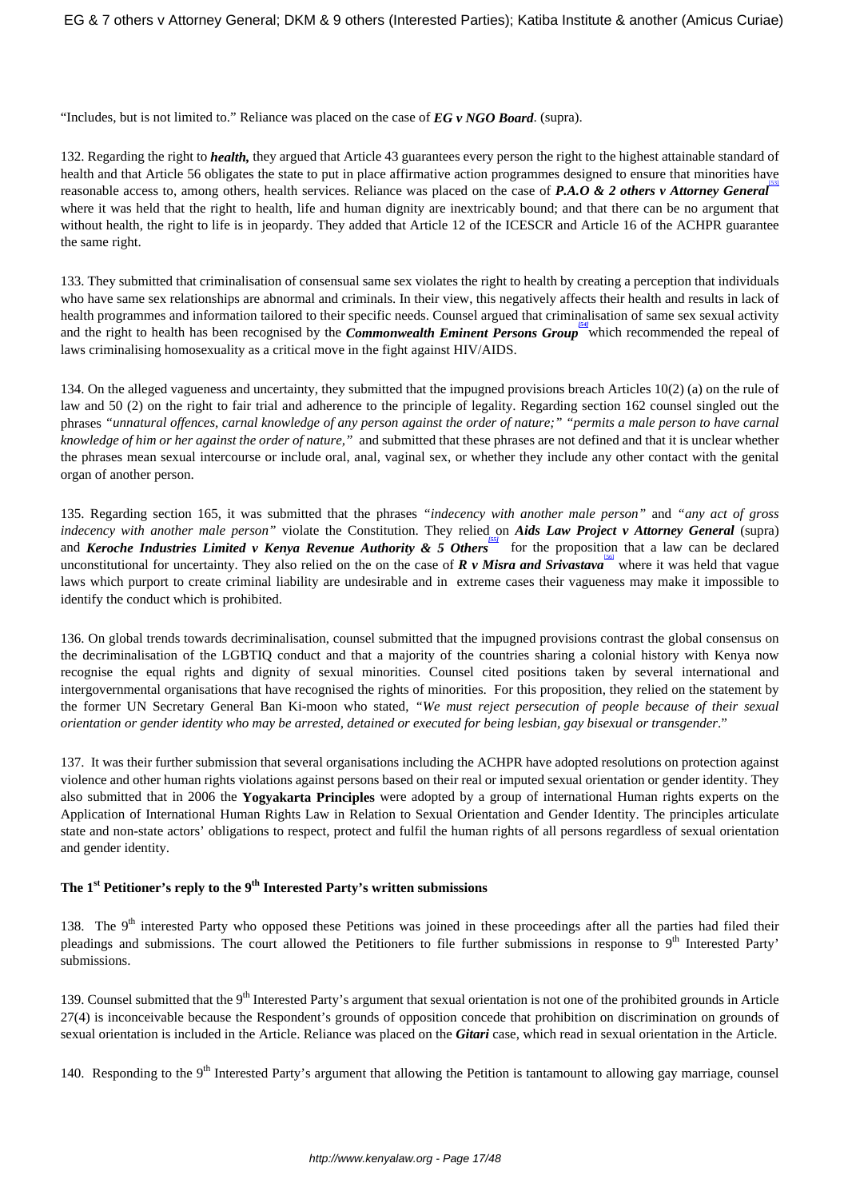"Includes, but is not limited to." Reliance was placed on the case of ***EG v NGO Board***. (supra).

132. Regarding the right to ***health,*** they argued that Article 43 guarantees every person the right to the highest attainable standard of health and that Article 56 obligates the state to put in place affirmative action programmes designed to ensure that minorities have reasonable access to, among others, health services. Reliance was placed on the case of ***P.A.O & 2 others v Attorney General***[53] where it was held that the right to health, life and human dignity are inextricably bound; and that there can be no argument that without health, the right to life is in jeopardy. They added that Article 12 of the ICESCR and Article 16 of the ACHPR guarantee the same right.

133. They submitted that criminalisation of consensual same sex violates the right to health by creating a perception that individuals who have same sex relationships are abnormal and criminals. In their view, this negatively affects their health and results in lack of health programmes and information tailored to their specific needs. Counsel argued that criminalisation of same sex sexual activity and the right to health has been recognised by the ***Commonwealth Eminent Persons Group***[54] which recommended the repeal of laws criminalising homosexuality as a critical move in the fight against HIV/AIDS.

134. On the alleged vagueness and uncertainty, they submitted that the impugned provisions breach Articles 10(2) (a) on the rule of law and 50 (2) on the right to fair trial and adherence to the principle of legality. Regarding section 162 counsel singled out the phrases *"unnatural offences, carnal knowledge of any person against the order of nature;" "permits a male person to have carnal knowledge of him or her against the order of nature,"* and submitted that these phrases are not defined and that it is unclear whether the phrases mean sexual intercourse or include oral, anal, vaginal sex, or whether they include any other contact with the genital organ of another person.

135. Regarding section 165, it was submitted that the phrases *"indecency with another male person"* and *"any act of gross indecency with another male person"* violate the Constitution. They relied on ***Aids Law Project v Attorney General*** (supra) and ***Keroche Industries Limited v Kenya Revenue Authority & 5 Others***[55] for the proposition that a law can be declared unconstitutional for uncertainty. They also relied on the on the case of ***R v Misra and Srivastava***[56] where it was held that vague laws which purport to create criminal liability are undesirable and in extreme cases their vagueness may make it impossible to identify the conduct which is prohibited.

136. On global trends towards decriminalisation, counsel submitted that the impugned provisions contrast the global consensus on the decriminalisation of the LGBTIQ conduct and that a majority of the countries sharing a colonial history with Kenya now recognise the equal rights and dignity of sexual minorities. Counsel cited positions taken by several international and intergovernmental organisations that have recognised the rights of minorities. For this proposition, they relied on the statement by the former UN Secretary General Ban Ki-moon who stated, *"We must reject persecution of people because of their sexual orientation or gender identity who may be arrested, detained or executed for being lesbian, gay bisexual or transgender*."

137. It was their further submission that several organisations including the ACHPR have adopted resolutions on protection against violence and other human rights violations against persons based on their real or imputed sexual orientation or gender identity. They also submitted that in 2006 the **Yogyakarta Principles** were adopted by a group of international Human rights experts on the Application of International Human Rights Law in Relation to Sexual Orientation and Gender Identity. The principles articulate state and non-state actors' obligations to respect, protect and fulfil the human rights of all persons regardless of sexual orientation and gender identity.

### The 1st Petitioner's reply to the 9th Interested Party's written submissions

138. The 9th interested Party who opposed these Petitions was joined in these proceedings after all the parties had filed their pleadings and submissions. The court allowed the Petitioners to file further submissions in response to 9th Interested Party' submissions.

139. Counsel submitted that the 9th Interested Party's argument that sexual orientation is not one of the prohibited grounds in Article 27(4) is inconceivable because the Respondent's grounds of opposition concede that prohibition on discrimination on grounds of sexual orientation is included in the Article. Reliance was placed on the ***Gitari*** case, which read in sexual orientation in the Article.

140. Responding to the 9th Interested Party's argument that allowing the Petition is tantamount to allowing gay marriage, counsel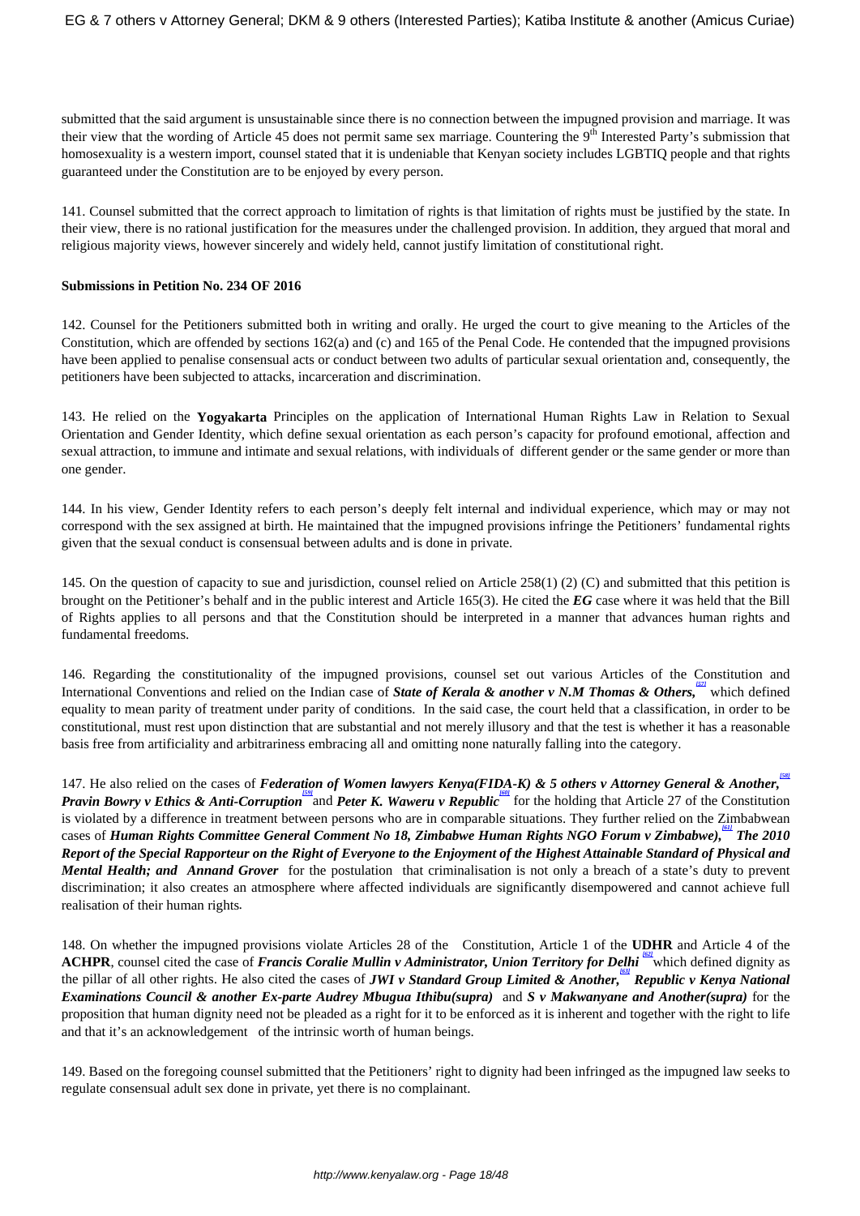submitted that the said argument is unsustainable since there is no connection between the impugned provision and marriage. It was their view that the wording of Article 45 does not permit same sex marriage. Countering the 9th Interested Party's submission that homosexuality is a western import, counsel stated that it is undeniable that Kenyan society includes LGBTIQ people and that rights guaranteed under the Constitution are to be enjoyed by every person.

141. Counsel submitted that the correct approach to limitation of rights is that limitation of rights must be justified by the state. In their view, there is no rational justification for the measures under the challenged provision. In addition, they argued that moral and religious majority views, however sincerely and widely held, cannot justify limitation of constitutional right.

**Submissions in Petition No. 234 OF 2016**

142. Counsel for the Petitioners submitted both in writing and orally. He urged the court to give meaning to the Articles of the Constitution, which are offended by sections 162(a) and (c) and 165 of the Penal Code. He contended that the impugned provisions have been applied to penalise consensual acts or conduct between two adults of particular sexual orientation and, consequently, the petitioners have been subjected to attacks, incarceration and discrimination.

143. He relied on the **Yogyakarta** Principles on the application of International Human Rights Law in Relation to Sexual Orientation and Gender Identity, which define sexual orientation as each person's capacity for profound emotional, affection and sexual attraction, to immune and intimate and sexual relations, with individuals of different gender or the same gender or more than one gender.

144. In his view, Gender Identity refers to each person's deeply felt internal and individual experience, which may or may not correspond with the sex assigned at birth. He maintained that the impugned provisions infringe the Petitioners' fundamental rights given that the sexual conduct is consensual between adults and is done in private.

145. On the question of capacity to sue and jurisdiction, counsel relied on Article 258(1) (2) (C) and submitted that this petition is brought on the Petitioner's behalf and in the public interest and Article 165(3). He cited the ***EG*** case where it was held that the Bill of Rights applies to all persons and that the Constitution should be interpreted in a manner that advances human rights and fundamental freedoms.

146. Regarding the constitutionality of the impugned provisions, counsel set out various Articles of the Constitution and International Conventions and relied on the Indian case of ***State of Kerala & another v N.M Thomas & Others,***[57] which defined equality to mean parity of treatment under parity of conditions. In the said case, the court held that a classification, in order to be constitutional, must rest upon distinction that are substantial and not merely illusory and that the test is whether it has a reasonable basis free from artificiality and arbitrariness embracing all and omitting none naturally falling into the category.

147. He also relied on the cases of ***Federation of Women lawyers Kenya(FIDA-K) & 5 others v Attorney General & Another,***[58] ***Pravin Bowry v Ethics & Anti-Corruption***[59] and ***Peter K. Waweru v Republic***[60] for the holding that Article 27 of the Constitution is violated by a difference in treatment between persons who are in comparable situations. They further relied on the Zimbabwean cases of ***Human Rights Committee General Comment No 18, Zimbabwe Human Rights NGO Forum v Zimbabwe),***[61] ***The 2010 Report of the Special Rapporteur on the Right of Everyone to the Enjoyment of the Highest Attainable Standard of Physical and Mental Health; and Annand Grover*** for the postulation that criminalisation is not only a breach of a state's duty to prevent discrimination; it also creates an atmosphere where affected individuals are significantly disempowered and cannot achieve full realisation of their human rights.

148. On whether the impugned provisions violate Articles 28 of the Constitution, Article 1 of the **UDHR** and Article 4 of the **ACHPR**, counsel cited the case of ***Francis Coralie Mullin v Administrator, Union Territory for Delhi***[62] which defined dignity as the pillar of all other rights. He also cited the cases of ***JWI v Standard Group Limited & Another,***[63] ***Republic v Kenya National Examinations Council & another Ex-parte Audrey Mbugua Ithibu(supra)*** and ***S v Makwanyane and Another(supra)*** for the proposition that human dignity need not be pleaded as a right for it to be enforced as it is inherent and together with the right to life and that it's an acknowledgement of the intrinsic worth of human beings.

149. Based on the foregoing counsel submitted that the Petitioners' right to dignity had been infringed as the impugned law seeks to regulate consensual adult sex done in private, yet there is no complainant.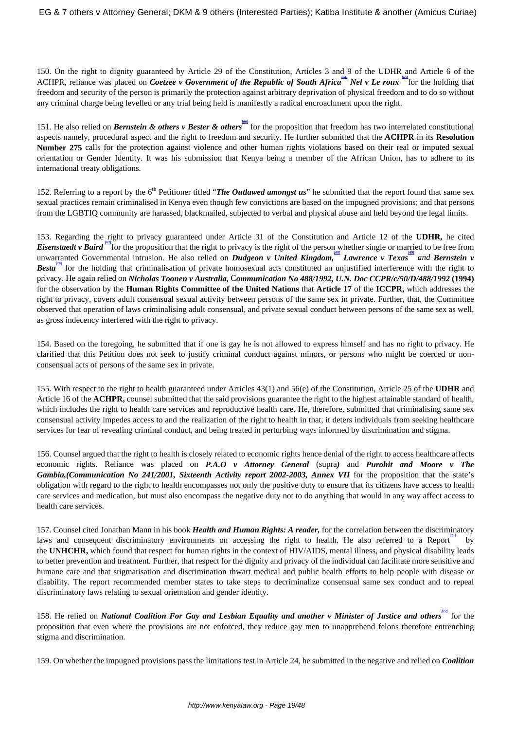150. On the right to dignity guaranteed by Article 29 of the Constitution, Articles 3 and 9 of the UDHR and Article 6 of the ACHPR, reliance was placed on ***Coetzee v Government of the Republic of South Africa***[64] ***Nel v Le roux***[65] for the holding that freedom and security of the person is primarily the protection against arbitrary deprivation of physical freedom and to do so without any criminal charge being levelled or any trial being held is manifestly a radical encroachment upon the right.

151. He also relied on ***Bernstein & others v Bester & others***[66] for the proposition that freedom has two interrelated constitutional aspects namely, procedural aspect and the right to freedom and security. He further submitted that the **ACHPR** in its **Resolution Number 275** calls for the protection against violence and other human rights violations based on their real or imputed sexual orientation or Gender Identity. It was his submission that Kenya being a member of the African Union, has to adhere to its international treaty obligations.

152. Referring to a report by the 6th Petitioner titled "***The Outlawed amongst us***" he submitted that the report found that same sex sexual practices remain criminalised in Kenya even though few convictions are based on the impugned provisions; and that persons from the LGBTIQ community are harassed, blackmailed, subjected to verbal and physical abuse and held beyond the legal limits.

153. Regarding the right to privacy guaranteed under Article 31 of the Constitution and Article 12 of the **UDHR,** he cited ***Eisenstaedt v Baird***[67] for the proposition that the right to privacy is the right of the person whether single or married to be free from unwarranted Governmental intrusion. He also relied on ***Dudgeon v United Kingdom,***[68] ***Lawrence v Texas***[69] *and* ***Bernstein v Besta***[70] for the holding that criminalisation of private homosexual acts constituted an unjustified interference with the right to privacy. He again relied on ***Nicholas Toonen v Australia, Communication No 488/1992, U.N. Doc CCPR/c/50/D/488/1992* (1994)** for the observation by the **Human Rights Committee of the United Nations** that **Article 17** of the **ICCPR,** which addresses the right to privacy, covers adult consensual sexual activity between persons of the same sex in private. Further, that, the Committee observed that operation of laws criminalising adult consensual, and private sexual conduct between persons of the same sex as well, as gross indecency interfered with the right to privacy.

154. Based on the foregoing, he submitted that if one is gay he is not allowed to express himself and has no right to privacy. He clarified that this Petition does not seek to justify criminal conduct against minors, or persons who might be coerced or non-consensual acts of persons of the same sex in private.

155. With respect to the right to health guaranteed under Articles 43(1) and 56(e) of the Constitution, Article 25 of the **UDHR** and Article 16 of the **ACHPR,** counsel submitted that the said provisions guarantee the right to the highest attainable standard of health, which includes the right to health care services and reproductive health care. He, therefore, submitted that criminalising same sex consensual activity impedes access to and the realization of the right to health in that, it deters individuals from seeking healthcare services for fear of revealing criminal conduct, and being treated in perturbing ways informed by discrimination and stigma.

156. Counsel argued that the right to health is closely related to economic rights hence denial of the right to access healthcare affects economic rights. Reliance was placed on ***P.A.O v Attorney General*** (supra*)* and ***Purohit and Moore v The Gambia,(Communication No 241/2001, Sixteenth Activity report 2002-2003, Annex VII*** for the proposition that the state's obligation with regard to the right to health encompasses not only the positive duty to ensure that its citizens have access to health care services and medication, but must also encompass the negative duty not to do anything that would in any way affect access to health care services.

157. Counsel cited Jonathan Mann in his book ***Health and Human Rights: A reader,*** for the correlation between the discriminatory laws and consequent discriminatory environments on accessing the right to health. He also referred to a Report[71] by the **UNHCHR,** which found that respect for human rights in the context of HIV/AIDS, mental illness, and physical disability leads to better prevention and treatment. Further, that respect for the dignity and privacy of the individual can facilitate more sensitive and humane care and that stigmatisation and discrimination thwart medical and public health efforts to help people with disease or disability. The report recommended member states to take steps to decriminalize consensual same sex conduct and to repeal discriminatory laws relating to sexual orientation and gender identity.

158. He relied on ***National Coalition For Gay and Lesbian Equality and another v Minister of Justice and others***[72] for the proposition that even where the provisions are not enforced, they reduce gay men to unapprehend felons therefore entrenching stigma and discrimination.

159. On whether the impugned provisions pass the limitations test in Article 24, he submitted in the negative and relied on ***Coalition***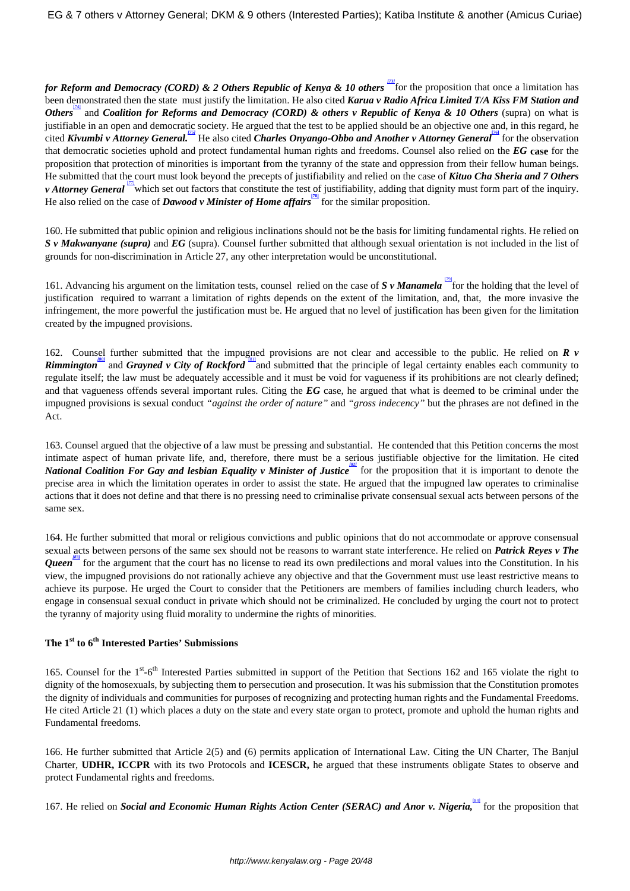***for Reform and Democracy (CORD) & 2 Others Republic of Kenya & 10 others*** [73] for the proposition that once a limitation has been demonstrated then the state must justify the limitation. He also cited ***Karua v Radio Africa Limited T/A Kiss FM Station and Others***[74] and ***Coalition for Reforms and Democracy (CORD) & others v Republic of Kenya & 10 Others*** (supra) on what is justifiable in an open and democratic society. He argued that the test to be applied should be an objective one and, in this regard, he cited ***Kivumbi v Attorney General.***[75] He also cited ***Charles Onyango-Obbo and Another v Attorney General***[76] for the observation that democratic societies uphold and protect fundamental human rights and freedoms. Counsel also relied on the ***EG* case** for the proposition that protection of minorities is important from the tyranny of the state and oppression from their fellow human beings. He submitted that the court must look beyond the precepts of justifiability and relied on the case of ***Kituo Cha Sheria and 7 Others v Attorney General*** [77] which set out factors that constitute the test of justifiability, adding that dignity must form part of the inquiry. He also relied on the case of ***Dawood v Minister of Home affairs***[78] for the similar proposition.

160. He submitted that public opinion and religious inclinations should not be the basis for limiting fundamental rights. He relied on ***S v Makwanyane (supra)*** and ***EG*** (supra). Counsel further submitted that although sexual orientation is not included in the list of grounds for non-discrimination in Article 27, any other interpretation would be unconstitutional.

161. Advancing his argument on the limitation tests, counsel relied on the case of ***S v Manamela*** [79] for the holding that the level of justification required to warrant a limitation of rights depends on the extent of the limitation, and, that, the more invasive the infringement, the more powerful the justification must be. He argued that no level of justification has been given for the limitation created by the impugned provisions.

162. Counsel further submitted that the impugned provisions are not clear and accessible to the public. He relied on ***R v Rimmington***[80] and ***Grayned v City of Rockford*** [81] and submitted that the principle of legal certainty enables each community to regulate itself; the law must be adequately accessible and it must be void for vagueness if its prohibitions are not clearly defined; and that vagueness offends several important rules. Citing the ***EG*** case, he argued that what is deemed to be criminal under the impugned provisions is sexual conduct *"against the order of nature"* and *"gross indecency"* but the phrases are not defined in the Act.

163. Counsel argued that the objective of a law must be pressing and substantial. He contended that this Petition concerns the most intimate aspect of human private life, and, therefore, there must be a serious justifiable objective for the limitation. He cited ***National Coalition For Gay and lesbian Equality v Minister of Justice***[82] for the proposition that it is important to denote the precise area in which the limitation operates in order to assist the state. He argued that the impugned law operates to criminalise actions that it does not define and that there is no pressing need to criminalise private consensual sexual acts between persons of the same sex.

164. He further submitted that moral or religious convictions and public opinions that do not accommodate or approve consensual sexual acts between persons of the same sex should not be reasons to warrant state interference. He relied on ***Patrick Reyes v The Queen***[83] for the argument that the court has no license to read its own predilections and moral values into the Constitution. In his view, the impugned provisions do not rationally achieve any objective and that the Government must use least restrictive means to achieve its purpose. He urged the Court to consider that the Petitioners are members of families including church leaders, who engage in consensual sexual conduct in private which should not be criminalized. He concluded by urging the court not to protect the tyranny of majority using fluid morality to undermine the rights of minorities.

### The 1st to 6th Interested Parties' Submissions

165. Counsel for the 1st-6th Interested Parties submitted in support of the Petition that Sections 162 and 165 violate the right to dignity of the homosexuals, by subjecting them to persecution and prosecution. It was his submission that the Constitution promotes the dignity of individuals and communities for purposes of recognizing and protecting human rights and the Fundamental Freedoms. He cited Article 21 (1) which places a duty on the state and every state organ to protect, promote and uphold the human rights and Fundamental freedoms.

166. He further submitted that Article 2(5) and (6) permits application of International Law. Citing the UN Charter, The Banjul Charter, **UDHR, ICCPR** with its two Protocols and **ICESCR,** he argued that these instruments obligate States to observe and protect Fundamental rights and freedoms.

167. He relied on ***Social and Economic Human Rights Action Center (SERAC) and Anor v. Nigeria,***[84] for the proposition that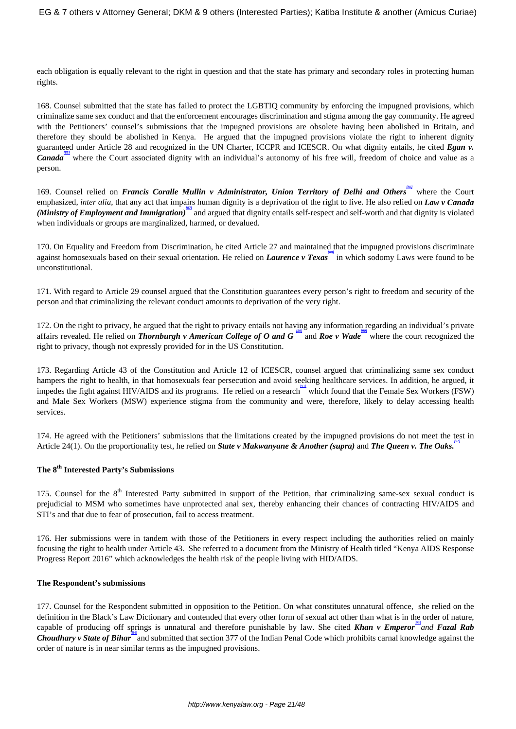each obligation is equally relevant to the right in question and that the state has primary and secondary roles in protecting human rights.

168. Counsel submitted that the state has failed to protect the LGBTIQ community by enforcing the impugned provisions, which criminalize same sex conduct and that the enforcement encourages discrimination and stigma among the gay community. He agreed with the Petitioners' counsel's submissions that the impugned provisions are obsolete having been abolished in Britain, and therefore they should be abolished in Kenya. He argued that the impugned provisions violate the right to inherent dignity guaranteed under Article 28 and recognized in the UN Charter, ICCPR and ICESCR. On what dignity entails, he cited ***Egan v. Canada***[85] where the Court associated dignity with an individual's autonomy of his free will, freedom of choice and value as a person.

169. Counsel relied on ***Francis Coralle Mullin v Administrator, Union Territory of Delhi and Others***[86] where the Court emphasized, *inter alia*, that any act that impairs human dignity is a deprivation of the right to live. He also relied on ***Law v Canada (Ministry of Employment and Immigration)***[87] and argued that dignity entails self-respect and self-worth and that dignity is violated when individuals or groups are marginalized, harmed, or devalued.

170. On Equality and Freedom from Discrimination, he cited Article 27 and maintained that the impugned provisions discriminate against homosexuals based on their sexual orientation. He relied on ***Laurence v Texas***[88] in which sodomy Laws were found to be unconstitutional.

171. With regard to Article 29 counsel argued that the Constitution guarantees every person's right to freedom and security of the person and that criminalizing the relevant conduct amounts to deprivation of the very right.

172. On the right to privacy, he argued that the right to privacy entails not having any information regarding an individual's private affairs revealed. He relied on ***Thornburgh v American College of O and G***[89] and ***Roe v Wade***[90] where the court recognized the right to privacy, though not expressly provided for in the US Constitution.

173. Regarding Article 43 of the Constitution and Article 12 of ICESCR, counsel argued that criminalizing same sex conduct hampers the right to health, in that homosexuals fear persecution and avoid seeking healthcare services. In addition, he argued, it impedes the fight against HIV/AIDS and its programs. He relied on a research[91] which found that the Female Sex Workers (FSW) and Male Sex Workers (MSW) experience stigma from the community and were, therefore, likely to delay accessing health services.

174. He agreed with the Petitioners' submissions that the limitations created by the impugned provisions do not meet the test in Article 24(1). On the proportionality test, he relied on ***State v Makwanyane & Another (supra)*** and ***The Queen v. The Oaks.***[92]

### The 8th Interested Party's Submissions

175. Counsel for the 8th Interested Party submitted in support of the Petition, that criminalizing same-sex sexual conduct is prejudicial to MSM who sometimes have unprotected anal sex, thereby enhancing their chances of contracting HIV/AIDS and STI's and that due to fear of prosecution, fail to access treatment.

176. Her submissions were in tandem with those of the Petitioners in every respect including the authorities relied on mainly focusing the right to health under Article 43. She referred to a document from the Ministry of Health titled "Kenya AIDS Response Progress Report 2016" which acknowledges the health risk of the people living with HID/AIDS.

### The Respondent's submissions

177. Counsel for the Respondent submitted in opposition to the Petition. On what constitutes unnatural offence, she relied on the definition in the Black's Law Dictionary and contended that every other form of sexual act other than what is in the order of nature, capable of producing off springs is unnatural and therefore punishable by law. She cited ***Khan v Emperor***[93] *and* ***Fazal Rab Choudhary v State of Bihar***[94] and submitted that section 377 of the Indian Penal Code which prohibits carnal knowledge against the order of nature is in near similar terms as the impugned provisions.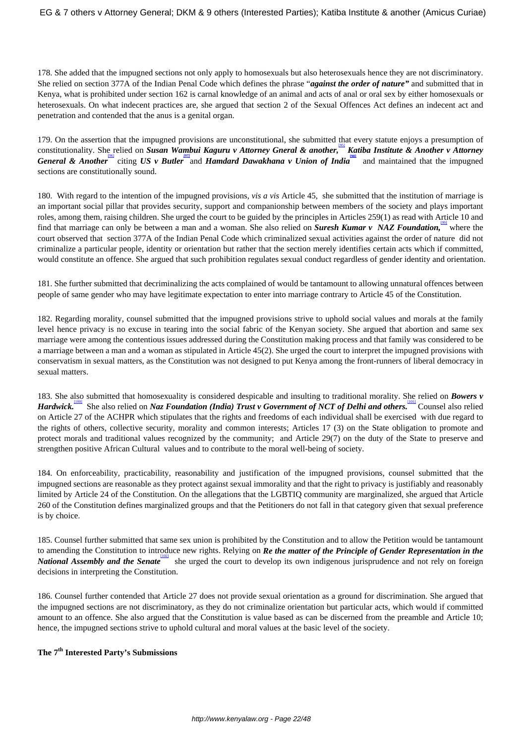178. She added that the impugned sections not only apply to homosexuals but also heterosexuals hence they are not discriminatory. She relied on section 377A of the Indian Penal Code which defines the phrase "***against the order of nature***" and submitted that in Kenya, what is prohibited under section 162 is carnal knowledge of an animal and acts of anal or oral sex by either homosexuals or heterosexuals. On what indecent practices are, she argued that section 2 of the Sexual Offences Act defines an indecent act and penetration and contended that the anus is a genital organ.

179. On the assertion that the impugned provisions are unconstitutional, she submitted that every statute enjoys a presumption of constitutionality. She relied on ***Susan Wambui Kaguru v Attorney Gneral & another,***[95] ***Katiba Institute & Another v Attorney General & Another***[96] citing ***US v Butler***[97] and ***Hamdard Dawakhana v Union of India***[98] and maintained that the impugned sections are constitutionally sound.

180. With regard to the intention of the impugned provisions, *vis a vis* Article 45, she submitted that the institution of marriage is an important social pillar that provides security, support and companionship between members of the society and plays important roles, among them, raising children. She urged the court to be guided by the principles in Articles 259(1) as read with Article 10 and find that marriage can only be between a man and a woman. She also relied on ***Suresh Kumar v NAZ Foundation,***[99] where the court observed that section 377A of the Indian Penal Code which criminalized sexual activities against the order of nature did not criminalize a particular people, identity or orientation but rather that the section merely identifies certain acts which if committed, would constitute an offence. She argued that such prohibition regulates sexual conduct regardless of gender identity and orientation.

181. She further submitted that decriminalizing the acts complained of would be tantamount to allowing unnatural offences between people of same gender who may have legitimate expectation to enter into marriage contrary to Article 45 of the Constitution.

182. Regarding morality, counsel submitted that the impugned provisions strive to uphold social values and morals at the family level hence privacy is no excuse in tearing into the social fabric of the Kenyan society. She argued that abortion and same sex marriage were among the contentious issues addressed during the Constitution making process and that family was considered to be a marriage between a man and a woman as stipulated in Article 45(2). She urged the court to interpret the impugned provisions with conservatism in sexual matters, as the Constitution was not designed to put Kenya among the front-runners of liberal democracy in sexual matters.

183. She also submitted that homosexuality is considered despicable and insulting to traditional morality. She relied on ***Bowers v Hardwick.***[100] She also relied on ***Naz Foundation (India) Trust v Government of NCT of Delhi and others.***[101] Counsel also relied on Article 27 of the ACHPR which stipulates that the rights and freedoms of each individual shall be exercised with due regard to the rights of others, collective security, morality and common interests; Articles 17 (3) on the State obligation to promote and protect morals and traditional values recognized by the community; and Article 29(7) on the duty of the State to preserve and strengthen positive African Cultural values and to contribute to the moral well-being of society.

184. On enforceability, practicability, reasonability and justification of the impugned provisions, counsel submitted that the impugned sections are reasonable as they protect against sexual immorality and that the right to privacy is justifiably and reasonably limited by Article 24 of the Constitution. On the allegations that the LGBTIQ community are marginalized, she argued that Article 260 of the Constitution defines marginalized groups and that the Petitioners do not fall in that category given that sexual preference is by choice.

185. Counsel further submitted that same sex union is prohibited by the Constitution and to allow the Petition would be tantamount to amending the Constitution to introduce new rights. Relying on ***Re the matter of the Principle of Gender Representation in the National Assembly and the Senate***[102] she urged the court to develop its own indigenous jurisprudence and not rely on foreign decisions in interpreting the Constitution.

186. Counsel further contended that Article 27 does not provide sexual orientation as a ground for discrimination. She argued that the impugned sections are not discriminatory, as they do not criminalize orientation but particular acts, which would if committed amount to an offence. She also argued that the Constitution is value based as can be discerned from the preamble and Article 10; hence, the impugned sections strive to uphold cultural and moral values at the basic level of the society.

**The 7th Interested Party's Submissions**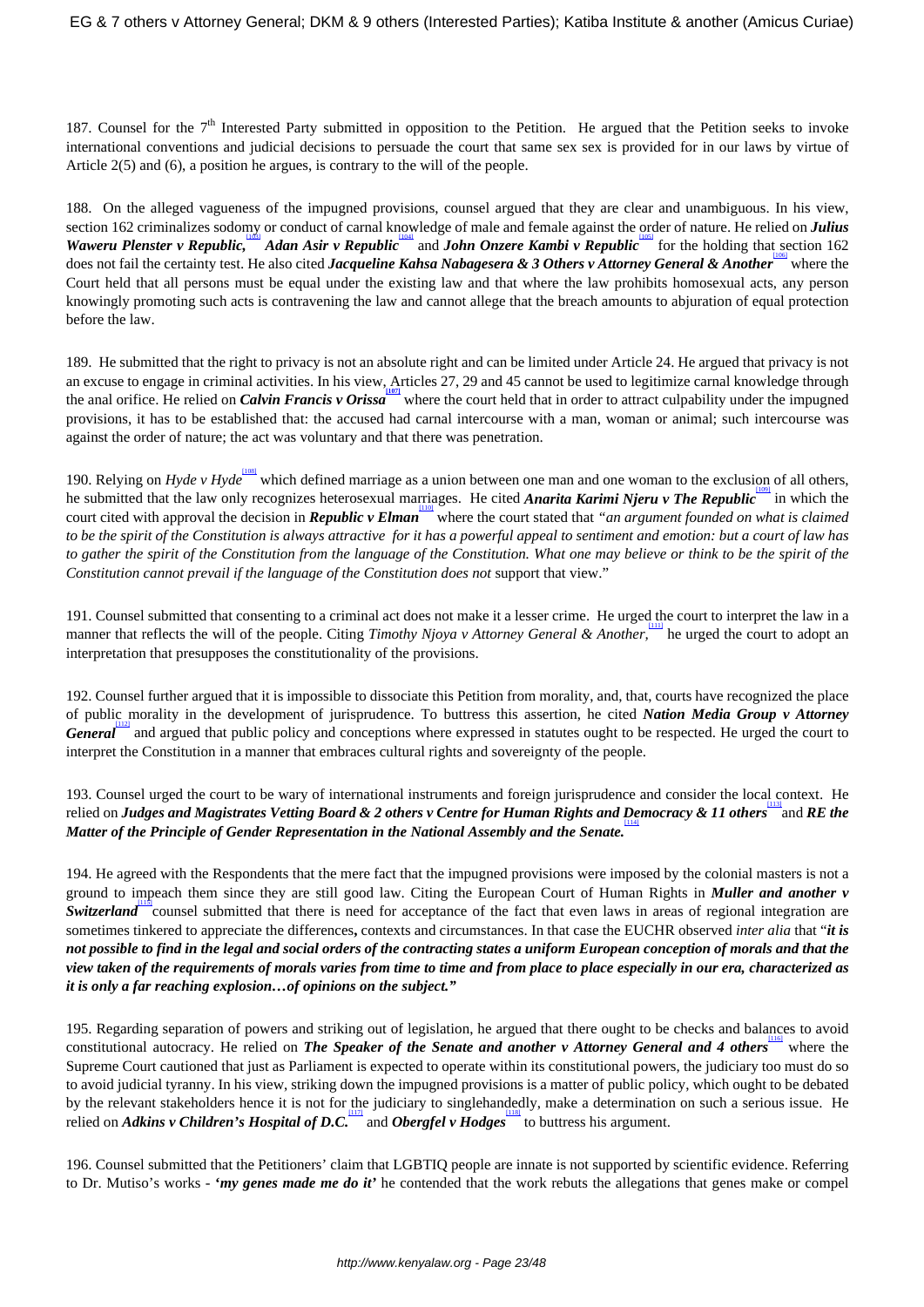187. Counsel for the 7th Interested Party submitted in opposition to the Petition. He argued that the Petition seeks to invoke international conventions and judicial decisions to persuade the court that same sex sex is provided for in our laws by virtue of Article 2(5) and (6), a position he argues, is contrary to the will of the people.

188. On the alleged vagueness of the impugned provisions, counsel argued that they are clear and unambiguous. In his view, section 162 criminalizes sodomy or conduct of carnal knowledge of male and female against the order of nature. He relied on ***Julius Waweru Plenster v Republic,***[103] ***Adan Asir v Republic***[104] and ***John Onzere Kambi v Republic***[105] for the holding that section 162 does not fail the certainty test. He also cited ***Jacqueline Kahsa Nabagesera & 3 Others v Attorney General & Another***[106] where the Court held that all persons must be equal under the existing law and that where the law prohibits homosexual acts, any person knowingly promoting such acts is contravening the law and cannot allege that the breach amounts to abjuration of equal protection before the law.

189. He submitted that the right to privacy is not an absolute right and can be limited under Article 24. He argued that privacy is not an excuse to engage in criminal activities. In his view, Articles 27, 29 and 45 cannot be used to legitimize carnal knowledge through the anal orifice. He relied on ***Calvin Francis v Orissa***[107] where the court held that in order to attract culpability under the impugned provisions, it has to be established that: the accused had carnal intercourse with a man, woman or animal; such intercourse was against the order of nature; the act was voluntary and that there was penetration.

190. Relying on *Hyde v Hyde*[108] which defined marriage as a union between one man and one woman to the exclusion of all others, he submitted that the law only recognizes heterosexual marriages. He cited ***Anarita Karimi Njeru v The Republic***[109] in which the court cited with approval the decision in ***Republic v Elman***[110] where the court stated that *"an argument founded on what is claimed to be the spirit of the Constitution is always attractive for it has a powerful appeal to sentiment and emotion: but a court of law has to gather the spirit of the Constitution from the language of the Constitution. What one may believe or think to be the spirit of the Constitution cannot prevail if the language of the Constitution does not* support that view."

191. Counsel submitted that consenting to a criminal act does not make it a lesser crime. He urged the court to interpret the law in a manner that reflects the will of the people. Citing *Timothy Njoya v Attorney General & Another,*[111] he urged the court to adopt an interpretation that presupposes the constitutionality of the provisions.

192. Counsel further argued that it is impossible to dissociate this Petition from morality, and, that, courts have recognized the place of public morality in the development of jurisprudence. To buttress this assertion, he cited ***Nation Media Group v Attorney General***[112] and argued that public policy and conceptions where expressed in statutes ought to be respected. He urged the court to interpret the Constitution in a manner that embraces cultural rights and sovereignty of the people.

193. Counsel urged the court to be wary of international instruments and foreign jurisprudence and consider the local context. He relied on ***Judges and Magistrates Vetting Board & 2 others v Centre for Human Rights and Democracy & 11 others***[113] and ***RE the Matter of the Principle of Gender Representation in the National Assembly and the Senate.***[114]

194. He agreed with the Respondents that the mere fact that the impugned provisions were imposed by the colonial masters is not a ground to impeach them since they are still good law. Citing the European Court of Human Rights in ***Muller and another v Switzerland***[115] counsel submitted that there is need for acceptance of the fact that even laws in areas of regional integration are sometimes tinkered to appreciate the differences**,** contexts and circumstances. In that case the EUCHR observed *inter alia* that "***it is not possible to find in the legal and social orders of the contracting states a uniform European conception of morals and that the view taken of the requirements of morals varies from time to time and from place to place especially in our era, characterized as it is only a far reaching explosion…of opinions on the subject."***

195. Regarding separation of powers and striking out of legislation, he argued that there ought to be checks and balances to avoid constitutional autocracy. He relied on ***The Speaker of the Senate and another v Attorney General and 4 others***[116] where the Supreme Court cautioned that just as Parliament is expected to operate within its constitutional powers, the judiciary too must do so to avoid judicial tyranny. In his view, striking down the impugned provisions is a matter of public policy, which ought to be debated by the relevant stakeholders hence it is not for the judiciary to singlehandedly, make a determination on such a serious issue. He relied on ***Adkins v Children's Hospital of D.C.***[117] and ***Obergfel v Hodges***[118] to buttress his argument.

196. Counsel submitted that the Petitioners' claim that LGBTIQ people are innate is not supported by scientific evidence. Referring to Dr. Mutiso's works - ***'my genes made me do it'*** he contended that the work rebuts the allegations that genes make or compel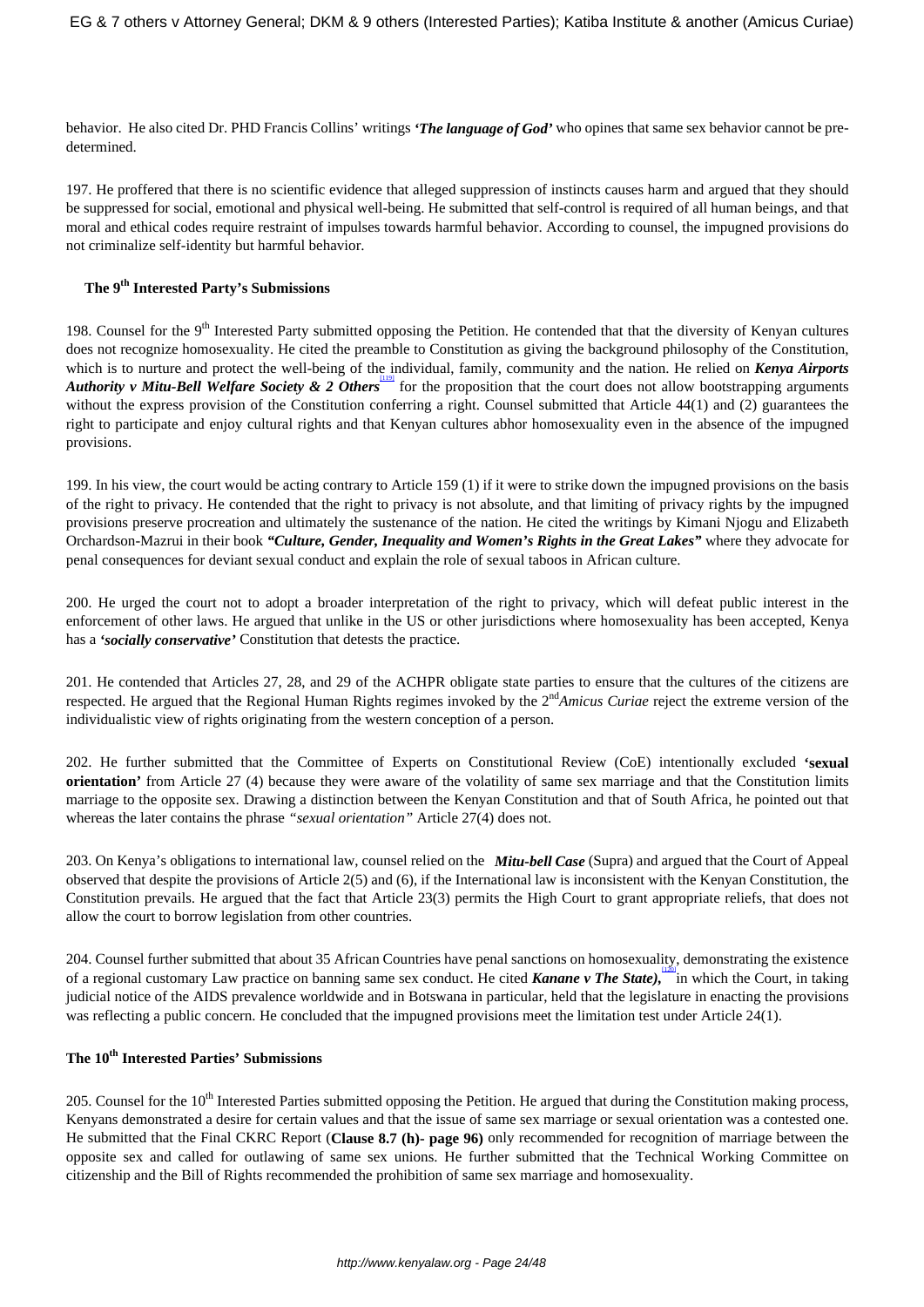behavior. He also cited Dr. PHD Francis Collins' writings ***'The language of God'*** who opines that same sex behavior cannot be pre-determined.

197. He proffered that there is no scientific evidence that alleged suppression of instincts causes harm and argued that they should be suppressed for social, emotional and physical well-being. He submitted that self-control is required of all human beings, and that moral and ethical codes require restraint of impulses towards harmful behavior. According to counsel, the impugned provisions do not criminalize self-identity but harmful behavior.

### The 9th Interested Party's Submissions

198. Counsel for the 9th Interested Party submitted opposing the Petition. He contended that that the diversity of Kenyan cultures does not recognize homosexuality. He cited the preamble to Constitution as giving the background philosophy of the Constitution, which is to nurture and protect the well-being of the individual, family, community and the nation. He relied on ***Kenya Airports Authority v Mitu-Bell Welfare Society & 2 Others***[119] for the proposition that the court does not allow bootstrapping arguments without the express provision of the Constitution conferring a right. Counsel submitted that Article 44(1) and (2) guarantees the right to participate and enjoy cultural rights and that Kenyan cultures abhor homosexuality even in the absence of the impugned provisions.

199. In his view, the court would be acting contrary to Article 159 (1) if it were to strike down the impugned provisions on the basis of the right to privacy. He contended that the right to privacy is not absolute, and that limiting of privacy rights by the impugned provisions preserve procreation and ultimately the sustenance of the nation. He cited the writings by Kimani Njogu and Elizabeth Orchardson-Mazrui in their book ***"Culture, Gender, Inequality and Women's Rights in the Great Lakes"*** where they advocate for penal consequences for deviant sexual conduct and explain the role of sexual taboos in African culture.

200. He urged the court not to adopt a broader interpretation of the right to privacy, which will defeat public interest in the enforcement of other laws. He argued that unlike in the US or other jurisdictions where homosexuality has been accepted, Kenya has a ***'socially conservative'*** Constitution that detests the practice.

201. He contended that Articles 27, 28, and 29 of the ACHPR obligate state parties to ensure that the cultures of the citizens are respected. He argued that the Regional Human Rights regimes invoked by the 2nd *Amicus Curiae* reject the extreme version of the individualistic view of rights originating from the western conception of a person.

202. He further submitted that the Committee of Experts on Constitutional Review (CoE) intentionally excluded **'sexual orientation'** from Article 27 (4) because they were aware of the volatility of same sex marriage and that the Constitution limits marriage to the opposite sex. Drawing a distinction between the Kenyan Constitution and that of South Africa, he pointed out that whereas the later contains the phrase *"sexual orientation"* Article 27(4) does not.

203. On Kenya's obligations to international law, counsel relied on the ***Mitu-bell Case*** (Supra) and argued that the Court of Appeal observed that despite the provisions of Article 2(5) and (6), if the International law is inconsistent with the Kenyan Constitution, the Constitution prevails. He argued that the fact that Article 23(3) permits the High Court to grant appropriate reliefs, that does not allow the court to borrow legislation from other countries.

204. Counsel further submitted that about 35 African Countries have penal sanctions on homosexuality, demonstrating the existence of a regional customary Law practice on banning same sex conduct. He cited ***Kanane v The State),***[120] in which the Court, in taking judicial notice of the AIDS prevalence worldwide and in Botswana in particular, held that the legislature in enacting the provisions was reflecting a public concern. He concluded that the impugned provisions meet the limitation test under Article 24(1).

### The 10th Interested Parties' Submissions

205. Counsel for the 10th Interested Parties submitted opposing the Petition. He argued that during the Constitution making process, Kenyans demonstrated a desire for certain values and that the issue of same sex marriage or sexual orientation was a contested one. He submitted that the Final CKRC Report (**Clause 8.7 (h)- page 96)** only recommended for recognition of marriage between the opposite sex and called for outlawing of same sex unions. He further submitted that the Technical Working Committee on citizenship and the Bill of Rights recommended the prohibition of same sex marriage and homosexuality.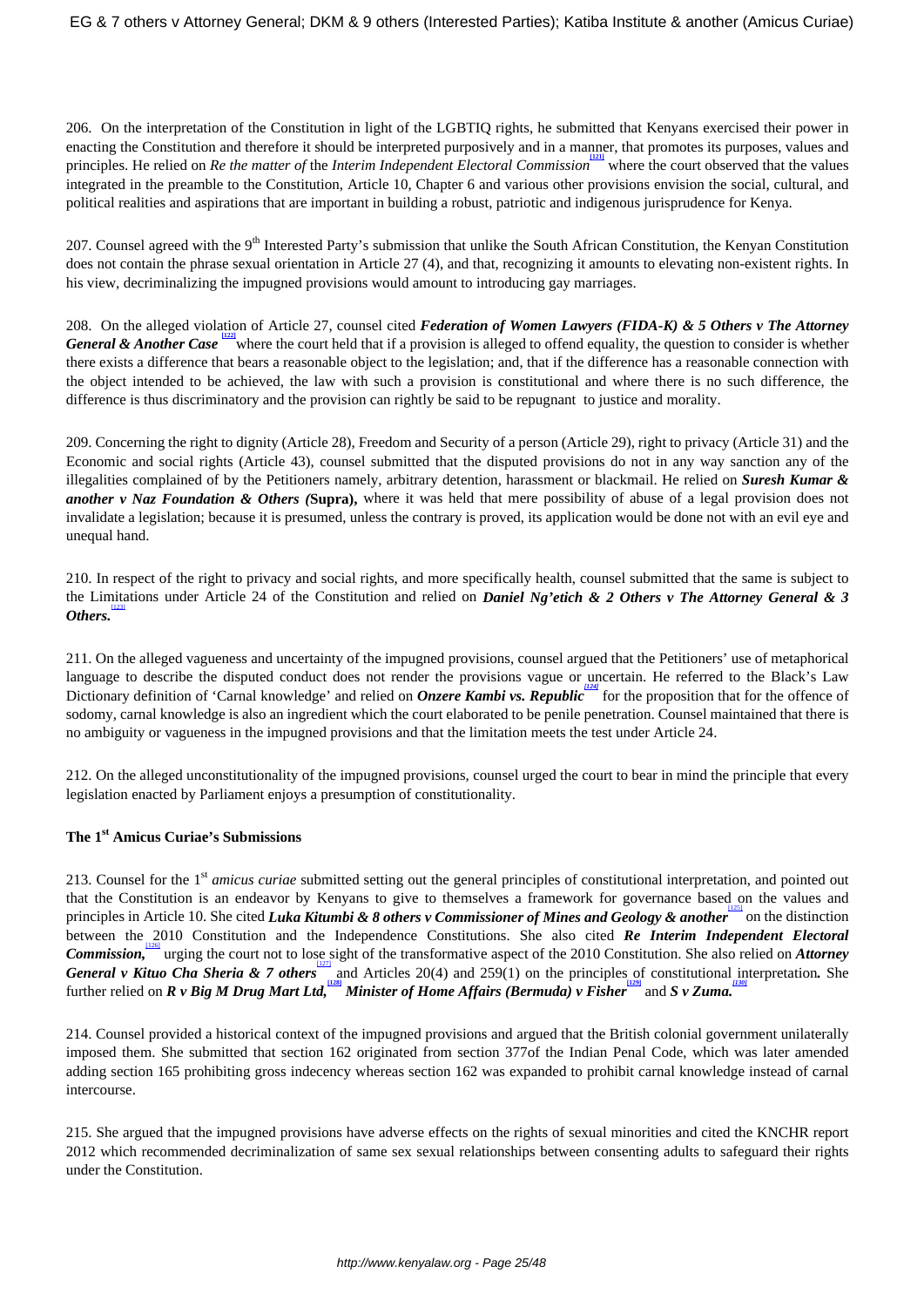206. On the interpretation of the Constitution in light of the LGBTIQ rights, he submitted that Kenyans exercised their power in enacting the Constitution and therefore it should be interpreted purposively and in a manner, that promotes its purposes, values and principles. He relied on *Re the matter of* the *Interim Independent Electoral Commission*[121] where the court observed that the values integrated in the preamble to the Constitution, Article 10, Chapter 6 and various other provisions envision the social, cultural, and political realities and aspirations that are important in building a robust, patriotic and indigenous jurisprudence for Kenya.

207. Counsel agreed with the 9th Interested Party's submission that unlike the South African Constitution, the Kenyan Constitution does not contain the phrase sexual orientation in Article 27 (4), and that, recognizing it amounts to elevating non-existent rights. In his view, decriminalizing the impugned provisions would amount to introducing gay marriages.

208. On the alleged violation of Article 27, counsel cited ***Federation of Women Lawyers (FIDA-K) & 5 Others v The Attorney General & Another Case***[122] where the court held that if a provision is alleged to offend equality, the question to consider is whether there exists a difference that bears a reasonable object to the legislation; and, that if the difference has a reasonable connection with the object intended to be achieved, the law with such a provision is constitutional and where there is no such difference, the difference is thus discriminatory and the provision can rightly be said to be repugnant to justice and morality.

209. Concerning the right to dignity (Article 28), Freedom and Security of a person (Article 29), right to privacy (Article 31) and the Economic and social rights (Article 43), counsel submitted that the disputed provisions do not in any way sanction any of the illegalities complained of by the Petitioners namely, arbitrary detention, harassment or blackmail. He relied on ***Suresh Kumar & another v Naz Foundation & Others (*****Supra),** where it was held that mere possibility of abuse of a legal provision does not invalidate a legislation; because it is presumed, unless the contrary is proved, its application would be done not with an evil eye and unequal hand.

210. In respect of the right to privacy and social rights, and more specifically health, counsel submitted that the same is subject to the Limitations under Article 24 of the Constitution and relied on ***Daniel Ng'etich & 2 Others v The Attorney General & 3 Others.***[123]

211. On the alleged vagueness and uncertainty of the impugned provisions, counsel argued that the Petitioners' use of metaphorical language to describe the disputed conduct does not render the provisions vague or uncertain. He referred to the Black's Law Dictionary definition of 'Carnal knowledge' and relied on ***Onzere Kambi vs. Republic***[124] for the proposition that for the offence of sodomy, carnal knowledge is also an ingredient which the court elaborated to be penile penetration. Counsel maintained that there is no ambiguity or vagueness in the impugned provisions and that the limitation meets the test under Article 24.

212. On the alleged unconstitutionality of the impugned provisions, counsel urged the court to bear in mind the principle that every legislation enacted by Parliament enjoys a presumption of constitutionality.

### The 1st Amicus Curiae's Submissions

213. Counsel for the 1st *amicus curiae* submitted setting out the general principles of constitutional interpretation, and pointed out that the Constitution is an endeavor by Kenyans to give to themselves a framework for governance based on the values and principles in Article 10. She cited ***Luka Kitumbi & 8 others v Commissioner of Mines and Geology & another***[125] on the distinction between the 2010 Constitution and the Independence Constitutions. She also cited ***Re Interim Independent Electoral Commission,***[126] urging the court not to lose sight of the transformative aspect of the 2010 Constitution. She also relied on ***Attorney General v Kituo Cha Sheria & 7 others***[127] and Articles 20(4) and 259(1) on the principles of constitutional interpretation**.** She further relied on ***R v Big M Drug Mart Ltd,***[128] ***Minister of Home Affairs (Bermuda) v Fisher***[129] and ***S v Zuma.***[130]

214. Counsel provided a historical context of the impugned provisions and argued that the British colonial government unilaterally imposed them. She submitted that section 162 originated from section 377of the Indian Penal Code, which was later amended adding section 165 prohibiting gross indecency whereas section 162 was expanded to prohibit carnal knowledge instead of carnal intercourse.

215. She argued that the impugned provisions have adverse effects on the rights of sexual minorities and cited the KNCHR report 2012 which recommended decriminalization of same sex sexual relationships between consenting adults to safeguard their rights under the Constitution.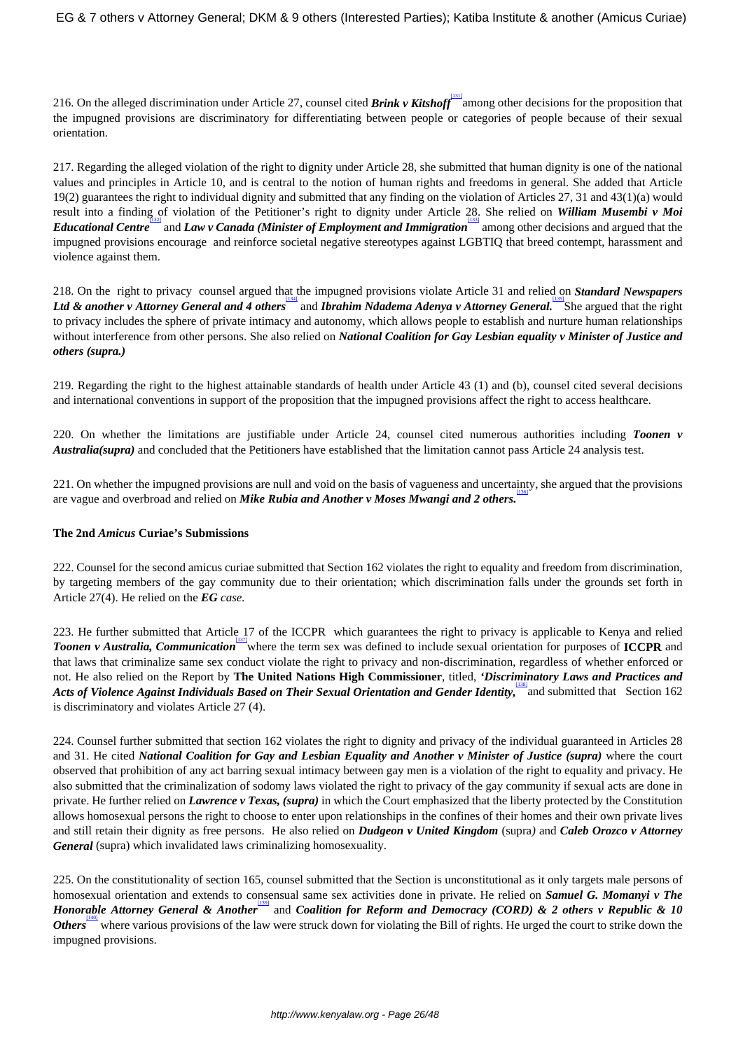216. On the alleged discrimination under Article 27, counsel cited ***Brink v Kitshoff***[131] among other decisions for the proposition that the impugned provisions are discriminatory for differentiating between people or categories of people because of their sexual orientation.

217. Regarding the alleged violation of the right to dignity under Article 28, she submitted that human dignity is one of the national values and principles in Article 10, and is central to the notion of human rights and freedoms in general. She added that Article 19(2) guarantees the right to individual dignity and submitted that any finding on the violation of Articles 27, 31 and 43(1)(a) would result into a finding of violation of the Petitioner's right to dignity under Article 28. She relied on ***William Musembi v Moi Educational Centre***[132] and ***Law v Canada (Minister of Employment and Immigration***[133] among other decisions and argued that the impugned provisions encourage and reinforce societal negative stereotypes against LGBTIQ that breed contempt, harassment and violence against them.

218. On the right to privacy counsel argued that the impugned provisions violate Article 31 and relied on ***Standard Newspapers Ltd & another v Attorney General and 4 others***[134] and ***Ibrahim Ndadema Adenya v Attorney General.***[135] She argued that the right to privacy includes the sphere of private intimacy and autonomy, which allows people to establish and nurture human relationships without interference from other persons. She also relied on ***National Coalition for Gay Lesbian equality v Minister of Justice and others (supra.)***

219. Regarding the right to the highest attainable standards of health under Article 43 (1) and (b), counsel cited several decisions and international conventions in support of the proposition that the impugned provisions affect the right to access healthcare.

220. On whether the limitations are justifiable under Article 24, counsel cited numerous authorities including ***Toonen v Australia(supra)*** and concluded that the Petitioners have established that the limitation cannot pass Article 24 analysis test.

221. On whether the impugned provisions are null and void on the basis of vagueness and uncertainty, she argued that the provisions are vague and overbroad and relied on ***Mike Rubia and Another v Moses Mwangi and 2 others.***[136]

**The 2nd *Amicus* Curiae's Submissions**

222. Counsel for the second amicus curiae submitted that Section 162 violates the right to equality and freedom from discrimination, by targeting members of the gay community due to their orientation; which discrimination falls under the grounds set forth in Article 27(4). He relied on the ***EG** case.*

223. He further submitted that Article 17 of the ICCPR which guarantees the right to privacy is applicable to Kenya and relied ***Toonen v Australia, Communication***[137] where the term sex was defined to include sexual orientation for purposes of **ICCPR** and that laws that criminalize same sex conduct violate the right to privacy and non-discrimination, regardless of whether enforced or not. He also relied on the Report by **The United Nations High Commissioner**, titled, **'*Discriminatory Laws and Practices and Acts of Violence Against Individuals Based on Their Sexual Orientation and Gender Identity,***[138] and submitted that Section 162 is discriminatory and violates Article 27 (4).

224. Counsel further submitted that section 162 violates the right to dignity and privacy of the individual guaranteed in Articles 28 and 31. He cited ***National Coalition for Gay and Lesbian Equality and Another v Minister of Justice (supra)*** where the court observed that prohibition of any act barring sexual intimacy between gay men is a violation of the right to equality and privacy. He also submitted that the criminalization of sodomy laws violated the right to privacy of the gay community if sexual acts are done in private. He further relied on ***Lawrence v Texas, (supra)*** in which the Court emphasized that the liberty protected by the Constitution allows homosexual persons the right to choose to enter upon relationships in the confines of their homes and their own private lives and still retain their dignity as free persons. He also relied on ***Dudgeon v United Kingdom*** (supra*)* and ***Caleb Orozco v Attorney General*** (supra) which invalidated laws criminalizing homosexuality.

225. On the constitutionality of section 165, counsel submitted that the Section is unconstitutional as it only targets male persons of homosexual orientation and extends to consensual same sex activities done in private. He relied on ***Samuel G. Momanyi v The Honorable Attorney General & Another***[139] and ***Coalition for Reform and Democracy (CORD) & 2 others v Republic & 10 Others***[140] where various provisions of the law were struck down for violating the Bill of rights. He urged the court to strike down the impugned provisions.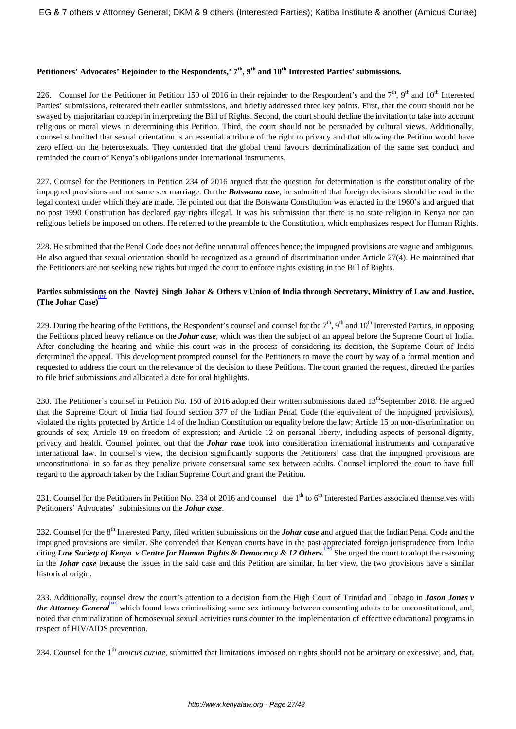### Petitioners' Advocates' Rejoinder to the Respondents,' 7th, 9th and 10th Interested Parties' submissions.

226. Counsel for the Petitioner in Petition 150 of 2016 in their rejoinder to the Respondent's and the 7th, 9th and 10th Interested Parties' submissions, reiterated their earlier submissions, and briefly addressed three key points. First, that the court should not be swayed by majoritarian concept in interpreting the Bill of Rights. Second, the court should decline the invitation to take into account religious or moral views in determining this Petition. Third, the court should not be persuaded by cultural views. Additionally, counsel submitted that sexual orientation is an essential attribute of the right to privacy and that allowing the Petition would have zero effect on the heterosexuals. They contended that the global trend favours decriminalization of the same sex conduct and reminded the court of Kenya's obligations under international instruments.

227. Counsel for the Petitioners in Petition 234 of 2016 argued that the question for determination is the constitutionality of the impugned provisions and not same sex marriage. On the ***Botswana case***, he submitted that foreign decisions should be read in the legal context under which they are made. He pointed out that the Botswana Constitution was enacted in the 1960's and argued that no post 1990 Constitution has declared gay rights illegal. It was his submission that there is no state religion in Kenya nor can religious beliefs be imposed on others. He referred to the preamble to the Constitution, which emphasizes respect for Human Rights.

228. He submitted that the Penal Code does not define unnatural offences hence; the impugned provisions are vague and ambiguous. He also argued that sexual orientation should be recognized as a ground of discrimination under Article 27(4). He maintained that the Petitioners are not seeking new rights but urged the court to enforce rights existing in the Bill of Rights.

### Parties submissions on the Navtej Singh Johar & Others v Union of India through Secretary, Ministry of Law and Justice, (The Johar Case)[141]

229. During the hearing of the Petitions, the Respondent's counsel and counsel for the 7th, 9th and 10th Interested Parties, in opposing the Petitions placed heavy reliance on the ***Johar case***, which was then the subject of an appeal before the Supreme Court of India. After concluding the hearing and while this court was in the process of considering its decision, the Supreme Court of India determined the appeal. This development prompted counsel for the Petitioners to move the court by way of a formal mention and requested to address the court on the relevance of the decision to these Petitions. The court granted the request, directed the parties to file brief submissions and allocated a date for oral highlights.

230. The Petitioner's counsel in Petition No. 150 of 2016 adopted their written submissions dated 13th September 2018. He argued that the Supreme Court of India had found section 377 of the Indian Penal Code (the equivalent of the impugned provisions), violated the rights protected by Article 14 of the Indian Constitution on equality before the law; Article 15 on non-discrimination on grounds of sex; Article 19 on freedom of expression; and Article 12 on personal liberty, including aspects of personal dignity, privacy and health. Counsel pointed out that the ***Johar case*** took into consideration international instruments and comparative international law. In counsel's view, the decision significantly supports the Petitioners' case that the impugned provisions are unconstitutional in so far as they penalize private consensual same sex between adults. Counsel implored the court to have full regard to the approach taken by the Indian Supreme Court and grant the Petition.

231. Counsel for the Petitioners in Petition No. 234 of 2016 and counsel the 1th to 6th Interested Parties associated themselves with Petitioners' Advocates' submissions on the ***Johar case***.

232. Counsel for the 8th Interested Party, filed written submissions on the ***Johar case*** and argued that the Indian Penal Code and the impugned provisions are similar. She contended that Kenyan courts have in the past appreciated foreign jurisprudence from India citing ***Law Society of Kenya v Centre for Human Rights & Democracy & 12 Others.***[142] She urged the court to adopt the reasoning in the ***Johar case*** because the issues in the said case and this Petition are similar. In her view, the two provisions have a similar historical origin.

233. Additionally, counsel drew the court's attention to a decision from the High Court of Trinidad and Tobago in ***Jason Jones v the Attorney General***[143] which found laws criminalizing same sex intimacy between consenting adults to be unconstitutional, and, noted that criminalization of homosexual sexual activities runs counter to the implementation of effective educational programs in respect of HIV/AIDS prevention.

234. Counsel for the 1th *amicus curiae,* submitted that limitations imposed on rights should not be arbitrary or excessive, and, that,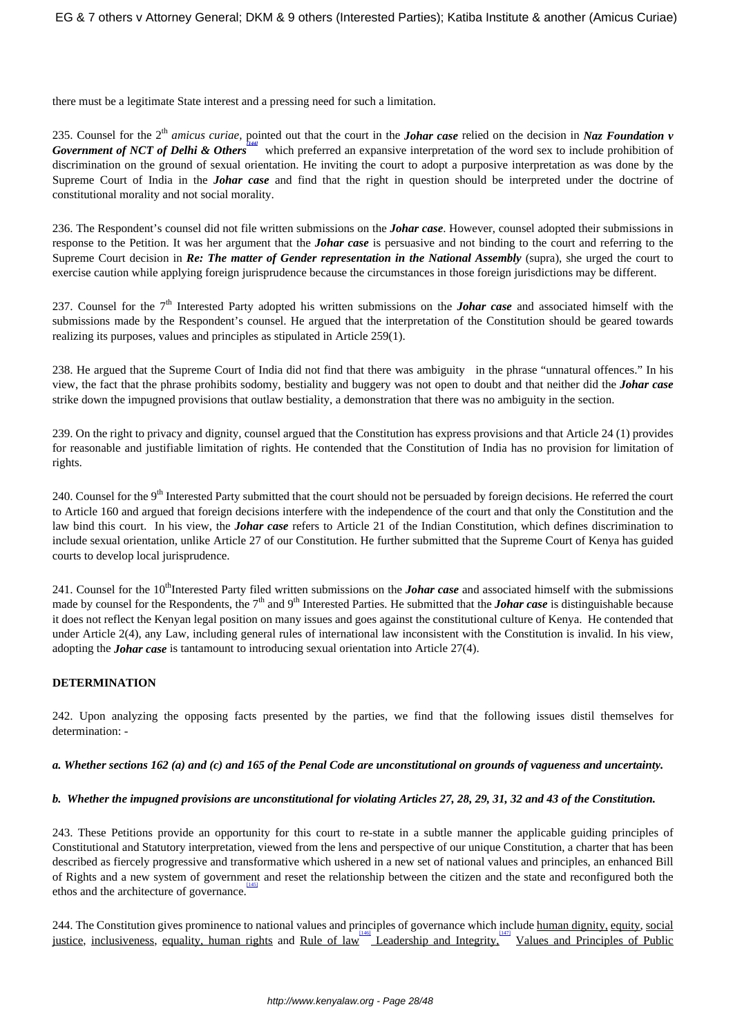there must be a legitimate State interest and a pressing need for such a limitation.

235. Counsel for the 2[nd] *amicus curiae,* pointed out that the court in the ***Johar case*** relied on the decision in ***Naz Foundation v Government of NCT of Delhi & Others***[144] which preferred an expansive interpretation of the word sex to include prohibition of discrimination on the ground of sexual orientation. He inviting the court to adopt a purposive interpretation as was done by the Supreme Court of India in the ***Johar case*** and find that the right in question should be interpreted under the doctrine of constitutional morality and not social morality.

236. The Respondent's counsel did not file written submissions on the ***Johar case***. However, counsel adopted their submissions in response to the Petition. It was her argument that the ***Johar case*** is persuasive and not binding to the court and referring to the Supreme Court decision in ***Re: The matter of Gender representation in the National Assembly*** (supra), she urged the court to exercise caution while applying foreign jurisprudence because the circumstances in those foreign jurisdictions may be different.

237. Counsel for the 7[th] Interested Party adopted his written submissions on the ***Johar case*** and associated himself with the submissions made by the Respondent's counsel. He argued that the interpretation of the Constitution should be geared towards realizing its purposes, values and principles as stipulated in Article 259(1).

238. He argued that the Supreme Court of India did not find that there was ambiguity in the phrase "unnatural offences." In his view, the fact that the phrase prohibits sodomy, bestiality and buggery was not open to doubt and that neither did the ***Johar case*** strike down the impugned provisions that outlaw bestiality, a demonstration that there was no ambiguity in the section.

239. On the right to privacy and dignity, counsel argued that the Constitution has express provisions and that Article 24 (1) provides for reasonable and justifiable limitation of rights. He contended that the Constitution of India has no provision for limitation of rights.

240. Counsel for the 9[th] Interested Party submitted that the court should not be persuaded by foreign decisions. He referred the court to Article 160 and argued that foreign decisions interfere with the independence of the court and that only the Constitution and the law bind this court. In his view, the ***Johar case*** refers to Article 21 of the Indian Constitution, which defines discrimination to include sexual orientation, unlike Article 27 of our Constitution. He further submitted that the Supreme Court of Kenya has guided courts to develop local jurisprudence.

241. Counsel for the 10[th]Interested Party filed written submissions on the ***Johar case*** and associated himself with the submissions made by counsel for the Respondents, the 7[th] and 9[th] Interested Parties. He submitted that the ***Johar case*** is distinguishable because it does not reflect the Kenyan legal position on many issues and goes against the constitutional culture of Kenya. He contended that under Article 2(4), any Law, including general rules of international law inconsistent with the Constitution is invalid. In his view, adopting the ***Johar case*** is tantamount to introducing sexual orientation into Article 27(4).

**DETERMINATION**

242. Upon analyzing the opposing facts presented by the parties, we find that the following issues distil themselves for determination: -

***a. Whether sections 162 (a) and (c) and 165 of the Penal Code are unconstitutional on grounds of vagueness and uncertainty.***

***b. Whether the impugned provisions are unconstitutional for violating Articles 27, 28, 29, 31, 32 and 43 of the Constitution.***

243. These Petitions provide an opportunity for this court to re-state in a subtle manner the applicable guiding principles of Constitutional and Statutory interpretation, viewed from the lens and perspective of our unique Constitution, a charter that has been described as fiercely progressive and transformative which ushered in a new set of national values and principles, an enhanced Bill of Rights and a new system of government and reset the relationship between the citizen and the state and reconfigured both the ethos and the architecture of governance.[145]

244. The Constitution gives prominence to national values and principles of governance which include human dignity, equity, social justice, inclusiveness, equality, human rights and Rule of law[146] Leadership and Integrity,[147] Values and Principles of Public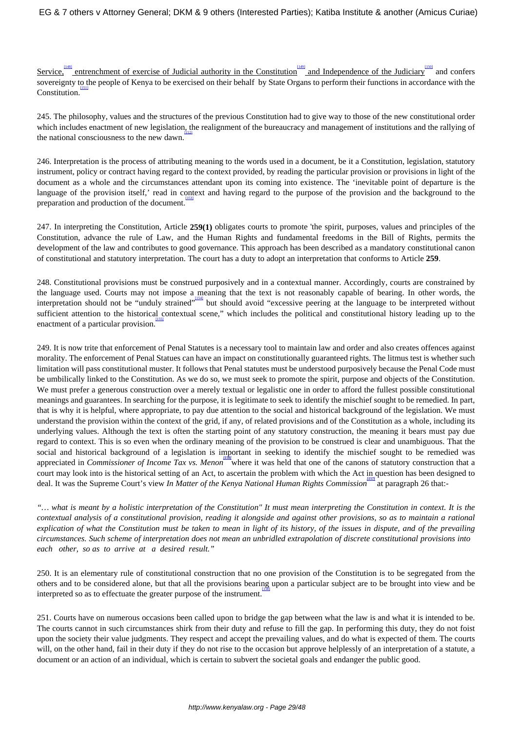Service,[148] entrenchment of exercise of Judicial authority in the Constitution[149] and Independence of the Judiciary[150] and confers sovereignty to the people of Kenya to be exercised on their behalf by State Organs to perform their functions in accordance with the Constitution.[151]

245. The philosophy, values and the structures of the previous Constitution had to give way to those of the new constitutional order which includes enactment of new legislation, the realignment of the bureaucracy and management of institutions and the rallying of the national consciousness to the new dawn.[152]

246. Interpretation is the process of attributing meaning to the words used in a document, be it a Constitution, legislation, statutory instrument, policy or contract having regard to the context provided, by reading the particular provision or provisions in light of the document as a whole and the circumstances attendant upon its coming into existence. The 'inevitable point of departure is the language of the provision itself,' read in context and having regard to the purpose of the provision and the background to the preparation and production of the document.[153]

247. In interpreting the Constitution, Article **259(1)** obligates courts to promote 'the spirit, purposes, values and principles of the Constitution, advance the rule of Law, and the Human Rights and fundamental freedoms in the Bill of Rights, permits the development of the law and contributes to good governance. This approach has been described as a mandatory constitutional canon of constitutional and statutory interpretation. The court has a duty to adopt an interpretation that conforms to Article **259**.

248. Constitutional provisions must be construed purposively and in a contextual manner. Accordingly, courts are constrained by the language used. Courts may not impose a meaning that the text is not reasonably capable of bearing. In other words, the interpretation should not be "unduly strained"[154] but should avoid "excessive peering at the language to be interpreted without sufficient attention to the historical contextual scene," which includes the political and constitutional history leading up to the enactment of a particular provision.[155]

249. It is now trite that enforcement of Penal Statutes is a necessary tool to maintain law and order and also creates offences against morality. The enforcement of Penal Statues can have an impact on constitutionally guaranteed rights. The litmus test is whether such limitation will pass constitutional muster. It follows that Penal statutes must be understood purposively because the Penal Code must be umbilically linked to the Constitution. As we do so, we must seek to promote the spirit, purpose and objects of the Constitution. We must prefer a generous construction over a merely textual or legalistic one in order to afford the fullest possible constitutional meanings and guarantees. In searching for the purpose, it is legitimate to seek to identify the mischief sought to be remedied. In part, that is why it is helpful, where appropriate, to pay due attention to the social and historical background of the legislation. We must understand the provision within the context of the grid, if any, of related provisions and of the Constitution as a whole, including its underlying values. Although the text is often the starting point of any statutory construction, the meaning it bears must pay due regard to context. This is so even when the ordinary meaning of the provision to be construed is clear and unambiguous. That the social and historical background of a legislation is important in seeking to identify the mischief sought to be remedied was appreciated in *Commissioner of Income Tax vs. Menon*[156] where it was held that one of the canons of statutory construction that a court may look into is the historical setting of an Act, to ascertain the problem with which the Act in question has been designed to deal. It was the Supreme Court's view *In Matter of the Kenya National Human Rights Commission*[157] at paragraph 26 that:-

*"… what is meant by a holistic interpretation of the Constitution" It must mean interpreting the Constitution in context. It is the contextual analysis of a constitutional provision, reading it alongside and against other provisions, so as to maintain a rational explication of what the Constitution must be taken to mean in light of its history, of the issues in dispute, and of the prevailing circumstances. Such scheme of interpretation does not mean an unbridled extrapolation of discrete constitutional provisions into each other, so as to arrive at a desired result."*

250. It is an elementary rule of constitutional construction that no one provision of the Constitution is to be segregated from the others and to be considered alone, but that all the provisions bearing upon a particular subject are to be brought into view and be interpreted so as to effectuate the greater purpose of the instrument.[158]

251. Courts have on numerous occasions been called upon to bridge the gap between what the law is and what it is intended to be. The courts cannot in such circumstances shirk from their duty and refuse to fill the gap. In performing this duty, they do not foist upon the society their value judgments. They respect and accept the prevailing values, and do what is expected of them. The courts will, on the other hand, fail in their duty if they do not rise to the occasion but approve helplessly of an interpretation of a statute, a document or an action of an individual, which is certain to subvert the societal goals and endanger the public good.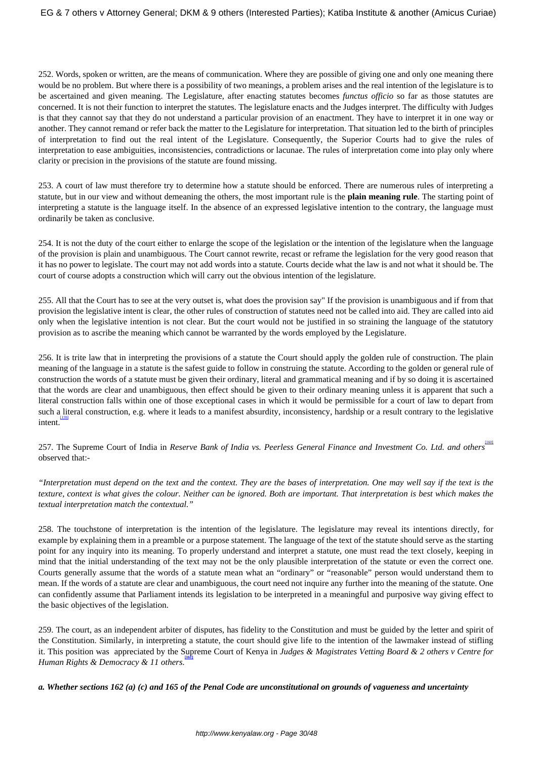252. Words, spoken or written, are the means of communication. Where they are possible of giving one and only one meaning there would be no problem. But where there is a possibility of two meanings, a problem arises and the real intention of the legislature is to be ascertained and given meaning. The Legislature, after enacting statutes becomes *functus officio* so far as those statutes are concerned. It is not their function to interpret the statutes. The legislature enacts and the Judges interpret. The difficulty with Judges is that they cannot say that they do not understand a particular provision of an enactment. They have to interpret it in one way or another. They cannot remand or refer back the matter to the Legislature for interpretation. That situation led to the birth of principles of interpretation to find out the real intent of the Legislature. Consequently, the Superior Courts had to give the rules of interpretation to ease ambiguities, inconsistencies, contradictions or lacunae. The rules of interpretation come into play only where clarity or precision in the provisions of the statute are found missing.

253. A court of law must therefore try to determine how a statute should be enforced. There are numerous rules of interpreting a statute, but in our view and without demeaning the others, the most important rule is the **plain meaning rule**. The starting point of interpreting a statute is the language itself. In the absence of an expressed legislative intention to the contrary, the language must ordinarily be taken as conclusive.

254. It is not the duty of the court either to enlarge the scope of the legislation or the intention of the legislature when the language of the provision is plain and unambiguous. The Court cannot rewrite, recast or reframe the legislation for the very good reason that it has no power to legislate. The court may not add words into a statute. Courts decide what the law is and not what it should be. The court of course adopts a construction which will carry out the obvious intention of the legislature.

255. All that the Court has to see at the very outset is, what does the provision say" If the provision is unambiguous and if from that provision the legislative intent is clear, the other rules of construction of statutes need not be called into aid. They are called into aid only when the legislative intention is not clear. But the court would not be justified in so straining the language of the statutory provision as to ascribe the meaning which cannot be warranted by the words employed by the Legislature.

256. It is trite law that in interpreting the provisions of a statute the Court should apply the golden rule of construction. The plain meaning of the language in a statute is the safest guide to follow in construing the statute. According to the golden or general rule of construction the words of a statute must be given their ordinary, literal and grammatical meaning and if by so doing it is ascertained that the words are clear and unambiguous, then effect should be given to their ordinary meaning unless it is apparent that such a literal construction falls within one of those exceptional cases in which it would be permissible for a court of law to depart from such a literal construction, e.g. where it leads to a manifest absurdity, inconsistency, hardship or a result contrary to the legislative intent.[159]

257. The Supreme Court of India in *Reserve Bank of India vs. Peerless General Finance and Investment Co. Ltd. and others*[160] observed that:-

*"Interpretation must depend on the text and the context. They are the bases of interpretation. One may well say if the text is the texture, context is what gives the colour. Neither can be ignored. Both are important. That interpretation is best which makes the textual interpretation match the contextual."*

258. The touchstone of interpretation is the intention of the legislature. The legislature may reveal its intentions directly, for example by explaining them in a preamble or a purpose statement. The language of the text of the statute should serve as the starting point for any inquiry into its meaning. To properly understand and interpret a statute, one must read the text closely, keeping in mind that the initial understanding of the text may not be the only plausible interpretation of the statute or even the correct one. Courts generally assume that the words of a statute mean what an "ordinary" or "reasonable" person would understand them to mean. If the words of a statute are clear and unambiguous, the court need not inquire any further into the meaning of the statute. One can confidently assume that Parliament intends its legislation to be interpreted in a meaningful and purposive way giving effect to the basic objectives of the legislation.

259. The court, as an independent arbiter of disputes, has fidelity to the Constitution and must be guided by the letter and spirit of the Constitution. Similarly, in interpreting a statute, the court should give life to the intention of the lawmaker instead of stifling it. This position was appreciated by the Supreme Court of Kenya in *Judges & Magistrates Vetting Board & 2 others v Centre for Human Rights & Democracy & 11 others.*[161]

***a. Whether sections 162 (a) (c) and 165 of the Penal Code are unconstitutional on grounds of vagueness and uncertainty***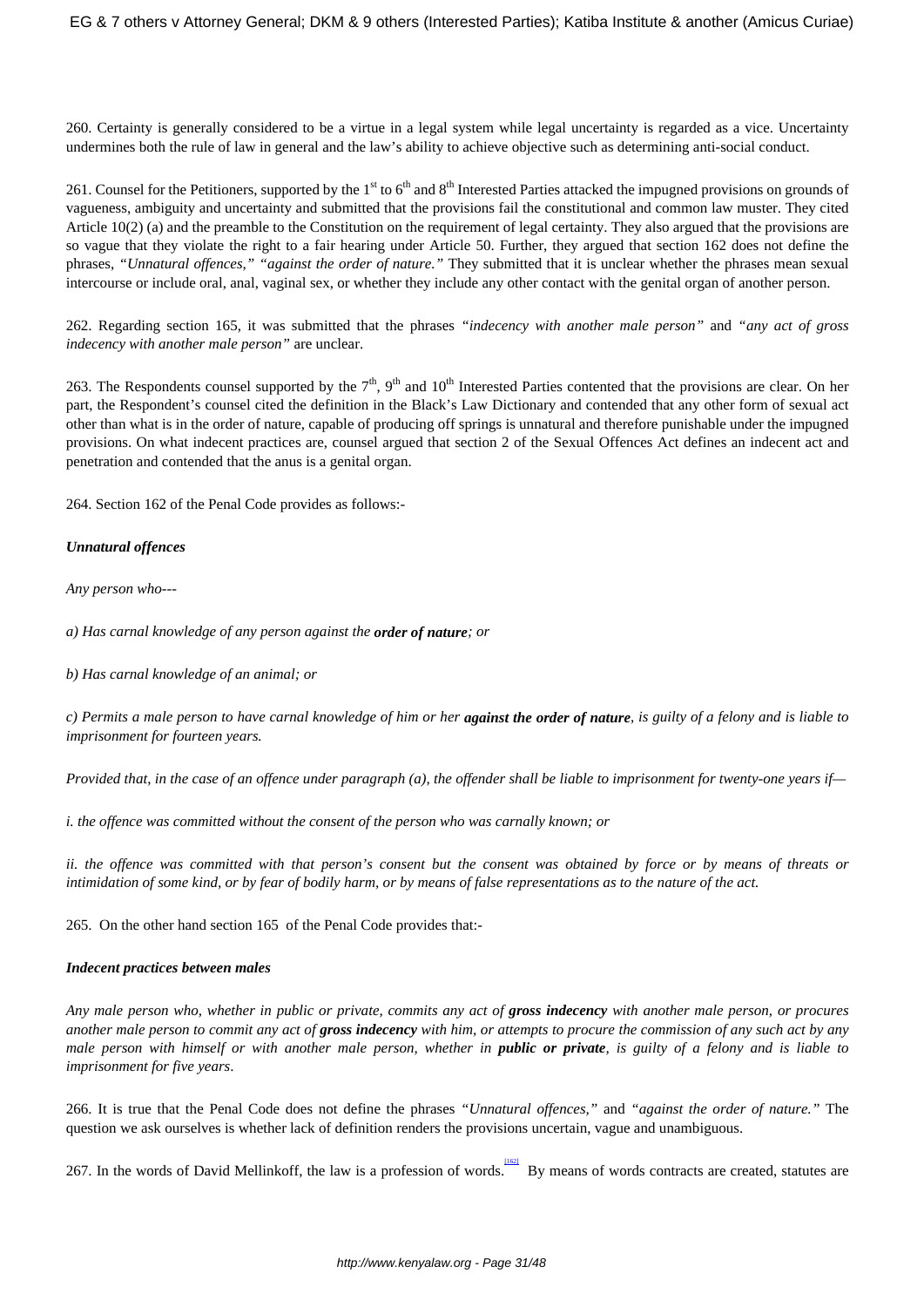260. Certainty is generally considered to be a virtue in a legal system while legal uncertainty is regarded as a vice. Uncertainty undermines both the rule of law in general and the law's ability to achieve objective such as determining anti-social conduct.

261. Counsel for the Petitioners, supported by the 1st to 6th and 8th Interested Parties attacked the impugned provisions on grounds of vagueness, ambiguity and uncertainty and submitted that the provisions fail the constitutional and common law muster. They cited Article 10(2) (a) and the preamble to the Constitution on the requirement of legal certainty. They also argued that the provisions are so vague that they violate the right to a fair hearing under Article 50. Further, they argued that section 162 does not define the phrases, *"Unnatural offences," "against the order of nature."* They submitted that it is unclear whether the phrases mean sexual intercourse or include oral, anal, vaginal sex, or whether they include any other contact with the genital organ of another person.

262. Regarding section 165, it was submitted that the phrases *"indecency with another male person"* and *"any act of gross indecency with another male person"* are unclear.

263. The Respondents counsel supported by the 7th, 9th and 10th Interested Parties contented that the provisions are clear. On her part, the Respondent's counsel cited the definition in the Black's Law Dictionary and contended that any other form of sexual act other than what is in the order of nature, capable of producing off springs is unnatural and therefore punishable under the impugned provisions. On what indecent practices are, counsel argued that section 2 of the Sexual Offences Act defines an indecent act and penetration and contended that the anus is a genital organ.

264. Section 162 of the Penal Code provides as follows:-

***Unnatural offences***

*Any person who---*

*a) Has carnal knowledge of any person against the **order of nature**; or*

*b) Has carnal knowledge of an animal; or*

*c) Permits a male person to have carnal knowledge of him or her **against the order of nature**, is guilty of a felony and is liable to imprisonment for fourteen years.*

*Provided that, in the case of an offence under paragraph (a), the offender shall be liable to imprisonment for twenty-one years if—*

*i. the offence was committed without the consent of the person who was carnally known; or*

*ii. the offence was committed with that person's consent but the consent was obtained by force or by means of threats or intimidation of some kind, or by fear of bodily harm, or by means of false representations as to the nature of the act.*

265. On the other hand section 165 of the Penal Code provides that:-

***Indecent practices between males***

*Any male person who, whether in public or private, commits any act of **gross indecency** with another male person, or procures another male person to commit any act of **gross indecency** with him, or attempts to procure the commission of any such act by any male person with himself or with another male person, whether in **public or private**, is guilty of a felony and is liable to imprisonment for five years.*

266. It is true that the Penal Code does not define the phrases *"Unnatural offences,"* and *"against the order of nature."* The question we ask ourselves is whether lack of definition renders the provisions uncertain, vague and unambiguous.

267. In the words of David Mellinkoff, the law is a profession of words.[162] By means of words contracts are created, statutes are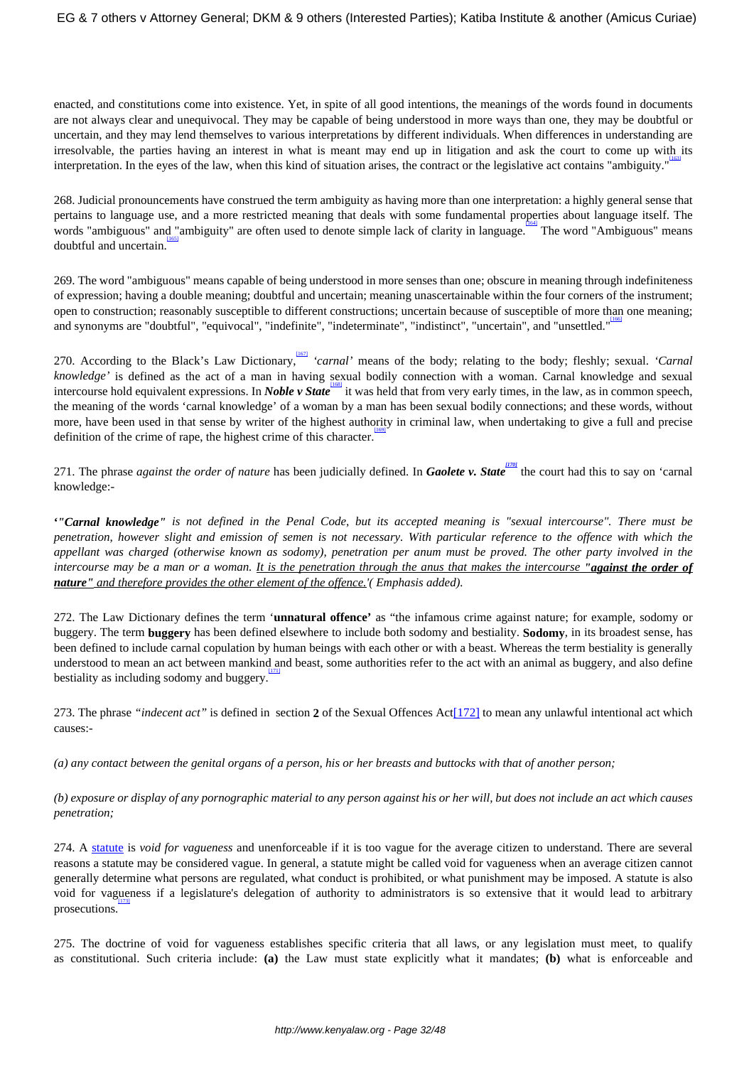enacted, and constitutions come into existence. Yet, in spite of all good intentions, the meanings of the words found in documents are not always clear and unequivocal. They may be capable of being understood in more ways than one, they may be doubtful or uncertain, and they may lend themselves to various interpretations by different individuals. When differences in understanding are irresolvable, the parties having an interest in what is meant may end up in litigation and ask the court to come up with its interpretation. In the eyes of the law, when this kind of situation arises, the contract or the legislative act contains "ambiguity."[163]

268. Judicial pronouncements have construed the term ambiguity as having more than one interpretation: a highly general sense that pertains to language use, and a more restricted meaning that deals with some fundamental properties about language itself. The words "ambiguous" and "ambiguity" are often used to denote simple lack of clarity in language.[164] The word "Ambiguous" means doubtful and uncertain.[165]

269. The word "ambiguous" means capable of being understood in more senses than one; obscure in meaning through indefiniteness of expression; having a double meaning; doubtful and uncertain; meaning unascertainable within the four corners of the instrument; open to construction; reasonably susceptible to different constructions; uncertain because of susceptible of more than one meaning; and synonyms are "doubtful", "equivocal", "indefinite", "indeterminate", "indistinct", "uncertain", and "unsettled."[166]

270. According to the Black's Law Dictionary,[167] *'carnal'* means of the body; relating to the body; fleshly; sexual. *'Carnal knowledge'* is defined as the act of a man in having sexual bodily connection with a woman. Carnal knowledge and sexual intercourse hold equivalent expressions. In ***Noble v State***[168] it was held that from very early times, in the law, as in common speech, the meaning of the words 'carnal knowledge' of a woman by a man has been sexual bodily connections; and these words, without more, have been used in that sense by writer of the highest authority in criminal law, when undertaking to give a full and precise definition of the crime of rape, the highest crime of this character.[169]

271. The phrase *against the order of nature* has been judicially defined. In ***Gaolete v. State***[170] the court had this to say on 'carnal knowledge:-

*'"**Carnal knowledge**" is not defined in the Penal Code, but its accepted meaning is "sexual intercourse". There must be penetration, however slight and emission of semen is not necessary. With particular reference to the offence with which the appellant was charged (otherwise known as sodomy), penetration per anum must be proved. The other party involved in the intercourse may be a man or a woman. <u>It is the penetration through the anus that makes the intercourse "**against the order of nature**" and therefore provides the other element of the offence.</u>'( Emphasis added).*

272. The Law Dictionary defines the term '**unnatural offence'** as "the infamous crime against nature; for example, sodomy or buggery. The term **buggery** has been defined elsewhere to include both sodomy and bestiality. **Sodomy**, in its broadest sense, has been defined to include carnal copulation by human beings with each other or with a beast. Whereas the term bestiality is generally understood to mean an act between mankind and beast, some authorities refer to the act with an animal as buggery, and also define bestiality as including sodomy and buggery.[171]

273. The phrase *"indecent act"* is defined in section **2** of the Sexual Offences Act[172] to mean any unlawful intentional act which causes:-

*(a) any contact between the genital organs of a person, his or her breasts and buttocks with that of another person;*

*(b) exposure or display of any pornographic material to any person against his or her will, but does not include an act which causes penetration;*

274. A statute is *void for vagueness* and unenforceable if it is too vague for the average citizen to understand. There are several reasons a statute may be considered vague. In general, a statute might be called void for vagueness when an average citizen cannot generally determine what persons are regulated, what conduct is prohibited, or what punishment may be imposed. A statute is also void for vagueness if a legislature's delegation of authority to administrators is so extensive that it would lead to arbitrary prosecutions.[173]

275. The doctrine of void for vagueness establishes specific criteria that all laws, or any legislation must meet, to qualify as constitutional. Such criteria include: **(a)** the Law must state explicitly what it mandates; **(b)** what is enforceable and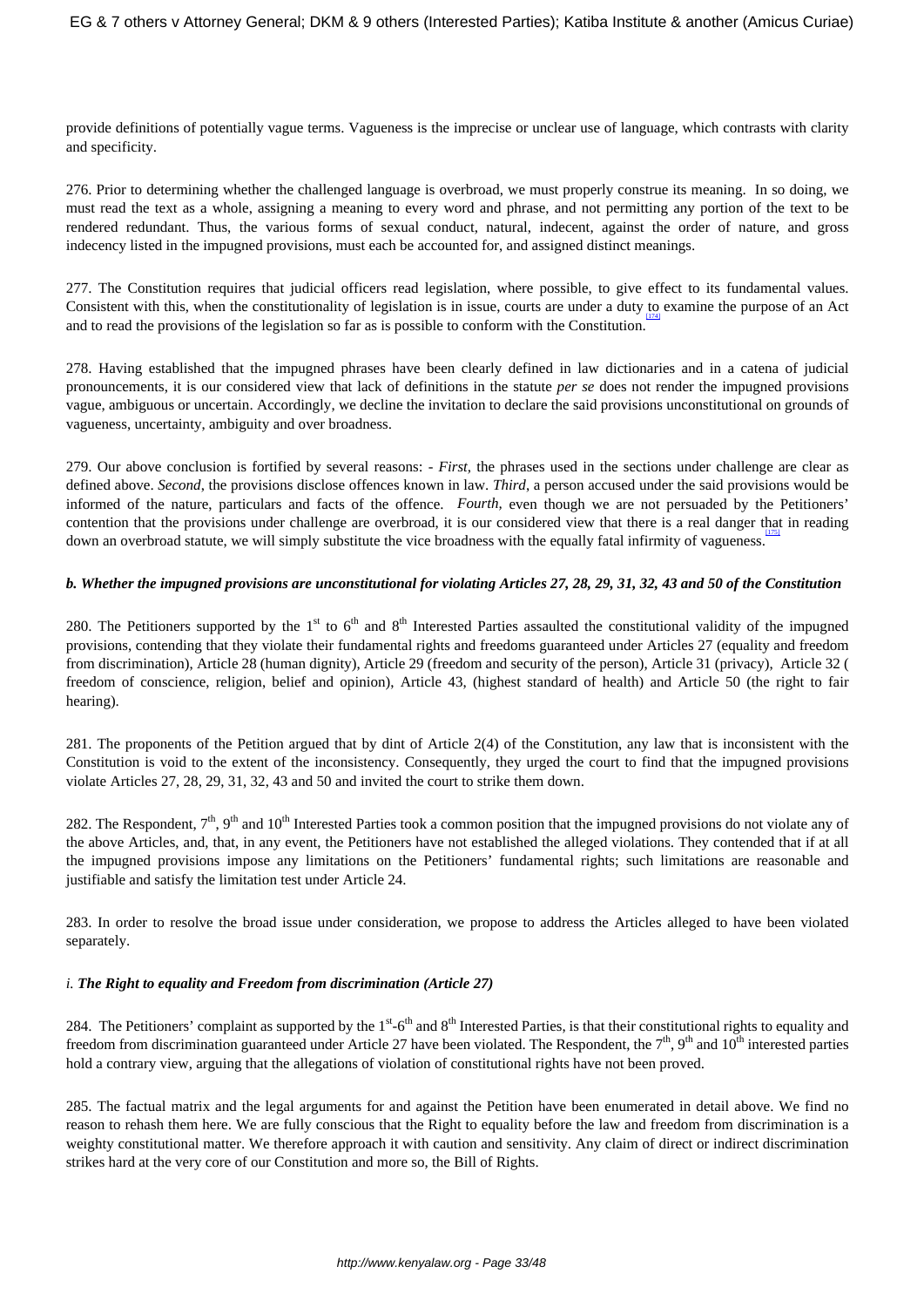provide definitions of potentially vague terms. Vagueness is the imprecise or unclear use of language, which contrasts with clarity and specificity.

276. Prior to determining whether the challenged language is overbroad, we must properly construe its meaning. In so doing, we must read the text as a whole, assigning a meaning to every word and phrase, and not permitting any portion of the text to be rendered redundant. Thus, the various forms of sexual conduct, natural, indecent, against the order of nature, and gross indecency listed in the impugned provisions, must each be accounted for, and assigned distinct meanings.

277. The Constitution requires that judicial officers read legislation, where possible, to give effect to its fundamental values. Consistent with this, when the constitutionality of legislation is in issue, courts are under a duty to examine the purpose of an Act and to read the provisions of the legislation so far as is possible to conform with the Constitution.[174]

278. Having established that the impugned phrases have been clearly defined in law dictionaries and in a catena of judicial pronouncements, it is our considered view that lack of definitions in the statute *per se* does not render the impugned provisions vague, ambiguous or uncertain. Accordingly, we decline the invitation to declare the said provisions unconstitutional on grounds of vagueness, uncertainty, ambiguity and over broadness.

279. Our above conclusion is fortified by several reasons: - *First*, the phrases used in the sections under challenge are clear as defined above. *Second*, the provisions disclose offences known in law. *Third*, a person accused under the said provisions would be informed of the nature, particulars and facts of the offence. *Fourth*, even though we are not persuaded by the Petitioners' contention that the provisions under challenge are overbroad, it is our considered view that there is a real danger that in reading down an overbroad statute, we will simply substitute the vice broadness with the equally fatal infirmity of vagueness.[175]

***b. Whether the impugned provisions are unconstitutional for violating Articles 27, 28, 29, 31, 32, 43 and 50 of the Constitution***

280. The Petitioners supported by the 1st to 6th and 8th Interested Parties assaulted the constitutional validity of the impugned provisions, contending that they violate their fundamental rights and freedoms guaranteed under Articles 27 (equality and freedom from discrimination), Article 28 (human dignity), Article 29 (freedom and security of the person), Article 31 (privacy), Article 32 ( freedom of conscience, religion, belief and opinion), Article 43, (highest standard of health) and Article 50 (the right to fair hearing).

281. The proponents of the Petition argued that by dint of Article 2(4) of the Constitution, any law that is inconsistent with the Constitution is void to the extent of the inconsistency. Consequently, they urged the court to find that the impugned provisions violate Articles 27, 28, 29, 31, 32, 43 and 50 and invited the court to strike them down.

282. The Respondent, 7th, 9th and 10th Interested Parties took a common position that the impugned provisions do not violate any of the above Articles, and, that, in any event, the Petitioners have not established the alleged violations. They contended that if at all the impugned provisions impose any limitations on the Petitioners' fundamental rights; such limitations are reasonable and justifiable and satisfy the limitation test under Article 24.

283. In order to resolve the broad issue under consideration, we propose to address the Articles alleged to have been violated separately.

*i.* ***The Right to equality and Freedom from discrimination (Article 27)***

284. The Petitioners' complaint as supported by the 1st-6th and 8th Interested Parties, is that their constitutional rights to equality and freedom from discrimination guaranteed under Article 27 have been violated. The Respondent, the 7th, 9th and 10th interested parties hold a contrary view, arguing that the allegations of violation of constitutional rights have not been proved.

285. The factual matrix and the legal arguments for and against the Petition have been enumerated in detail above. We find no reason to rehash them here. We are fully conscious that the Right to equality before the law and freedom from discrimination is a weighty constitutional matter. We therefore approach it with caution and sensitivity. Any claim of direct or indirect discrimination strikes hard at the very core of our Constitution and more so, the Bill of Rights.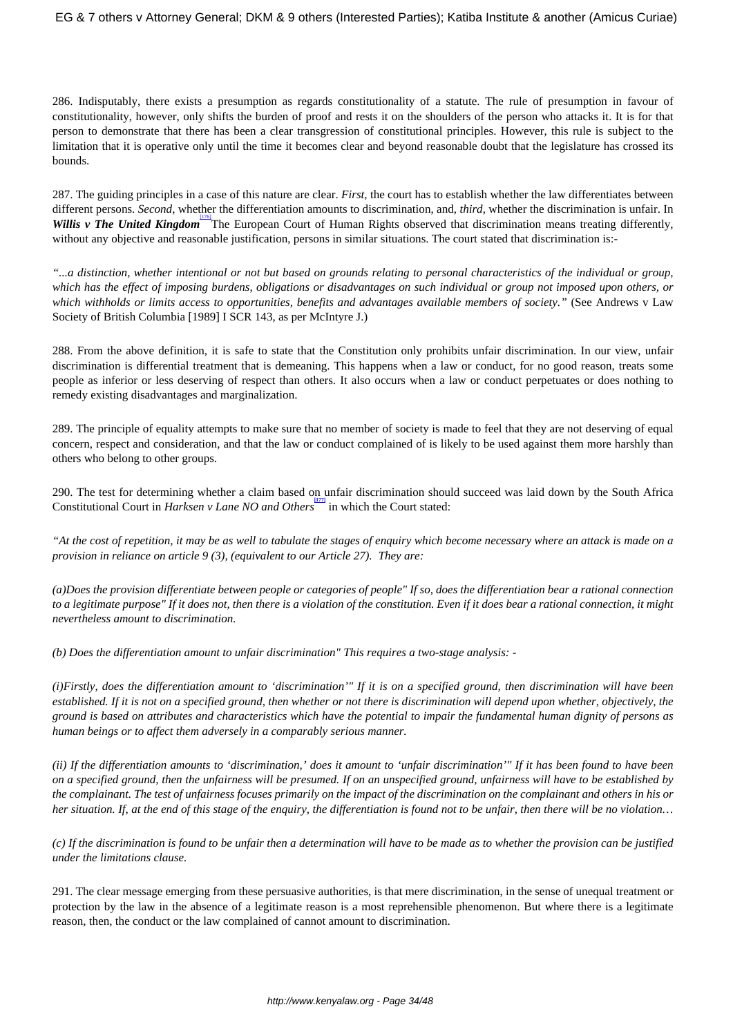286. Indisputably, there exists a presumption as regards constitutionality of a statute. The rule of presumption in favour of constitutionality, however, only shifts the burden of proof and rests it on the shoulders of the person who attacks it. It is for that person to demonstrate that there has been a clear transgression of constitutional principles. However, this rule is subject to the limitation that it is operative only until the time it becomes clear and beyond reasonable doubt that the legislature has crossed its bounds.

287. The guiding principles in a case of this nature are clear. *First*, the court has to establish whether the law differentiates between different persons. *Second*, whether the differentiation amounts to discrimination, and, *third*, whether the discrimination is unfair. In ***Willis v The United Kingdom***[176] The European Court of Human Rights observed that discrimination means treating differently, without any objective and reasonable justification, persons in similar situations. The court stated that discrimination is:-

*"...a distinction, whether intentional or not but based on grounds relating to personal characteristics of the individual or group, which has the effect of imposing burdens, obligations or disadvantages on such individual or group not imposed upon others, or which withholds or limits access to opportunities, benefits and advantages available members of society."* (See Andrews v Law Society of British Columbia [1989] I SCR 143, as per McIntyre J.)

288. From the above definition, it is safe to state that the Constitution only prohibits unfair discrimination. In our view, unfair discrimination is differential treatment that is demeaning. This happens when a law or conduct, for no good reason, treats some people as inferior or less deserving of respect than others. It also occurs when a law or conduct perpetuates or does nothing to remedy existing disadvantages and marginalization.

289. The principle of equality attempts to make sure that no member of society is made to feel that they are not deserving of equal concern, respect and consideration, and that the law or conduct complained of is likely to be used against them more harshly than others who belong to other groups.

290. The test for determining whether a claim based on unfair discrimination should succeed was laid down by the South Africa Constitutional Court in *Harksen v Lane NO and Others*[177] in which the Court stated:

*"At the cost of repetition, it may be as well to tabulate the stages of enquiry which become necessary where an attack is made on a provision in reliance on article 9 (3), (equivalent to our Article 27). They are:*

*(a)Does the provision differentiate between people or categories of people" If so, does the differentiation bear a rational connection to a legitimate purpose" If it does not, then there is a violation of the constitution. Even if it does bear a rational connection, it might nevertheless amount to discrimination.*

*(b) Does the differentiation amount to unfair discrimination" This requires a two-stage analysis: -*

*(i)Firstly, does the differentiation amount to 'discrimination'" If it is on a specified ground, then discrimination will have been established. If it is not on a specified ground, then whether or not there is discrimination will depend upon whether, objectively, the ground is based on attributes and characteristics which have the potential to impair the fundamental human dignity of persons as human beings or to affect them adversely in a comparably serious manner.*

*(ii) If the differentiation amounts to 'discrimination,' does it amount to 'unfair discrimination'" If it has been found to have been on a specified ground, then the unfairness will be presumed. If on an unspecified ground, unfairness will have to be established by the complainant. The test of unfairness focuses primarily on the impact of the discrimination on the complainant and others in his or her situation. If, at the end of this stage of the enquiry, the differentiation is found not to be unfair, then there will be no violation…*

*(c) If the discrimination is found to be unfair then a determination will have to be made as to whether the provision can be justified under the limitations clause.*

291. The clear message emerging from these persuasive authorities, is that mere discrimination, in the sense of unequal treatment or protection by the law in the absence of a legitimate reason is a most reprehensible phenomenon. But where there is a legitimate reason, then, the conduct or the law complained of cannot amount to discrimination.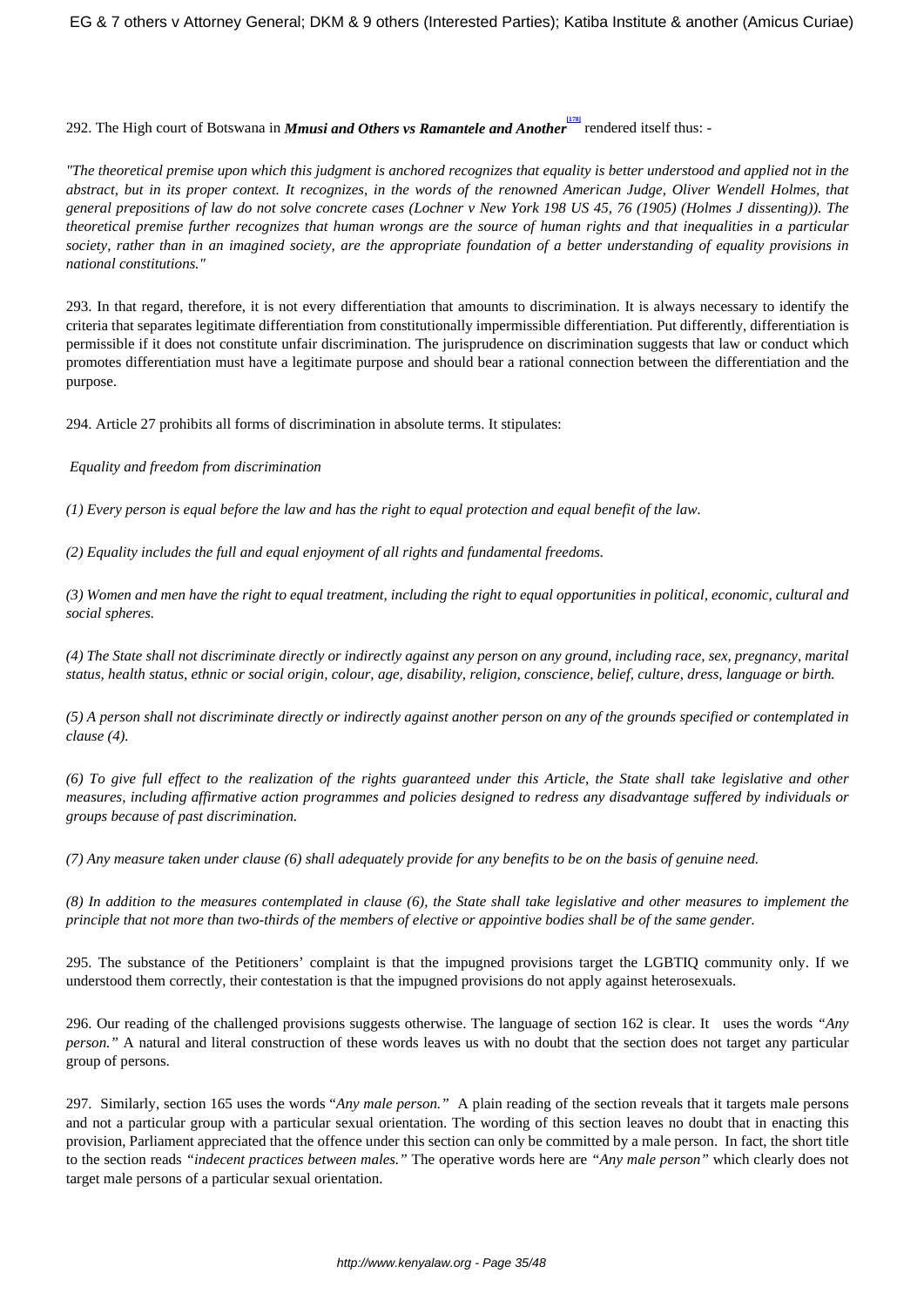292. The High court of Botswana in ***Mmusi and Others vs Ramantele and Another***[178] rendered itself thus: -

*"The theoretical premise upon which this judgment is anchored recognizes that equality is better understood and applied not in the abstract, but in its proper context. It recognizes, in the words of the renowned American Judge, Oliver Wendell Holmes, that general prepositions of law do not solve concrete cases (Lochner v New York 198 US 45, 76 (1905) (Holmes J dissenting)). The theoretical premise further recognizes that human wrongs are the source of human rights and that inequalities in a particular society, rather than in an imagined society, are the appropriate foundation of a better understanding of equality provisions in national constitutions."*

293. In that regard, therefore, it is not every differentiation that amounts to discrimination. It is always necessary to identify the criteria that separates legitimate differentiation from constitutionally impermissible differentiation. Put differently, differentiation is permissible if it does not constitute unfair discrimination. The jurisprudence on discrimination suggests that law or conduct which promotes differentiation must have a legitimate purpose and should bear a rational connection between the differentiation and the purpose.

294. Article 27 prohibits all forms of discrimination in absolute terms. It stipulates:

*Equality and freedom from discrimination*

*(1) Every person is equal before the law and has the right to equal protection and equal benefit of the law.*

*(2) Equality includes the full and equal enjoyment of all rights and fundamental freedoms.*

*(3) Women and men have the right to equal treatment, including the right to equal opportunities in political, economic, cultural and social spheres.*

*(4) The State shall not discriminate directly or indirectly against any person on any ground, including race, sex, pregnancy, marital status, health status, ethnic or social origin, colour, age, disability, religion, conscience, belief, culture, dress, language or birth.*

*(5) A person shall not discriminate directly or indirectly against another person on any of the grounds specified or contemplated in clause (4).*

*(6) To give full effect to the realization of the rights guaranteed under this Article, the State shall take legislative and other measures, including affirmative action programmes and policies designed to redress any disadvantage suffered by individuals or groups because of past discrimination.*

*(7) Any measure taken under clause (6) shall adequately provide for any benefits to be on the basis of genuine need.*

*(8) In addition to the measures contemplated in clause (6), the State shall take legislative and other measures to implement the principle that not more than two-thirds of the members of elective or appointive bodies shall be of the same gender.*

295. The substance of the Petitioners' complaint is that the impugned provisions target the LGBTIQ community only. If we understood them correctly, their contestation is that the impugned provisions do not apply against heterosexuals.

296. Our reading of the challenged provisions suggests otherwise. The language of section 162 is clear. It uses the words *"Any person."* A natural and literal construction of these words leaves us with no doubt that the section does not target any particular group of persons.

297. Similarly, section 165 uses the words "*Any male person."* A plain reading of the section reveals that it targets male persons and not a particular group with a particular sexual orientation. The wording of this section leaves no doubt that in enacting this provision, Parliament appreciated that the offence under this section can only be committed by a male person. In fact, the short title to the section reads *"indecent practices between males."* The operative words here are *"Any male person"* which clearly does not target male persons of a particular sexual orientation.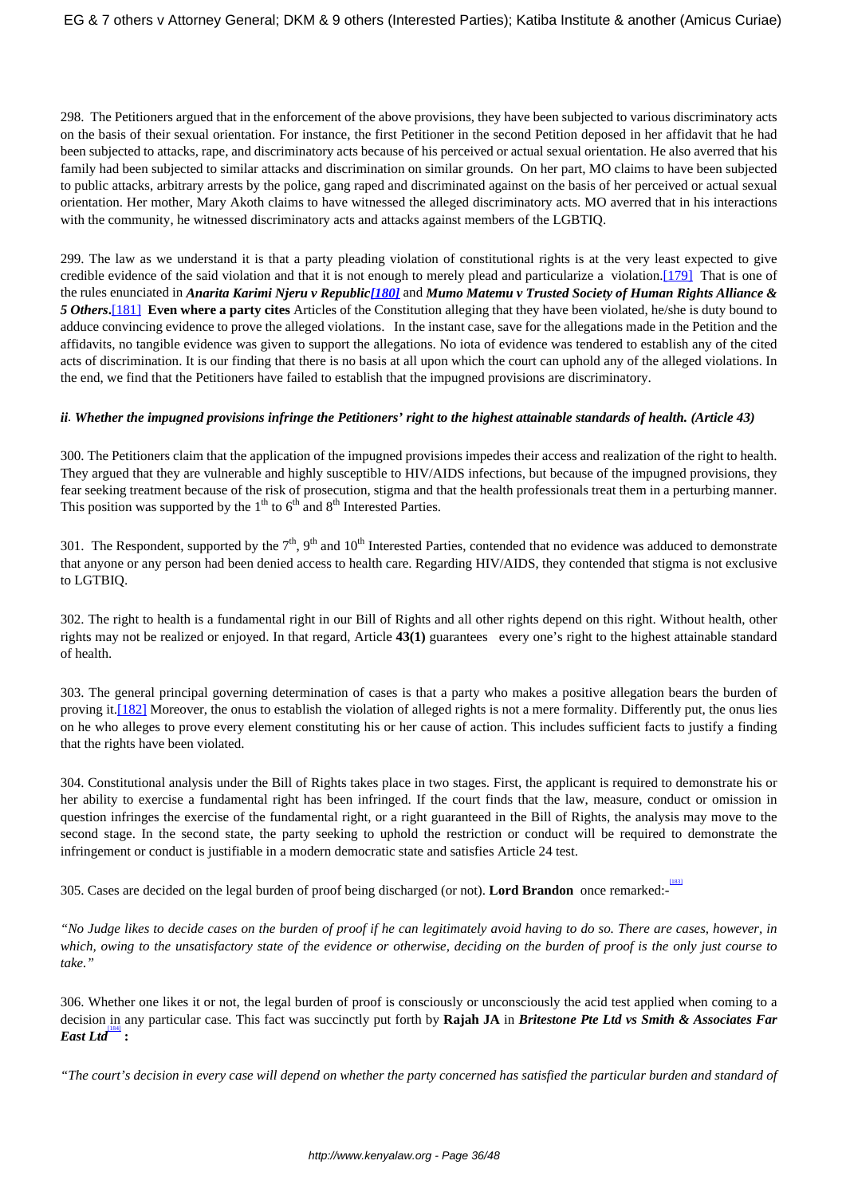298. The Petitioners argued that in the enforcement of the above provisions, they have been subjected to various discriminatory acts on the basis of their sexual orientation. For instance, the first Petitioner in the second Petition deposed in her affidavit that he had been subjected to attacks, rape, and discriminatory acts because of his perceived or actual sexual orientation. He also averred that his family had been subjected to similar attacks and discrimination on similar grounds. On her part, MO claims to have been subjected to public attacks, arbitrary arrests by the police, gang raped and discriminated against on the basis of her perceived or actual sexual orientation. Her mother, Mary Akoth claims to have witnessed the alleged discriminatory acts. MO averred that in his interactions with the community, he witnessed discriminatory acts and attacks against members of the LGBTIQ.

299. The law as we understand it is that a party pleading violation of constitutional rights is at the very least expected to give credible evidence of the said violation and that it is not enough to merely plead and particularize a violation.[179] That is one of the rules enunciated in ***Anarita Karimi Njeru v Republic[180]*** and ***Mumo Matemu v Trusted Society of Human Rights Alliance & 5 Others***.[181] **Even where a party cites** Articles of the Constitution alleging that they have been violated, he/she is duty bound to adduce convincing evidence to prove the alleged violations. In the instant case, save for the allegations made in the Petition and the affidavits, no tangible evidence was given to support the allegations. No iota of evidence was tendered to establish any of the cited acts of discrimination. It is our finding that there is no basis at all upon which the court can uphold any of the alleged violations. In the end, we find that the Petitioners have failed to establish that the impugned provisions are discriminatory.

***ii. Whether the impugned provisions infringe the Petitioners' right to the highest attainable standards of health. (Article 43)***

300. The Petitioners claim that the application of the impugned provisions impedes their access and realization of the right to health. They argued that they are vulnerable and highly susceptible to HIV/AIDS infections, but because of the impugned provisions, they fear seeking treatment because of the risk of prosecution, stigma and that the health professionals treat them in a perturbing manner. This position was supported by the 1st to 6th and 8th Interested Parties.

301. The Respondent, supported by the 7th, 9th and 10th Interested Parties, contended that no evidence was adduced to demonstrate that anyone or any person had been denied access to health care. Regarding HIV/AIDS, they contended that stigma is not exclusive to LGTBIQ.

302. The right to health is a fundamental right in our Bill of Rights and all other rights depend on this right. Without health, other rights may not be realized or enjoyed. In that regard, Article **43(1)** guarantees every one's right to the highest attainable standard of health.

303. The general principal governing determination of cases is that a party who makes a positive allegation bears the burden of proving it.[182] Moreover, the onus to establish the violation of alleged rights is not a mere formality. Differently put, the onus lies on he who alleges to prove every element constituting his or her cause of action. This includes sufficient facts to justify a finding that the rights have been violated.

304. Constitutional analysis under the Bill of Rights takes place in two stages. First, the applicant is required to demonstrate his or her ability to exercise a fundamental right has been infringed. If the court finds that the law, measure, conduct or omission in question infringes the exercise of the fundamental right, or a right guaranteed in the Bill of Rights, the analysis may move to the second stage. In the second state, the party seeking to uphold the restriction or conduct will be required to demonstrate the infringement or conduct is justifiable in a modern democratic state and satisfies Article 24 test.

305. Cases are decided on the legal burden of proof being discharged (or not). **Lord Brandon** once remarked:-[183]

*"No Judge likes to decide cases on the burden of proof if he can legitimately avoid having to do so. There are cases, however, in which, owing to the unsatisfactory state of the evidence or otherwise, deciding on the burden of proof is the only just course to take."*

306. Whether one likes it or not, the legal burden of proof is consciously or unconsciously the acid test applied when coming to a decision in any particular case. This fact was succinctly put forth by **Rajah JA** in ***Britestone Pte Ltd vs Smith & Associates Far East Ltd***[184] **:**

*"The court's decision in every case will depend on whether the party concerned has satisfied the particular burden and standard of*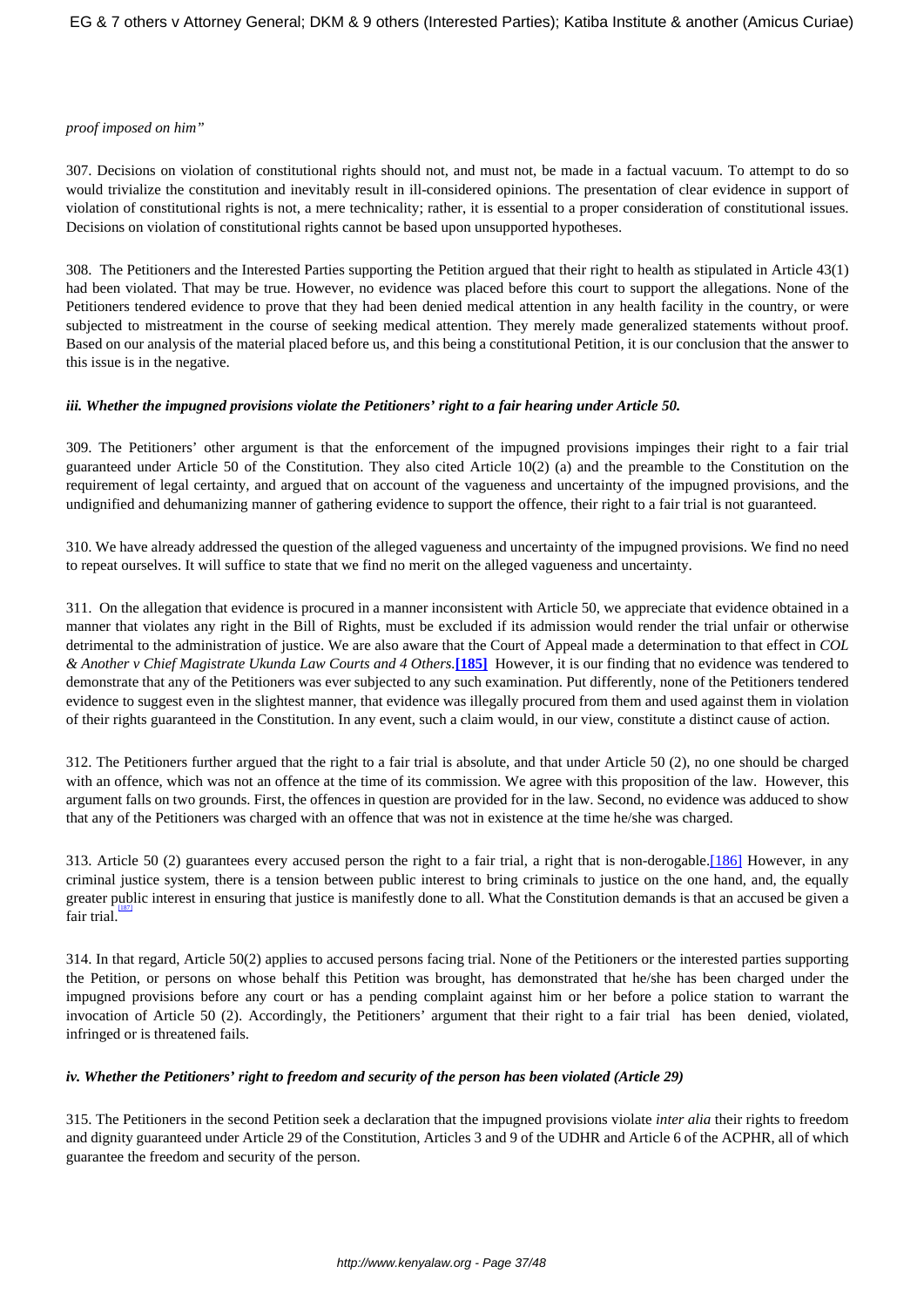*proof imposed on him"*

307. Decisions on violation of constitutional rights should not, and must not, be made in a factual vacuum. To attempt to do so would trivialize the constitution and inevitably result in ill-considered opinions. The presentation of clear evidence in support of violation of constitutional rights is not, a mere technicality; rather, it is essential to a proper consideration of constitutional issues. Decisions on violation of constitutional rights cannot be based upon unsupported hypotheses.

308. The Petitioners and the Interested Parties supporting the Petition argued that their right to health as stipulated in Article 43(1) had been violated. That may be true. However, no evidence was placed before this court to support the allegations. None of the Petitioners tendered evidence to prove that they had been denied medical attention in any health facility in the country, or were subjected to mistreatment in the course of seeking medical attention. They merely made generalized statements without proof. Based on our analysis of the material placed before us, and this being a constitutional Petition, it is our conclusion that the answer to this issue is in the negative.

***iii. Whether the impugned provisions violate the Petitioners' right to a fair hearing under Article 50.***

309. The Petitioners' other argument is that the enforcement of the impugned provisions impinges their right to a fair trial guaranteed under Article 50 of the Constitution. They also cited Article 10(2) (a) and the preamble to the Constitution on the requirement of legal certainty, and argued that on account of the vagueness and uncertainty of the impugned provisions, and the undignified and dehumanizing manner of gathering evidence to support the offence, their right to a fair trial is not guaranteed.

310. We have already addressed the question of the alleged vagueness and uncertainty of the impugned provisions. We find no need to repeat ourselves. It will suffice to state that we find no merit on the alleged vagueness and uncertainty.

311. On the allegation that evidence is procured in a manner inconsistent with Article 50, we appreciate that evidence obtained in a manner that violates any right in the Bill of Rights, must be excluded if its admission would render the trial unfair or otherwise detrimental to the administration of justice. We are also aware that the Court of Appeal made a determination to that effect in *COL & Another v Chief Magistrate Ukunda Law Courts and 4 Others.***[185]** However, it is our finding that no evidence was tendered to demonstrate that any of the Petitioners was ever subjected to any such examination. Put differently, none of the Petitioners tendered evidence to suggest even in the slightest manner, that evidence was illegally procured from them and used against them in violation of their rights guaranteed in the Constitution. In any event, such a claim would, in our view, constitute a distinct cause of action.

312. The Petitioners further argued that the right to a fair trial is absolute, and that under Article 50 (2), no one should be charged with an offence, which was not an offence at the time of its commission. We agree with this proposition of the law. However, this argument falls on two grounds. First, the offences in question are provided for in the law. Second, no evidence was adduced to show that any of the Petitioners was charged with an offence that was not in existence at the time he/she was charged.

313. Article 50 (2) guarantees every accused person the right to a fair trial, a right that is non-derogable.[186] However, in any criminal justice system, there is a tension between public interest to bring criminals to justice on the one hand, and, the equally greater public interest in ensuring that justice is manifestly done to all. What the Constitution demands is that an accused be given a fair trial.[187]

314. In that regard, Article 50(2) applies to accused persons facing trial. None of the Petitioners or the interested parties supporting the Petition, or persons on whose behalf this Petition was brought, has demonstrated that he/she has been charged under the impugned provisions before any court or has a pending complaint against him or her before a police station to warrant the invocation of Article 50 (2). Accordingly, the Petitioners' argument that their right to a fair trial has been denied, violated, infringed or is threatened fails.

***iv. Whether the Petitioners' right to freedom and security of the person has been violated (Article 29)***

315. The Petitioners in the second Petition seek a declaration that the impugned provisions violate *inter alia* their rights to freedom and dignity guaranteed under Article 29 of the Constitution, Articles 3 and 9 of the UDHR and Article 6 of the ACPHR, all of which guarantee the freedom and security of the person.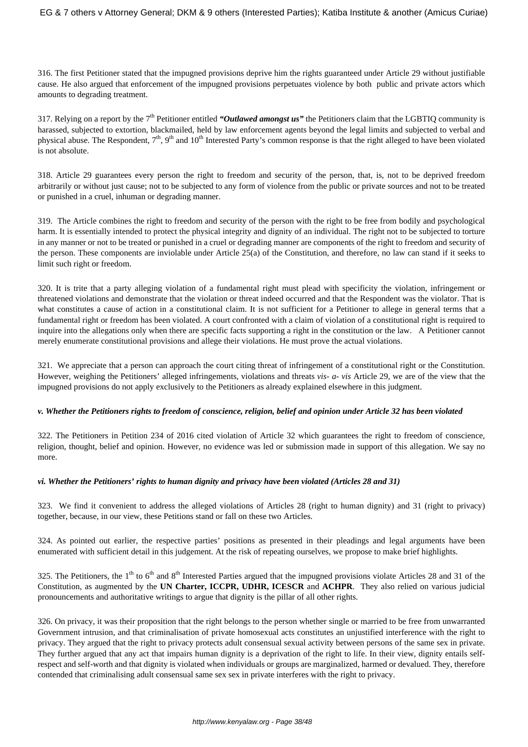316. The first Petitioner stated that the impugned provisions deprive him the rights guaranteed under Article 29 without justifiable cause. He also argued that enforcement of the impugned provisions perpetuates violence by both public and private actors which amounts to degrading treatment.

317. Relying on a report by the 7th Petitioner entitled ***"Outlawed amongst us"*** the Petitioners claim that the LGBTIQ community is harassed, subjected to extortion, blackmailed, held by law enforcement agents beyond the legal limits and subjected to verbal and physical abuse. The Respondent, 7th, 9th and 10th Interested Party's common response is that the right alleged to have been violated is not absolute.

318. Article 29 guarantees every person the right to freedom and security of the person, that, is, not to be deprived freedom arbitrarily or without just cause; not to be subjected to any form of violence from the public or private sources and not to be treated or punished in a cruel, inhuman or degrading manner.

319. The Article combines the right to freedom and security of the person with the right to be free from bodily and psychological harm. It is essentially intended to protect the physical integrity and dignity of an individual. The right not to be subjected to torture in any manner or not to be treated or punished in a cruel or degrading manner are components of the right to freedom and security of the person. These components are inviolable under Article 25(a) of the Constitution, and therefore, no law can stand if it seeks to limit such right or freedom.

320. It is trite that a party alleging violation of a fundamental right must plead with specificity the violation, infringement or threatened violations and demonstrate that the violation or threat indeed occurred and that the Respondent was the violator. That is what constitutes a cause of action in a constitutional claim. It is not sufficient for a Petitioner to allege in general terms that a fundamental right or freedom has been violated. A court confronted with a claim of violation of a constitutional right is required to inquire into the allegations only when there are specific facts supporting a right in the constitution or the law. A Petitioner cannot merely enumerate constitutional provisions and allege their violations. He must prove the actual violations.

321. We appreciate that a person can approach the court citing threat of infringement of a constitutional right or the Constitution. However, weighing the Petitioners' alleged infringements, violations and threats *vis- a- vis* Article 29, we are of the view that the impugned provisions do not apply exclusively to the Petitioners as already explained elsewhere in this judgment.

***v. Whether the Petitioners rights to freedom of conscience, religion, belief and opinion under Article 32 has been violated***

322. The Petitioners in Petition 234 of 2016 cited violation of Article 32 which guarantees the right to freedom of conscience, religion, thought, belief and opinion. However, no evidence was led or submission made in support of this allegation. We say no more.

***vi. Whether the Petitioners' rights to human dignity and privacy have been violated (Articles 28 and 31)***

323. We find it convenient to address the alleged violations of Articles 28 (right to human dignity) and 31 (right to privacy) together, because, in our view, these Petitions stand or fall on these two Articles.

324. As pointed out earlier, the respective parties' positions as presented in their pleadings and legal arguments have been enumerated with sufficient detail in this judgement. At the risk of repeating ourselves, we propose to make brief highlights.

325. The Petitioners, the 1st to 6th and 8th Interested Parties argued that the impugned provisions violate Articles 28 and 31 of the Constitution, as augmented by the **UN Charter, ICCPR, UDHR, ICESCR** and **ACHPR**. They also relied on various judicial pronouncements and authoritative writings to argue that dignity is the pillar of all other rights.

326. On privacy, it was their proposition that the right belongs to the person whether single or married to be free from unwarranted Government intrusion, and that criminalisation of private homosexual acts constitutes an unjustified interference with the right to privacy. They argued that the right to privacy protects adult consensual sexual activity between persons of the same sex in private. They further argued that any act that impairs human dignity is a deprivation of the right to life. In their view, dignity entails self-respect and self-worth and that dignity is violated when individuals or groups are marginalized, harmed or devalued. They, therefore contended that criminalising adult consensual same sex sex in private interferes with the right to privacy.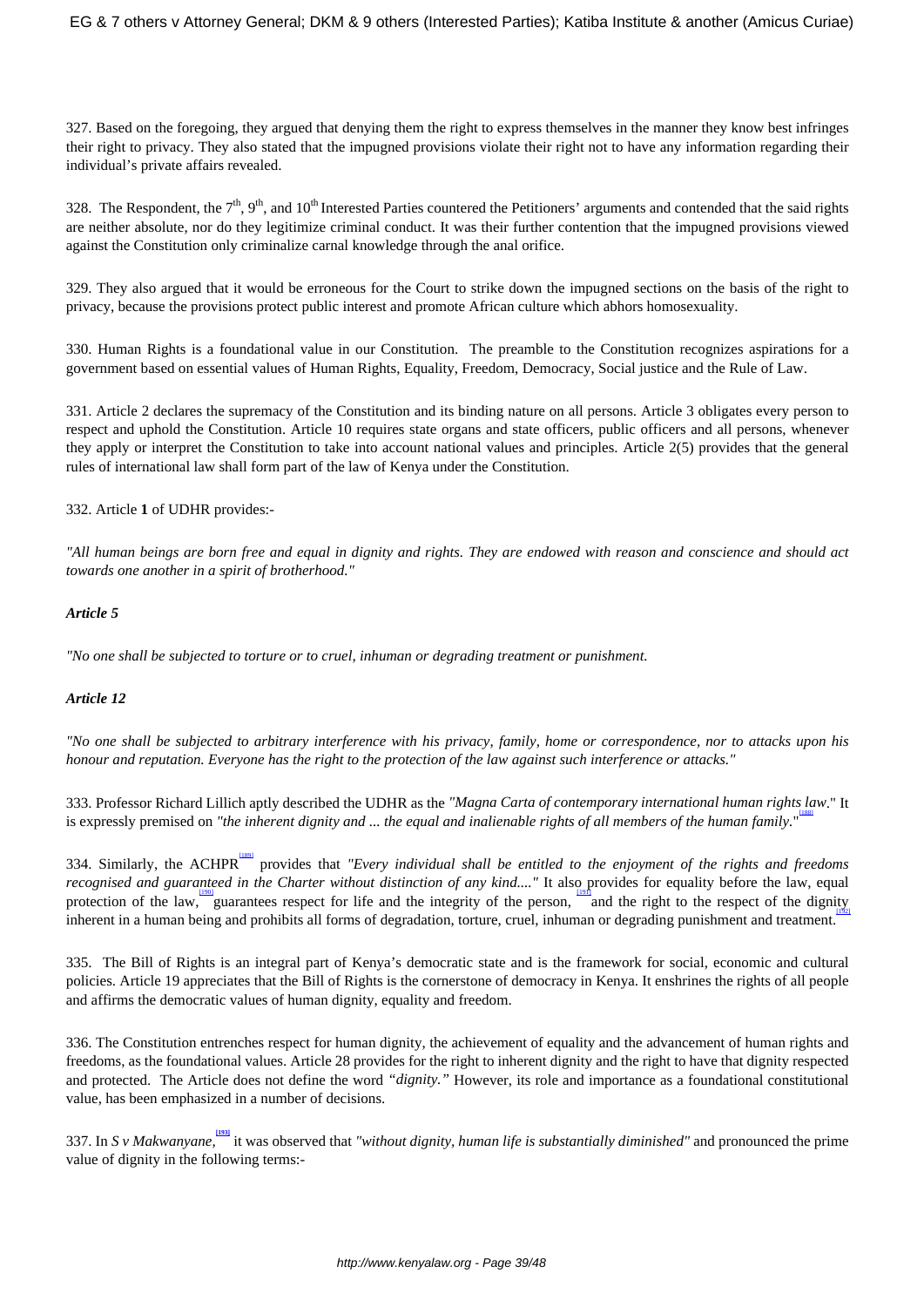327. Based on the foregoing, they argued that denying them the right to express themselves in the manner they know best infringes their right to privacy. They also stated that the impugned provisions violate their right not to have any information regarding their individual's private affairs revealed.

328. The Respondent, the 7th, 9th, and 10th Interested Parties countered the Petitioners' arguments and contended that the said rights are neither absolute, nor do they legitimize criminal conduct. It was their further contention that the impugned provisions viewed against the Constitution only criminalize carnal knowledge through the anal orifice.

329. They also argued that it would be erroneous for the Court to strike down the impugned sections on the basis of the right to privacy, because the provisions protect public interest and promote African culture which abhors homosexuality.

330. Human Rights is a foundational value in our Constitution. The preamble to the Constitution recognizes aspirations for a government based on essential values of Human Rights, Equality, Freedom, Democracy, Social justice and the Rule of Law.

331. Article 2 declares the supremacy of the Constitution and its binding nature on all persons. Article 3 obligates every person to respect and uphold the Constitution. Article 10 requires state organs and state officers, public officers and all persons, whenever they apply or interpret the Constitution to take into account national values and principles. Article 2(5) provides that the general rules of international law shall form part of the law of Kenya under the Constitution.

332. Article **1** of UDHR provides:-

*"All human beings are born free and equal in dignity and rights. They are endowed with reason and conscience and should act towards one another in a spirit of brotherhood."*

***Article 5***

*"No one shall be subjected to torture or to cruel, inhuman or degrading treatment or punishment.*

***Article 12***

*"No one shall be subjected to arbitrary interference with his privacy, family, home or correspondence, nor to attacks upon his honour and reputation. Everyone has the right to the protection of the law against such interference or attacks."*

333. Professor Richard Lillich aptly described the UDHR as the *"Magna Carta of contemporary international human rights law*." It is expressly premised on *"the inherent dignity and ... the equal and inalienable rights of all members of the human family*."[188]

334. Similarly, the ACHPR[189] provides that *"Every individual shall be entitled to the enjoyment of the rights and freedoms recognised and guaranteed in the Charter without distinction of any kind...."* It also provides for equality before the law, equal protection of the law,[190] guarantees respect for life and the integrity of the person,[191] and the right to the respect of the dignity inherent in a human being and prohibits all forms of degradation, torture, cruel, inhuman or degrading punishment and treatment.[192]

335. The Bill of Rights is an integral part of Kenya's democratic state and is the framework for social, economic and cultural policies. Article 19 appreciates that the Bill of Rights is the cornerstone of democracy in Kenya. It enshrines the rights of all people and affirms the democratic values of human dignity, equality and freedom.

336. The Constitution entrenches respect for human dignity, the achievement of equality and the advancement of human rights and freedoms, as the foundational values. Article 28 provides for the right to inherent dignity and the right to have that dignity respected and protected. The Article does not define the word *"dignity."* However, its role and importance as a foundational constitutional value, has been emphasized in a number of decisions.

337. In *S v Makwanyane,*[193] it was observed that *"without dignity, human life is substantially diminished"* and pronounced the prime value of dignity in the following terms:-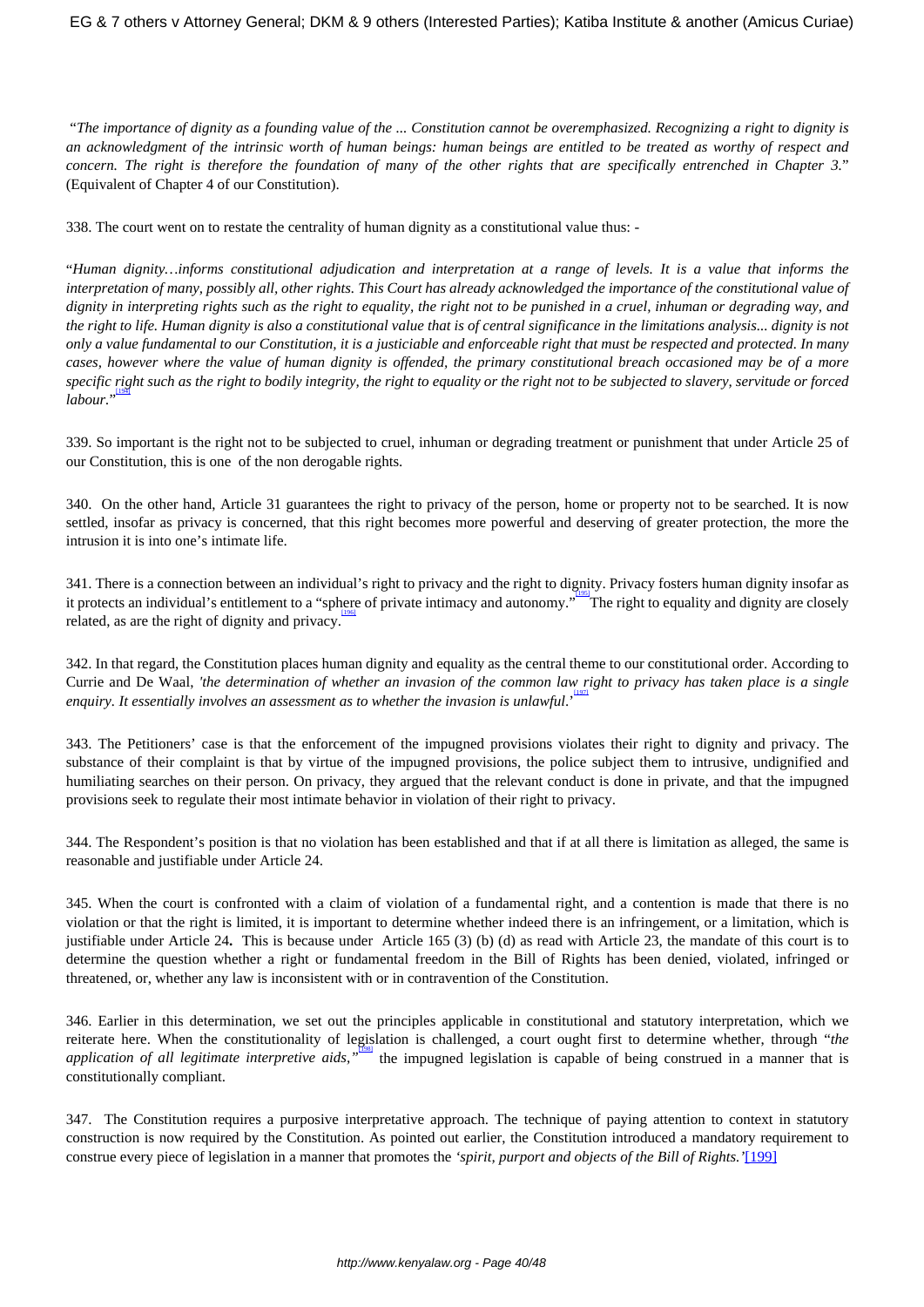"*The importance of dignity as a founding value of the ... Constitution cannot be overemphasized. Recognizing a right to dignity is an acknowledgment of the intrinsic worth of human beings: human beings are entitled to be treated as worthy of respect and concern. The right is therefore the foundation of many of the other rights that are specifically entrenched in Chapter 3.*" (Equivalent of Chapter 4 of our Constitution).

338. The court went on to restate the centrality of human dignity as a constitutional value thus: -

"*Human dignity…informs constitutional adjudication and interpretation at a range of levels. It is a value that informs the interpretation of many, possibly all, other rights. This Court has already acknowledged the importance of the constitutional value of dignity in interpreting rights such as the right to equality, the right not to be punished in a cruel, inhuman or degrading way, and the right to life. Human dignity is also a constitutional value that is of central significance in the limitations analysis... dignity is not only a value fundamental to our Constitution, it is a justiciable and enforceable right that must be respected and protected. In many cases, however where the value of human dignity is offended, the primary constitutional breach occasioned may be of a more specific right such as the right to bodily integrity, the right to equality or the right not to be subjected to slavery, servitude or forced labour.*"[194]

339. So important is the right not to be subjected to cruel, inhuman or degrading treatment or punishment that under Article 25 of our Constitution, this is one of the non derogable rights.

340. On the other hand, Article 31 guarantees the right to privacy of the person, home or property not to be searched. It is now settled, insofar as privacy is concerned, that this right becomes more powerful and deserving of greater protection, the more the intrusion it is into one's intimate life.

341. There is a connection between an individual's right to privacy and the right to dignity. Privacy fosters human dignity insofar as it protects an individual's entitlement to a "sphere of private intimacy and autonomy."[195] The right to equality and dignity are closely related, as are the right of dignity and privacy.[196]

342. In that regard, the Constitution places human dignity and equality as the central theme to our constitutional order. According to Currie and De Waal, *'the determination of whether an invasion of the common law right to privacy has taken place is a single enquiry. It essentially involves an assessment as to whether the invasion is unlawful.'*[197]

343. The Petitioners' case is that the enforcement of the impugned provisions violates their right to dignity and privacy. The substance of their complaint is that by virtue of the impugned provisions, the police subject them to intrusive, undignified and humiliating searches on their person. On privacy, they argued that the relevant conduct is done in private, and that the impugned provisions seek to regulate their most intimate behavior in violation of their right to privacy.

344. The Respondent's position is that no violation has been established and that if at all there is limitation as alleged, the same is reasonable and justifiable under Article 24.

345. When the court is confronted with a claim of violation of a fundamental right, and a contention is made that there is no violation or that the right is limited, it is important to determine whether indeed there is an infringement, or a limitation, which is justifiable under Article 24**.** This is because under Article 165 (3) (b) (d) as read with Article 23, the mandate of this court is to determine the question whether a right or fundamental freedom in the Bill of Rights has been denied, violated, infringed or threatened, or, whether any law is inconsistent with or in contravention of the Constitution.

346. Earlier in this determination, we set out the principles applicable in constitutional and statutory interpretation, which we reiterate here. When the constitutionality of legislation is challenged, a court ought first to determine whether, through "*the application of all legitimate interpretive aids,*"[198] the impugned legislation is capable of being construed in a manner that is constitutionally compliant.

347. The Constitution requires a purposive interpretative approach. The technique of paying attention to context in statutory construction is now required by the Constitution. As pointed out earlier, the Constitution introduced a mandatory requirement to construe every piece of legislation in a manner that promotes the *'spirit, purport and objects of the Bill of Rights.'*[199]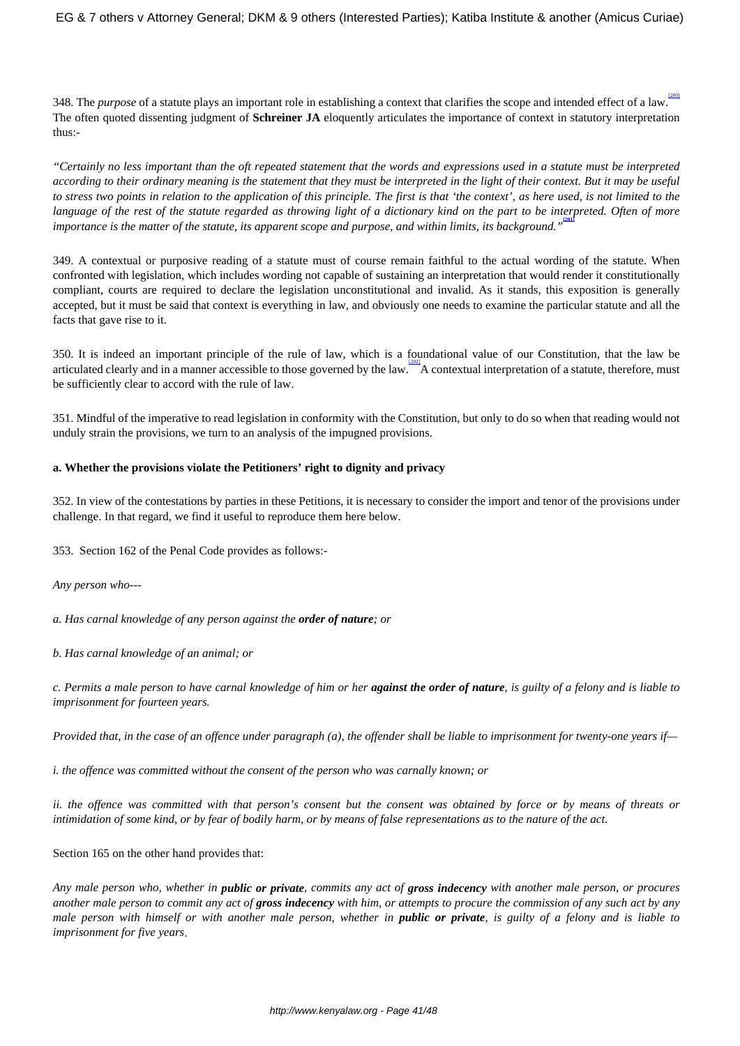348. The *purpose* of a statute plays an important role in establishing a context that clarifies the scope and intended effect of a law.[200] The often quoted dissenting judgment of **Schreiner JA** eloquently articulates the importance of context in statutory interpretation thus:-

*"Certainly no less important than the oft repeated statement that the words and expressions used in a statute must be interpreted according to their ordinary meaning is the statement that they must be interpreted in the light of their context. But it may be useful to stress two points in relation to the application of this principle. The first is that 'the context', as here used, is not limited to the language of the rest of the statute regarded as throwing light of a dictionary kind on the part to be interpreted. Often of more importance is the matter of the statute, its apparent scope and purpose, and within limits, its background."*[201]

349. A contextual or purposive reading of a statute must of course remain faithful to the actual wording of the statute. When confronted with legislation, which includes wording not capable of sustaining an interpretation that would render it constitutionally compliant, courts are required to declare the legislation unconstitutional and invalid. As it stands, this exposition is generally accepted, but it must be said that context is everything in law, and obviously one needs to examine the particular statute and all the facts that gave rise to it.

350. It is indeed an important principle of the rule of law, which is a foundational value of our Constitution, that the law be articulated clearly and in a manner accessible to those governed by the law.[202] A contextual interpretation of a statute, therefore, must be sufficiently clear to accord with the rule of law.

351. Mindful of the imperative to read legislation in conformity with the Constitution, but only to do so when that reading would not unduly strain the provisions, we turn to an analysis of the impugned provisions.

**a. Whether the provisions violate the Petitioners' right to dignity and privacy**

352. In view of the contestations by parties in these Petitions, it is necessary to consider the import and tenor of the provisions under challenge. In that regard, we find it useful to reproduce them here below.

353. Section 162 of the Penal Code provides as follows:-

*Any person who---*

*a. Has carnal knowledge of any person against the **order of nature**; or*

*b. Has carnal knowledge of an animal; or*

*c. Permits a male person to have carnal knowledge of him or her **against the order of nature**, is guilty of a felony and is liable to imprisonment for fourteen years.*

*Provided that, in the case of an offence under paragraph (a), the offender shall be liable to imprisonment for twenty-one years if—*

*i. the offence was committed without the consent of the person who was carnally known; or*

*ii. the offence was committed with that person's consent but the consent was obtained by force or by means of threats or intimidation of some kind, or by fear of bodily harm, or by means of false representations as to the nature of the act.*

Section 165 on the other hand provides that:

*Any male person who, whether in **public or private**, commits any act of **gross indecency** with another male person, or procures another male person to commit any act of **gross indecency** with him, or attempts to procure the commission of any such act by any male person with himself or with another male person, whether in **public or private**, is guilty of a felony and is liable to imprisonment for five years*.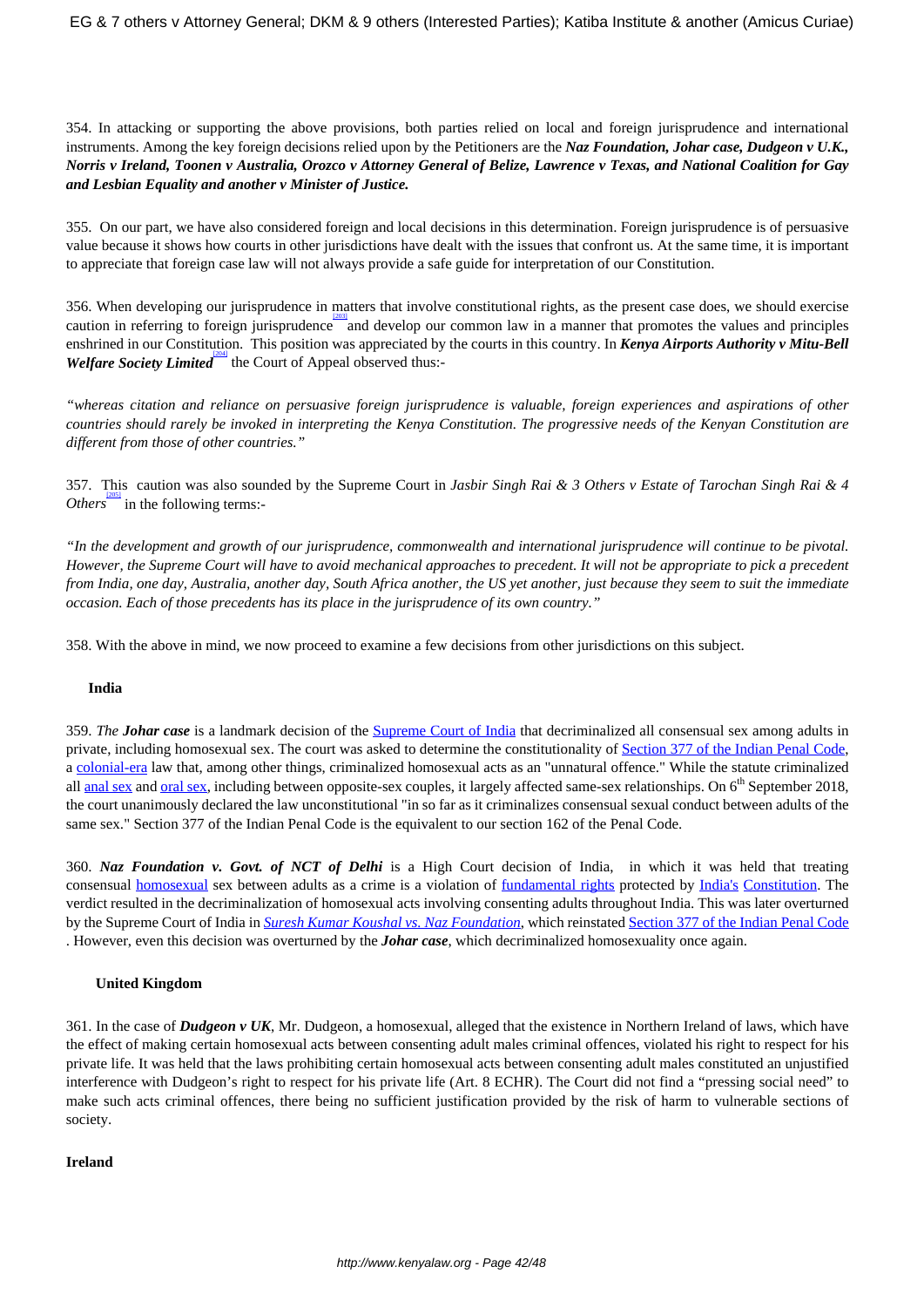354. In attacking or supporting the above provisions, both parties relied on local and foreign jurisprudence and international instruments. Among the key foreign decisions relied upon by the Petitioners are the ***Naz Foundation, Johar case, Dudgeon v U.K., Norris v Ireland, Toonen v Australia, Orozco v Attorney General of Belize, Lawrence v Texas, and National Coalition for Gay and Lesbian Equality and another v Minister of Justice.***

355. On our part, we have also considered foreign and local decisions in this determination. Foreign jurisprudence is of persuasive value because it shows how courts in other jurisdictions have dealt with the issues that confront us. At the same time, it is important to appreciate that foreign case law will not always provide a safe guide for interpretation of our Constitution.

356. When developing our jurisprudence in matters that involve constitutional rights, as the present case does, we should exercise caution in referring to foreign jurisprudence[203] and develop our common law in a manner that promotes the values and principles enshrined in our Constitution. This position was appreciated by the courts in this country. In ***Kenya Airports Authority v Mitu-Bell Welfare Society Limited***[204] the Court of Appeal observed thus:-

*"whereas citation and reliance on persuasive foreign jurisprudence is valuable, foreign experiences and aspirations of other countries should rarely be invoked in interpreting the Kenya Constitution. The progressive needs of the Kenyan Constitution are different from those of other countries."*

357. This caution was also sounded by the Supreme Court in *Jasbir Singh Rai & 3 Others v Estate of Tarochan Singh Rai & 4 Others*[205] in the following terms:-

*"In the development and growth of our jurisprudence, commonwealth and international jurisprudence will continue to be pivotal. However, the Supreme Court will have to avoid mechanical approaches to precedent. It will not be appropriate to pick a precedent from India, one day, Australia, another day, South Africa another, the US yet another, just because they seem to suit the immediate occasion. Each of those precedents has its place in the jurisprudence of its own country."*

358. With the above in mind, we now proceed to examine a few decisions from other jurisdictions on this subject.

**India**

359. *The* ***Johar case*** is a landmark decision of the Supreme Court of India that decriminalized all consensual sex among adults in private, including homosexual sex. The court was asked to determine the constitutionality of Section 377 of the Indian Penal Code, a colonial-era law that, among other things, criminalized homosexual acts as an "unnatural offence." While the statute criminalized all anal sex and oral sex, including between opposite-sex couples, it largely affected same-sex relationships. On 6th September 2018, the court unanimously declared the law unconstitutional "in so far as it criminalizes consensual sexual conduct between adults of the same sex." Section 377 of the Indian Penal Code is the equivalent to our section 162 of the Penal Code.

360. ***Naz Foundation v. Govt. of NCT of Delhi*** is a High Court decision of India, in which it was held that treating consensual homosexual sex between adults as a crime is a violation of fundamental rights protected by India's Constitution. The verdict resulted in the decriminalization of homosexual acts involving consenting adults throughout India. This was later overturned by the Supreme Court of India in *Suresh Kumar Koushal vs. Naz Foundation*, which reinstated Section 377 of the Indian Penal Code. However, even this decision was overturned by the ***Johar case***, which decriminalized homosexuality once again.

**United Kingdom**

361. In the case of ***Dudgeon v UK***, Mr. Dudgeon, a homosexual, alleged that the existence in Northern Ireland of laws, which have the effect of making certain homosexual acts between consenting adult males criminal offences, violated his right to respect for his private life. It was held that the laws prohibiting certain homosexual acts between consenting adult males constituted an unjustified interference with Dudgeon's right to respect for his private life (Art. 8 ECHR). The Court did not find a "pressing social need" to make such acts criminal offences, there being no sufficient justification provided by the risk of harm to vulnerable sections of society.

**Ireland**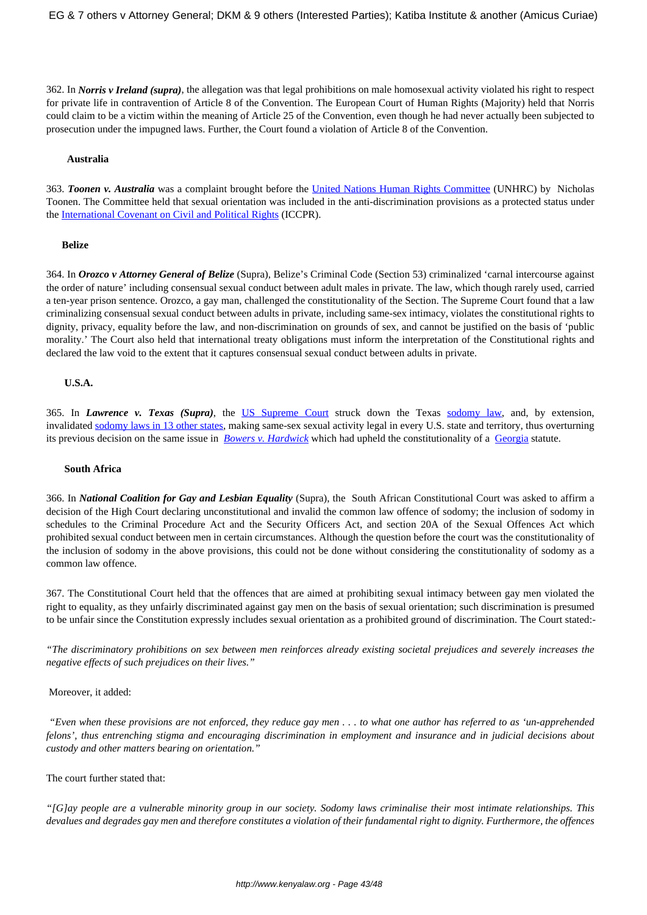362. In ***Norris v Ireland (supra)***, the allegation was that legal prohibitions on male homosexual activity violated his right to respect for private life in contravention of Article 8 of the Convention. The European Court of Human Rights (Majority) held that Norris could claim to be a victim within the meaning of Article 25 of the Convention, even though he had never actually been subjected to prosecution under the impugned laws. Further, the Court found a violation of Article 8 of the Convention.

**Australia**

363. ***Toonen v. Australia*** was a complaint brought before the United Nations Human Rights Committee (UNHRC) by Nicholas Toonen. The Committee held that sexual orientation was included in the anti-discrimination provisions as a protected status under the International Covenant on Civil and Political Rights (ICCPR).

**Belize**

364. In ***Orozco v Attorney General of Belize*** (Supra), Belize's Criminal Code (Section 53) criminalized 'carnal intercourse against the order of nature' including consensual sexual conduct between adult males in private. The law, which though rarely used, carried a ten-year prison sentence. Orozco, a gay man, challenged the constitutionality of the Section. The Supreme Court found that a law criminalizing consensual sexual conduct between adults in private, including same-sex intimacy, violates the constitutional rights to dignity, privacy, equality before the law, and non-discrimination on grounds of sex, and cannot be justified on the basis of 'public morality.' The Court also held that international treaty obligations must inform the interpretation of the Constitutional rights and declared the law void to the extent that it captures consensual sexual conduct between adults in private.

**U.S.A.**

365. In ***Lawrence v. Texas (Supra)***, the US Supreme Court struck down the Texas sodomy law, and, by extension, invalidated sodomy laws in 13 other states, making same-sex sexual activity legal in every U.S. state and territory, thus overturning its previous decision on the same issue in *Bowers v. Hardwick* which had upheld the constitutionality of a Georgia statute.

**South Africa**

366. In ***National Coalition for Gay and Lesbian Equality*** (Supra), the South African Constitutional Court was asked to affirm a decision of the High Court declaring unconstitutional and invalid the common law offence of sodomy; the inclusion of sodomy in schedules to the Criminal Procedure Act and the Security Officers Act, and section 20A of the Sexual Offences Act which prohibited sexual conduct between men in certain circumstances. Although the question before the court was the constitutionality of the inclusion of sodomy in the above provisions, this could not be done without considering the constitutionality of sodomy as a common law offence.

367. The Constitutional Court held that the offences that are aimed at prohibiting sexual intimacy between gay men violated the right to equality, as they unfairly discriminated against gay men on the basis of sexual orientation; such discrimination is presumed to be unfair since the Constitution expressly includes sexual orientation as a prohibited ground of discrimination. The Court stated:-

*"The discriminatory prohibitions on sex between men reinforces already existing societal prejudices and severely increases the negative effects of such prejudices on their lives."*

Moreover, it added:

*"Even when these provisions are not enforced, they reduce gay men . . . to what one author has referred to as 'un-apprehended felons', thus entrenching stigma and encouraging discrimination in employment and insurance and in judicial decisions about custody and other matters bearing on orientation."*

The court further stated that:

*"[G]ay people are a vulnerable minority group in our society. Sodomy laws criminalise their most intimate relationships. This devalues and degrades gay men and therefore constitutes a violation of their fundamental right to dignity. Furthermore, the offences*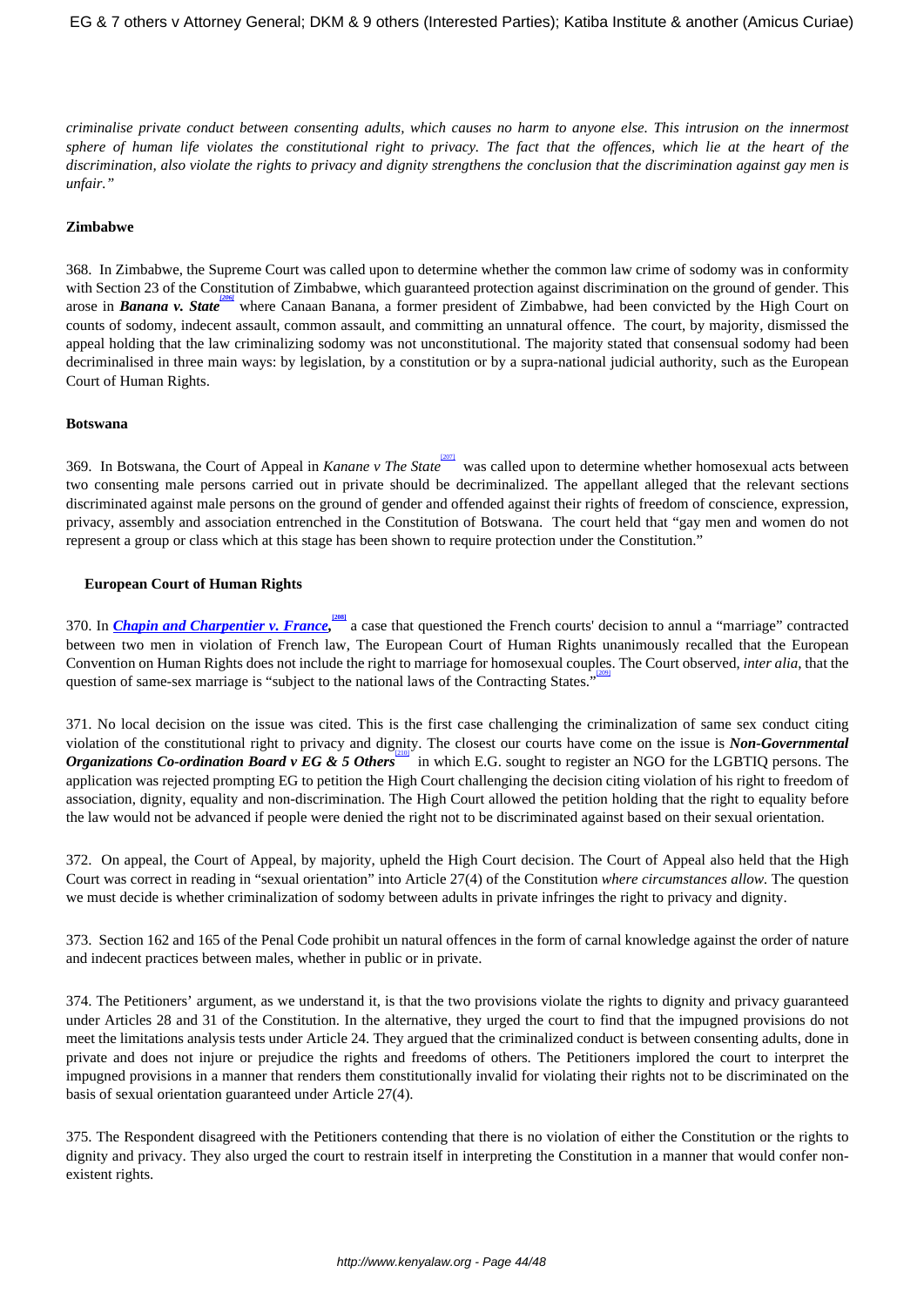*criminalise private conduct between consenting adults, which causes no harm to anyone else. This intrusion on the innermost sphere of human life violates the constitutional right to privacy. The fact that the offences, which lie at the heart of the discrimination, also violate the rights to privacy and dignity strengthens the conclusion that the discrimination against gay men is unfair."*

**Zimbabwe**

368. In Zimbabwe, the Supreme Court was called upon to determine whether the common law crime of sodomy was in conformity with Section 23 of the Constitution of Zimbabwe, which guaranteed protection against discrimination on the ground of gender. This arose in ***Banana v. State***[206] where Canaan Banana, a former president of Zimbabwe, had been convicted by the High Court on counts of sodomy, indecent assault, common assault, and committing an unnatural offence. The court, by majority, dismissed the appeal holding that the law criminalizing sodomy was not unconstitutional. The majority stated that consensual sodomy had been decriminalised in three main ways: by legislation, by a constitution or by a supra-national judicial authority, such as the European Court of Human Rights.

**Botswana**

369. In Botswana, the Court of Appeal in *Kanane v The State*[207] was called upon to determine whether homosexual acts between two consenting male persons carried out in private should be decriminalized. The appellant alleged that the relevant sections discriminated against male persons on the ground of gender and offended against their rights of freedom of conscience, expression, privacy, assembly and association entrenched in the Constitution of Botswana. The court held that "gay men and women do not represent a group or class which at this stage has been shown to require protection under the Constitution."

**European Court of Human Rights**

370. In ***Chapin and Charpentier v. France***,[208] a case that questioned the French courts' decision to annul a "marriage" contracted between two men in violation of French law, The European Court of Human Rights unanimously recalled that the European Convention on Human Rights does not include the right to marriage for homosexual couples. The Court observed, *inter alia*, that the question of same-sex marriage is "subject to the national laws of the Contracting States."[209]

371. No local decision on the issue was cited. This is the first case challenging the criminalization of same sex conduct citing violation of the constitutional right to privacy and dignity. The closest our courts have come on the issue is ***Non-Governmental Organizations Co-ordination Board v EG & 5 Others***[210] in which E.G. sought to register an NGO for the LGBTIQ persons. The application was rejected prompting EG to petition the High Court challenging the decision citing violation of his right to freedom of association, dignity, equality and non-discrimination. The High Court allowed the petition holding that the right to equality before the law would not be advanced if people were denied the right not to be discriminated against based on their sexual orientation.

372. On appeal, the Court of Appeal, by majority, upheld the High Court decision. The Court of Appeal also held that the High Court was correct in reading in "sexual orientation" into Article 27(4) of the Constitution *where circumstances allow*. The question we must decide is whether criminalization of sodomy between adults in private infringes the right to privacy and dignity.

373. Section 162 and 165 of the Penal Code prohibit un natural offences in the form of carnal knowledge against the order of nature and indecent practices between males, whether in public or in private.

374. The Petitioners' argument, as we understand it, is that the two provisions violate the rights to dignity and privacy guaranteed under Articles 28 and 31 of the Constitution. In the alternative, they urged the court to find that the impugned provisions do not meet the limitations analysis tests under Article 24. They argued that the criminalized conduct is between consenting adults, done in private and does not injure or prejudice the rights and freedoms of others. The Petitioners implored the court to interpret the impugned provisions in a manner that renders them constitutionally invalid for violating their rights not to be discriminated on the basis of sexual orientation guaranteed under Article 27(4).

375. The Respondent disagreed with the Petitioners contending that there is no violation of either the Constitution or the rights to dignity and privacy. They also urged the court to restrain itself in interpreting the Constitution in a manner that would confer non-existent rights.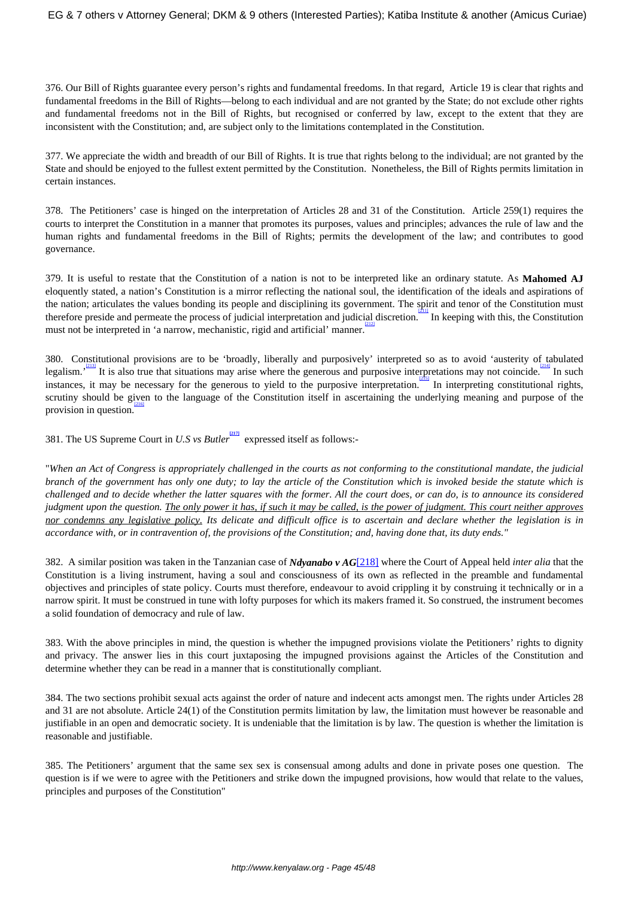376. Our Bill of Rights guarantee every person's rights and fundamental freedoms. In that regard, Article 19 is clear that rights and fundamental freedoms in the Bill of Rights—belong to each individual and are not granted by the State; do not exclude other rights and fundamental freedoms not in the Bill of Rights, but recognised or conferred by law, except to the extent that they are inconsistent with the Constitution; and, are subject only to the limitations contemplated in the Constitution.

377. We appreciate the width and breadth of our Bill of Rights. It is true that rights belong to the individual; are not granted by the State and should be enjoyed to the fullest extent permitted by the Constitution. Nonetheless, the Bill of Rights permits limitation in certain instances.

378. The Petitioners' case is hinged on the interpretation of Articles 28 and 31 of the Constitution. Article 259(1) requires the courts to interpret the Constitution in a manner that promotes its purposes, values and principles; advances the rule of law and the human rights and fundamental freedoms in the Bill of Rights; permits the development of the law; and contributes to good governance.

379. It is useful to restate that the Constitution of a nation is not to be interpreted like an ordinary statute. As **Mahomed AJ** eloquently stated, a nation's Constitution is a mirror reflecting the national soul, the identification of the ideals and aspirations of the nation; articulates the values bonding its people and disciplining its government. The spirit and tenor of the Constitution must therefore preside and permeate the process of judicial interpretation and judicial discretion.[211] In keeping with this, the Constitution must not be interpreted in 'a narrow, mechanistic, rigid and artificial' manner.[212]

380. Constitutional provisions are to be 'broadly, liberally and purposively' interpreted so as to avoid 'austerity of tabulated legalism.'[213] It is also true that situations may arise where the generous and purposive interpretations may not coincide.[214] In such instances, it may be necessary for the generous to yield to the purposive interpretation.[215] In interpreting constitutional rights, scrutiny should be given to the language of the Constitution itself in ascertaining the underlying meaning and purpose of the provision in question.[216]

381. The US Supreme Court in *U.S vs Butler*[217] expressed itself as follows:-

"*When an Act of Congress is appropriately challenged in the courts as not conforming to the constitutional mandate, the judicial branch of the government has only one duty; to lay the article of the Constitution which is invoked beside the statute which is challenged and to decide whether the latter squares with the former. All the court does, or can do, is to announce its considered judgment upon the question. <u>The only power it has, if such it may be called, is the power of judgment. This court neither approves nor condemns any legislative policy.</u> Its delicate and difficult office is to ascertain and declare whether the legislation is in accordance with, or in contravention of, the provisions of the Constitution; and, having done that, its duty ends.*"

382. A similar position was taken in the Tanzanian case of ***Ndyanabo v AG***[218] where the Court of Appeal held *inter alia* that the Constitution is a living instrument, having a soul and consciousness of its own as reflected in the preamble and fundamental objectives and principles of state policy. Courts must therefore, endeavour to avoid crippling it by construing it technically or in a narrow spirit. It must be construed in tune with lofty purposes for which its makers framed it. So construed, the instrument becomes a solid foundation of democracy and rule of law.

383. With the above principles in mind, the question is whether the impugned provisions violate the Petitioners' rights to dignity and privacy. The answer lies in this court juxtaposing the impugned provisions against the Articles of the Constitution and determine whether they can be read in a manner that is constitutionally compliant.

384. The two sections prohibit sexual acts against the order of nature and indecent acts amongst men. The rights under Articles 28 and 31 are not absolute. Article 24(1) of the Constitution permits limitation by law, the limitation must however be reasonable and justifiable in an open and democratic society. It is undeniable that the limitation is by law. The question is whether the limitation is reasonable and justifiable.

385. The Petitioners' argument that the same sex sex is consensual among adults and done in private poses one question. The question is if we were to agree with the Petitioners and strike down the impugned provisions, how would that relate to the values, principles and purposes of the Constitution"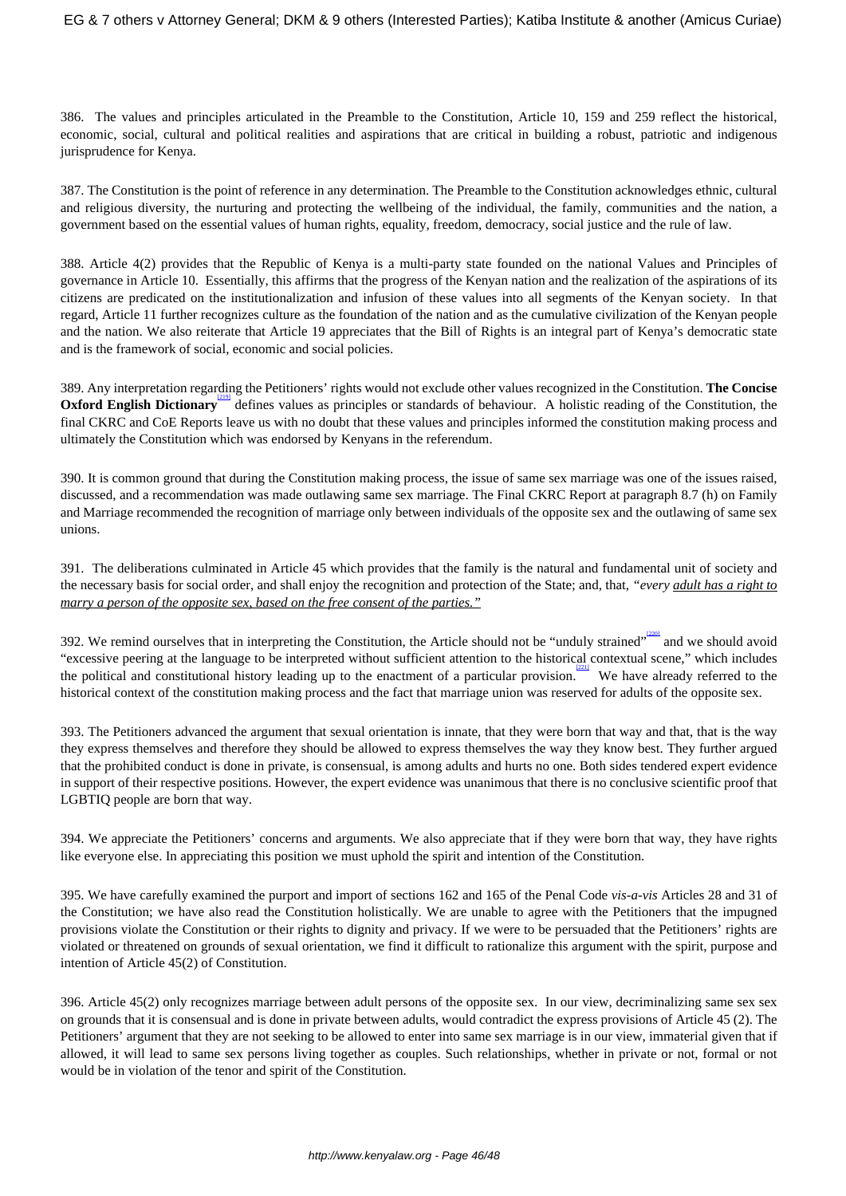386. The values and principles articulated in the Preamble to the Constitution, Article 10, 159 and 259 reflect the historical, economic, social, cultural and political realities and aspirations that are critical in building a robust, patriotic and indigenous jurisprudence for Kenya.

387. The Constitution is the point of reference in any determination. The Preamble to the Constitution acknowledges ethnic, cultural and religious diversity, the nurturing and protecting the wellbeing of the individual, the family, communities and the nation, a government based on the essential values of human rights, equality, freedom, democracy, social justice and the rule of law.

388. Article 4(2) provides that the Republic of Kenya is a multi-party state founded on the national Values and Principles of governance in Article 10. Essentially, this affirms that the progress of the Kenyan nation and the realization of the aspirations of its citizens are predicated on the institutionalization and infusion of these values into all segments of the Kenyan society. In that regard, Article 11 further recognizes culture as the foundation of the nation and as the cumulative civilization of the Kenyan people and the nation. We also reiterate that Article 19 appreciates that the Bill of Rights is an integral part of Kenya's democratic state and is the framework of social, economic and social policies.

389. Any interpretation regarding the Petitioners' rights would not exclude other values recognized in the Constitution. **The Concise Oxford English Dictionary**[219] defines values as principles or standards of behaviour. A holistic reading of the Constitution, the final CKRC and CoE Reports leave us with no doubt that these values and principles informed the constitution making process and ultimately the Constitution which was endorsed by Kenyans in the referendum.

390. It is common ground that during the Constitution making process, the issue of same sex marriage was one of the issues raised, discussed, and a recommendation was made outlawing same sex marriage. The Final CKRC Report at paragraph 8.7 (h) on Family and Marriage recommended the recognition of marriage only between individuals of the opposite sex and the outlawing of same sex unions.

391. The deliberations culminated in Article 45 which provides that the family is the natural and fundamental unit of society and the necessary basis for social order, and shall enjoy the recognition and protection of the State; and, that, *"every adult has a right to marry a person of the opposite sex, based on the free consent of the parties."*

392. We remind ourselves that in interpreting the Constitution, the Article should not be "unduly strained"[220] and we should avoid "excessive peering at the language to be interpreted without sufficient attention to the historical contextual scene," which includes the political and constitutional history leading up to the enactment of a particular provision.[221] We have already referred to the historical context of the constitution making process and the fact that marriage union was reserved for adults of the opposite sex.

393. The Petitioners advanced the argument that sexual orientation is innate, that they were born that way and that, that is the way they express themselves and therefore they should be allowed to express themselves the way they know best. They further argued that the prohibited conduct is done in private, is consensual, is among adults and hurts no one. Both sides tendered expert evidence in support of their respective positions. However, the expert evidence was unanimous that there is no conclusive scientific proof that LGBTIQ people are born that way.

394. We appreciate the Petitioners' concerns and arguments. We also appreciate that if they were born that way, they have rights like everyone else. In appreciating this position we must uphold the spirit and intention of the Constitution.

395. We have carefully examined the purport and import of sections 162 and 165 of the Penal Code *vis-a-vis* Articles 28 and 31 of the Constitution; we have also read the Constitution holistically. We are unable to agree with the Petitioners that the impugned provisions violate the Constitution or their rights to dignity and privacy. If we were to be persuaded that the Petitioners' rights are violated or threatened on grounds of sexual orientation, we find it difficult to rationalize this argument with the spirit, purpose and intention of Article 45(2) of Constitution.

396. Article 45(2) only recognizes marriage between adult persons of the opposite sex. In our view, decriminalizing same sex sex on grounds that it is consensual and is done in private between adults, would contradict the express provisions of Article 45 (2). The Petitioners' argument that they are not seeking to be allowed to enter into same sex marriage is in our view, immaterial given that if allowed, it will lead to same sex persons living together as couples. Such relationships, whether in private or not, formal or not would be in violation of the tenor and spirit of the Constitution.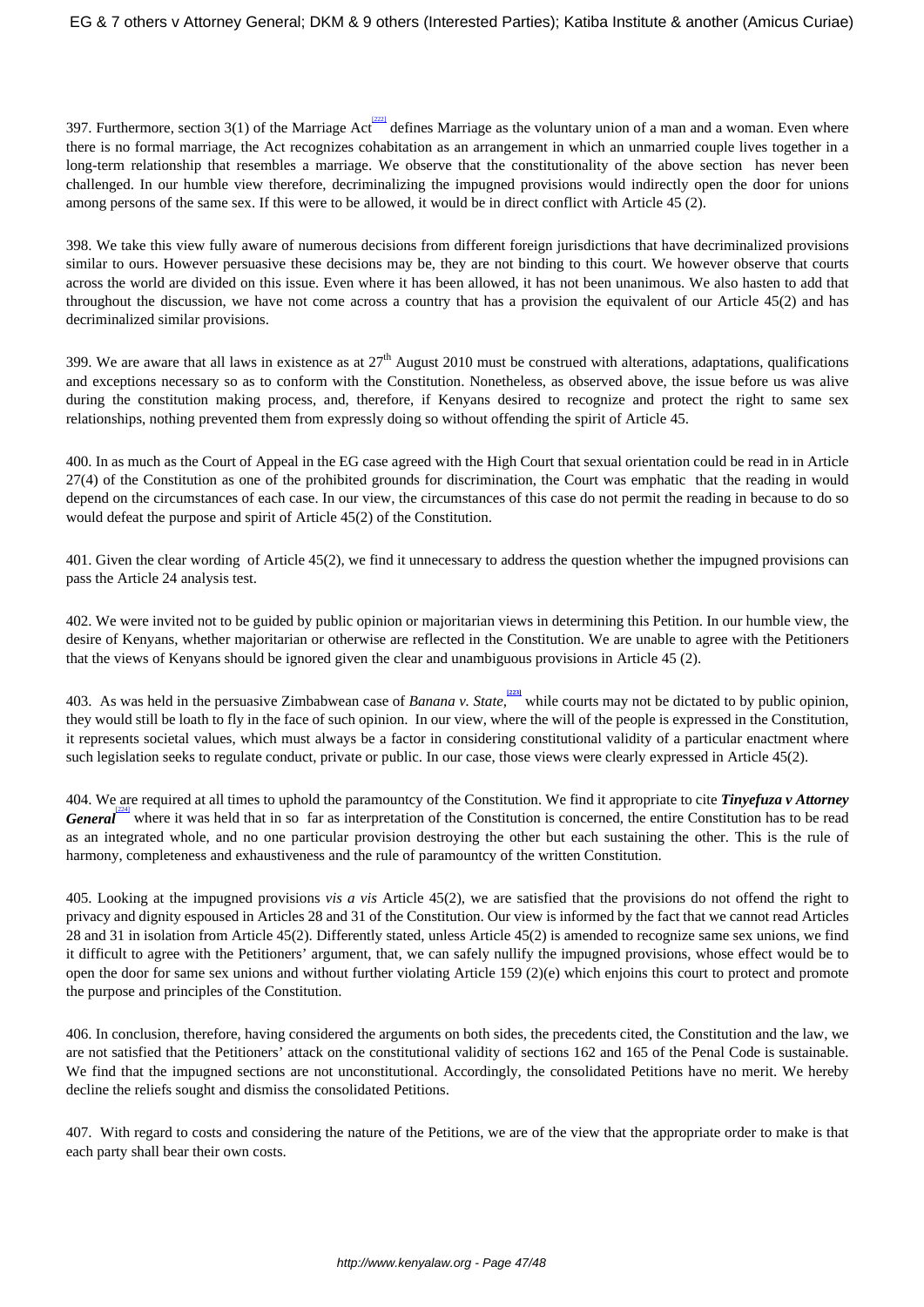397. Furthermore, section 3(1) of the Marriage Act[222] defines Marriage as the voluntary union of a man and a woman. Even where there is no formal marriage, the Act recognizes cohabitation as an arrangement in which an unmarried couple lives together in a long-term relationship that resembles a marriage. We observe that the constitutionality of the above section has never been challenged. In our humble view therefore, decriminalizing the impugned provisions would indirectly open the door for unions among persons of the same sex. If this were to be allowed, it would be in direct conflict with Article 45 (2).

398. We take this view fully aware of numerous decisions from different foreign jurisdictions that have decriminalized provisions similar to ours. However persuasive these decisions may be, they are not binding to this court. We however observe that courts across the world are divided on this issue. Even where it has been allowed, it has not been unanimous. We also hasten to add that throughout the discussion, we have not come across a country that has a provision the equivalent of our Article 45(2) and has decriminalized similar provisions.

399. We are aware that all laws in existence as at 27th August 2010 must be construed with alterations, adaptations, qualifications and exceptions necessary so as to conform with the Constitution. Nonetheless, as observed above, the issue before us was alive during the constitution making process, and, therefore, if Kenyans desired to recognize and protect the right to same sex relationships, nothing prevented them from expressly doing so without offending the spirit of Article 45.

400. In as much as the Court of Appeal in the EG case agreed with the High Court that sexual orientation could be read in in Article 27(4) of the Constitution as one of the prohibited grounds for discrimination, the Court was emphatic that the reading in would depend on the circumstances of each case. In our view, the circumstances of this case do not permit the reading in because to do so would defeat the purpose and spirit of Article 45(2) of the Constitution.

401. Given the clear wording of Article 45(2), we find it unnecessary to address the question whether the impugned provisions can pass the Article 24 analysis test.

402. We were invited not to be guided by public opinion or majoritarian views in determining this Petition. In our humble view, the desire of Kenyans, whether majoritarian or otherwise are reflected in the Constitution. We are unable to agree with the Petitioners that the views of Kenyans should be ignored given the clear and unambiguous provisions in Article 45 (2).

403. As was held in the persuasive Zimbabwean case of *Banana v. State,*[223] while courts may not be dictated to by public opinion, they would still be loath to fly in the face of such opinion. In our view, where the will of the people is expressed in the Constitution, it represents societal values, which must always be a factor in considering constitutional validity of a particular enactment where such legislation seeks to regulate conduct, private or public. In our case, those views were clearly expressed in Article 45(2).

404. We are required at all times to uphold the paramountcy of the Constitution. We find it appropriate to cite ***Tinyefuza v Attorney General***[224] where it was held that in so far as interpretation of the Constitution is concerned, the entire Constitution has to be read as an integrated whole, and no one particular provision destroying the other but each sustaining the other. This is the rule of harmony, completeness and exhaustiveness and the rule of paramountcy of the written Constitution.

405. Looking at the impugned provisions *vis a vis* Article 45(2), we are satisfied that the provisions do not offend the right to privacy and dignity espoused in Articles 28 and 31 of the Constitution. Our view is informed by the fact that we cannot read Articles 28 and 31 in isolation from Article 45(2). Differently stated, unless Article 45(2) is amended to recognize same sex unions, we find it difficult to agree with the Petitioners' argument, that, we can safely nullify the impugned provisions, whose effect would be to open the door for same sex unions and without further violating Article 159 (2)(e) which enjoins this court to protect and promote the purpose and principles of the Constitution.

406. In conclusion, therefore, having considered the arguments on both sides, the precedents cited, the Constitution and the law, we are not satisfied that the Petitioners' attack on the constitutional validity of sections 162 and 165 of the Penal Code is sustainable. We find that the impugned sections are not unconstitutional. Accordingly, the consolidated Petitions have no merit. We hereby decline the reliefs sought and dismiss the consolidated Petitions.

407. With regard to costs and considering the nature of the Petitions, we are of the view that the appropriate order to make is that each party shall bear their own costs.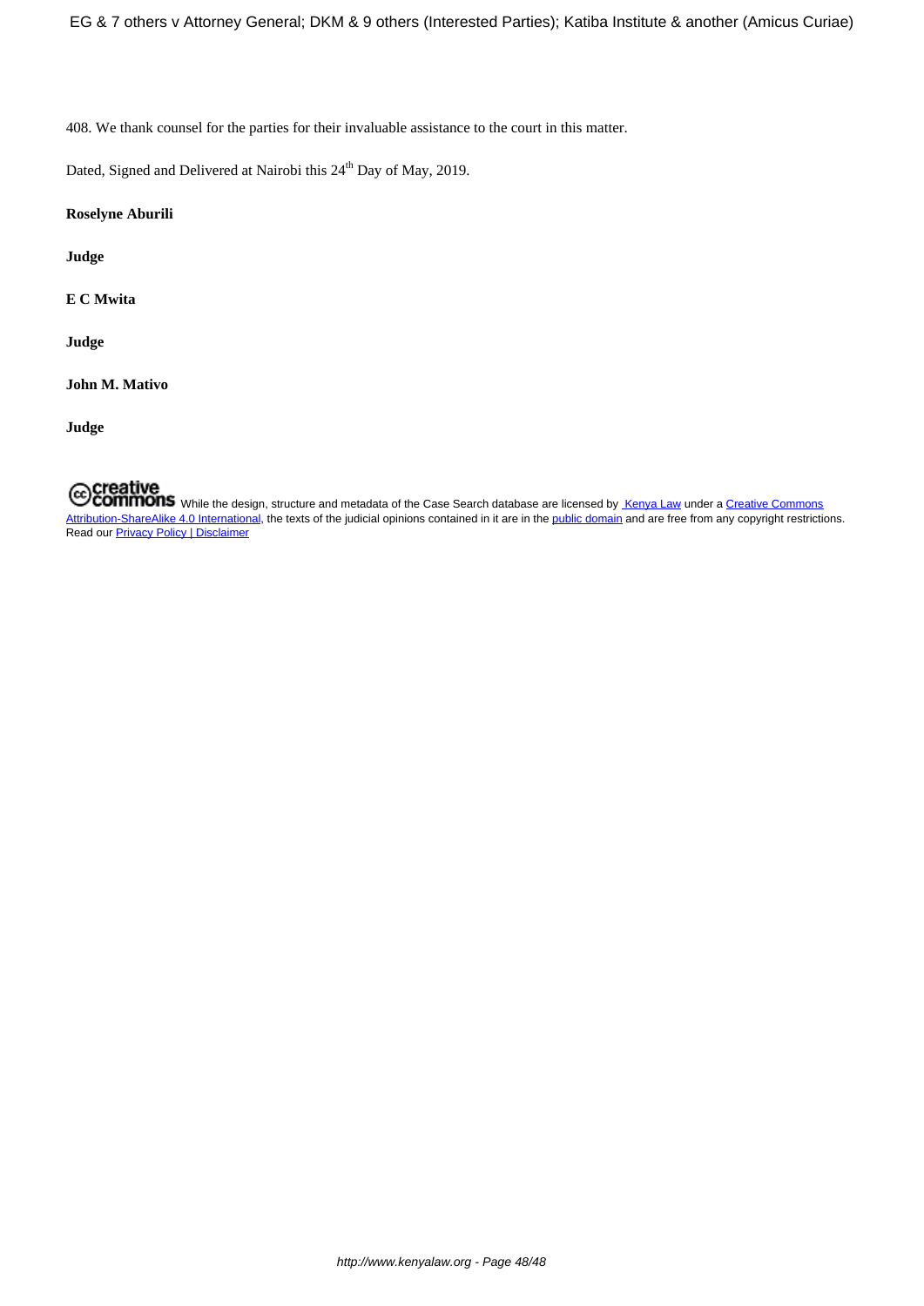408. We thank counsel for the parties for their invaluable assistance to the court in this matter.

Dated, Signed and Delivered at Nairobi this 24th Day of May, 2019.

**Roselyne Aburili**

**Judge**

**E C Mwita**

**Judge**

**John M. Mativo**

**Judge**

While the design, structure and metadata of the Case Search database are licensed by Kenya Law under a Creative Commons Attribution-ShareAlike 4.0 International, the texts of the judicial opinions contained in it are in the public domain and are free from any copyright restrictions. Read our Privacy Policy | Disclaimer